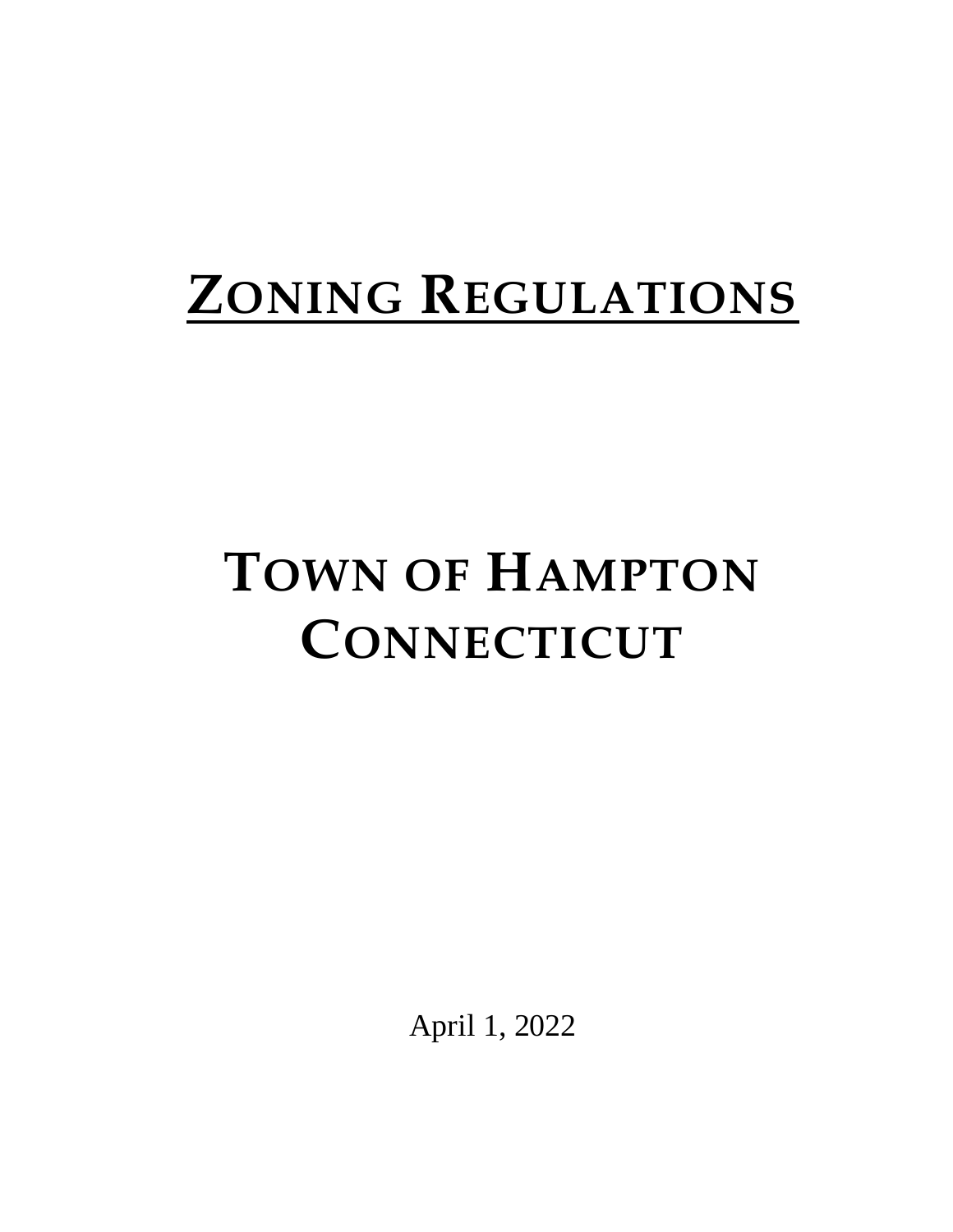# ZONING REGULATIONS

# TOWN OF HAMPTON CONNECTICUT

April 1, 2022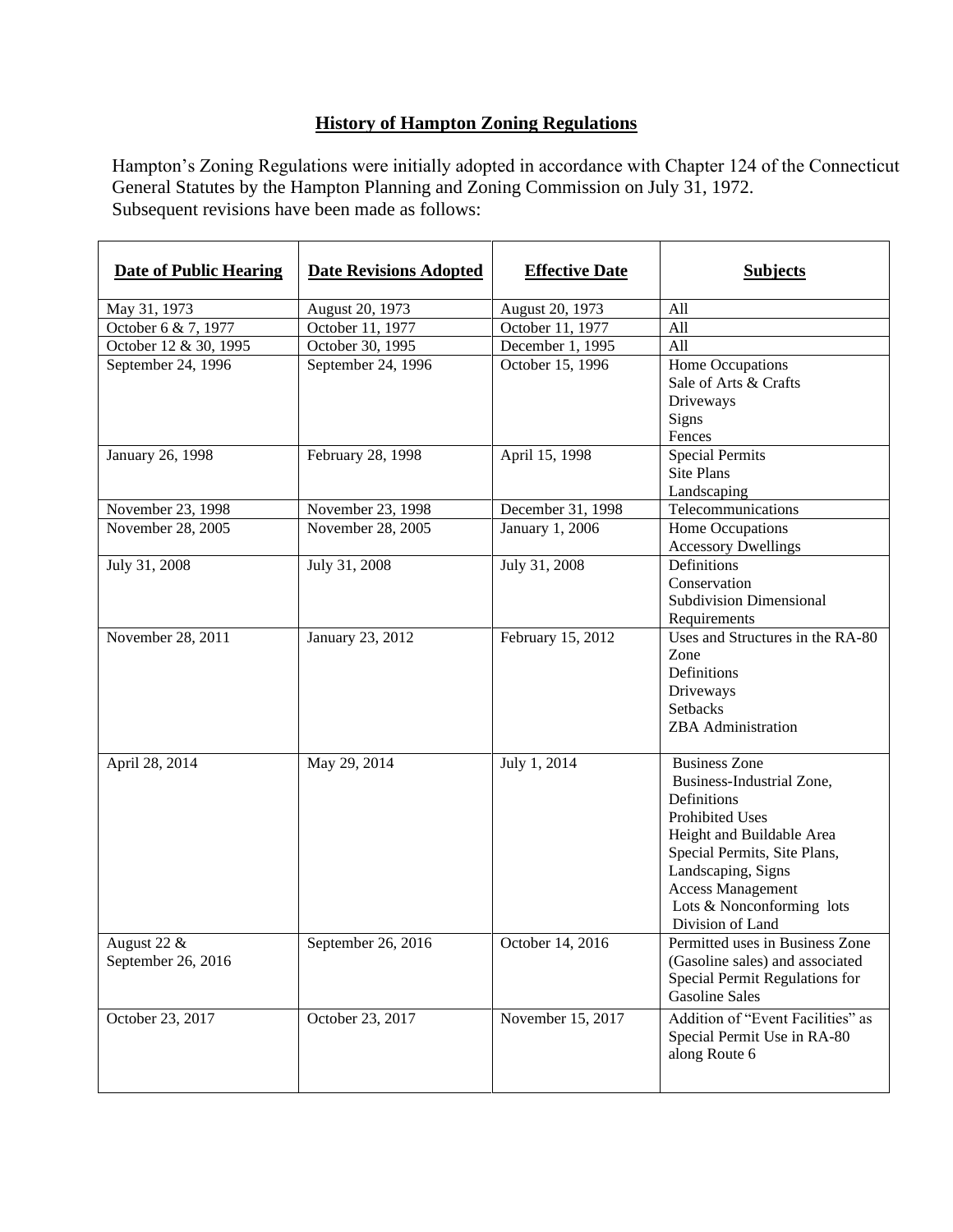# History of Hampton Zoning Regulations

Hampton's Zoning Regulations were initially adopted in accordance with Chapter 124 of the Connecticut General Statutes by the Hampton Planning and Zoning Commission on July 31, 1972. Subsequent revisions have been made as follows:

| Date of Public Hearing | Date Revisions Adopted | Effective Date | Subjects |
|---|---|---|---|
| May 31, 1973 | August 20, 1973 | August 20, 1973 | All |
| October 6 & 7, 1977 | October 11, 1977 | October 11, 1977 | All |
| October 12 & 30, 1995 | October 30, 1995 | December 1, 1995 | All |
| September 24, 1996 | September 24, 1996 | October 15, 1996 | Home Occupations<br>Sale of Arts & Crafts<br>Driveways<br>Signs<br>Fences |
| January 26, 1998 | February 28, 1998 | April 15, 1998 | Special Permits<br>Site Plans<br>Landscaping |
| November 23, 1998 | November 23, 1998 | December 31, 1998 | Telecommunications |
| November 28, 2005 | November 28, 2005 | January 1, 2006 | Home Occupations<br>Accessory Dwellings |
| July 31, 2008 | July 31, 2008 | July 31, 2008 | Definitions<br>Conservation<br>Subdivision Dimensional Requirements |
| November 28, 2011 | January 23, 2012 | February 15, 2012 | Uses and Structures in the RA-80 Zone<br>Definitions<br>Driveways<br>Setbacks<br>ZBA Administration |
| April 28, 2014 | May 29, 2014 | July 1, 2014 | Business Zone<br>Business-Industrial Zone,<br>Definitions<br>Prohibited Uses<br>Height and Buildable Area<br>Special Permits, Site Plans,<br>Landscaping, Signs<br>Access Management<br>Lots & Nonconforming lots<br>Division of Land |
| August 22 & September 26, 2016 | September 26, 2016 | October 14, 2016 | Permitted uses in Business Zone (Gasoline sales) and associated Special Permit Regulations for Gasoline Sales |
| October 23, 2017 | October 23, 2017 | November 15, 2017 | Addition of "Event Facilities" as Special Permit Use in RA-80 along Route 6 |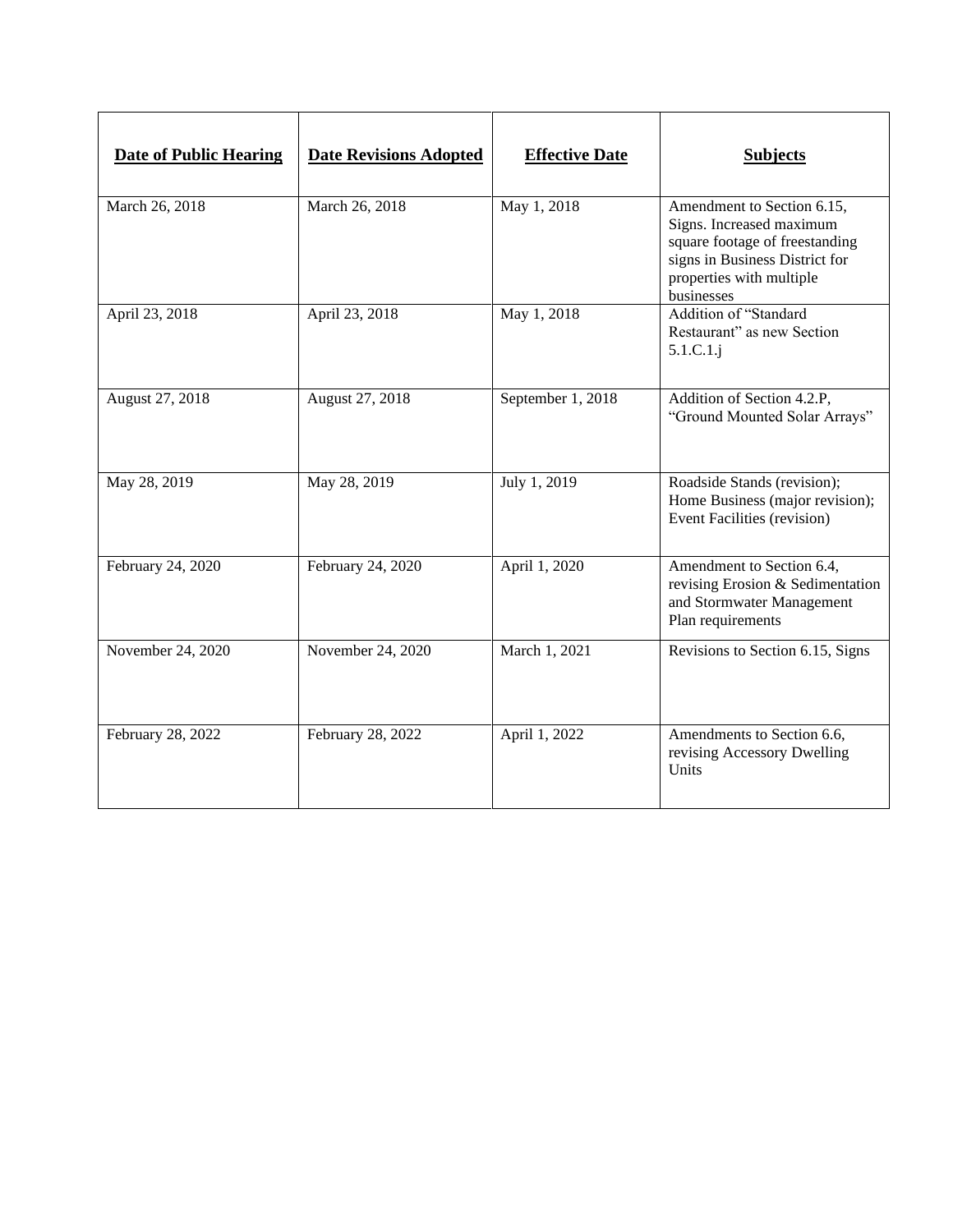| Date of Public Hearing | Date Revisions Adopted | Effective Date | Subjects |
|---|---|---|---|
| March 26, 2018 | March 26, 2018 | May 1, 2018 | Amendment to Section 6.15, Signs. Increased maximum square footage of freestanding signs in Business District for properties with multiple businesses |
| April 23, 2018 | April 23, 2018 | May 1, 2018 | Addition of "Standard Restaurant" as new Section 5.1.C.1.j |
| August 27, 2018 | August 27, 2018 | September 1, 2018 | Addition of Section 4.2.P, "Ground Mounted Solar Arrays" |
| May 28, 2019 | May 28, 2019 | July 1, 2019 | Roadside Stands (revision); Home Business (major revision); Event Facilities (revision) |
| February 24, 2020 | February 24, 2020 | April 1, 2020 | Amendment to Section 6.4, revising Erosion & Sedimentation and Stormwater Management Plan requirements |
| November 24, 2020 | November 24, 2020 | March 1, 2021 | Revisions to Section 6.15, Signs |
| February 28, 2022 | February 28, 2022 | April 1, 2022 | Amendments to Section 6.6, revising Accessory Dwelling Units |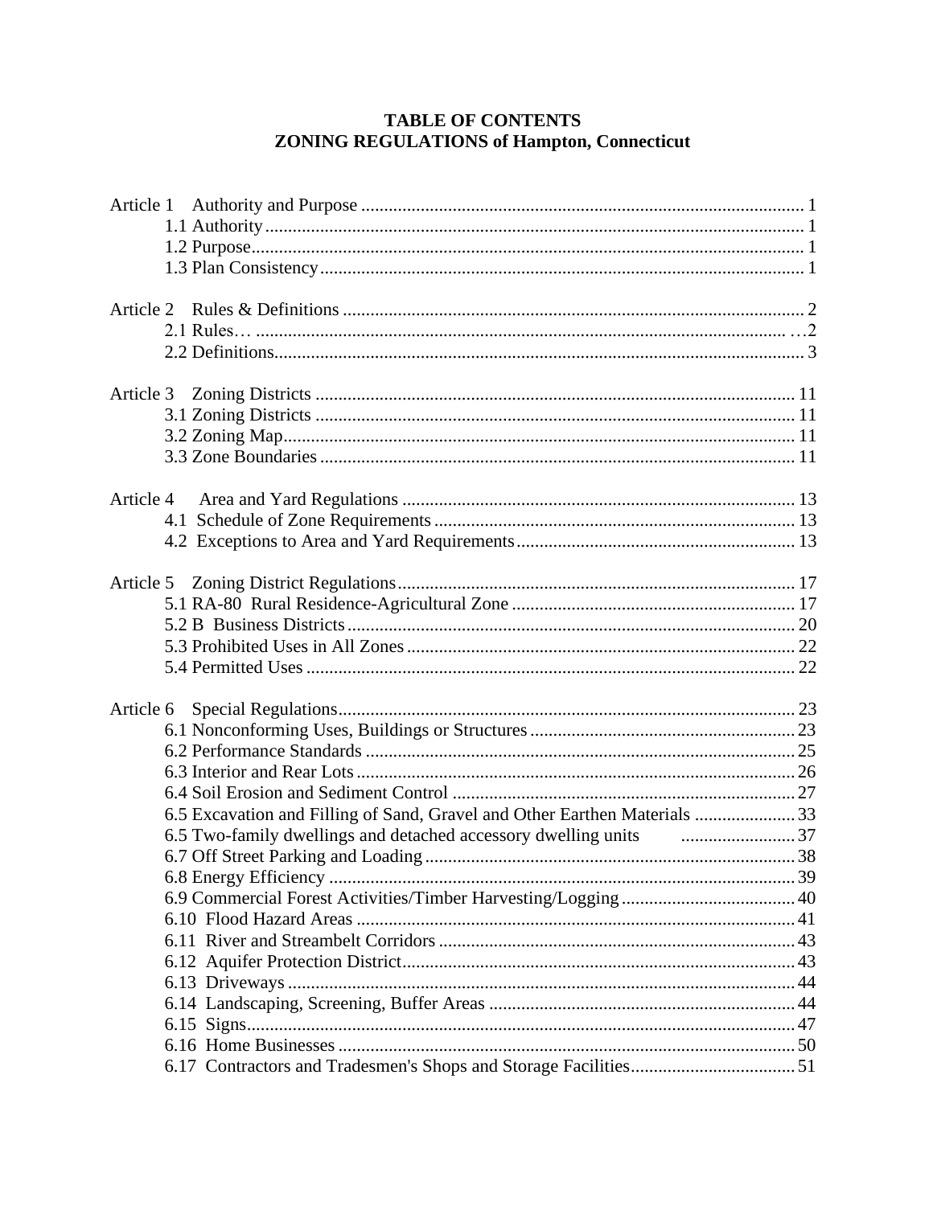# TABLE OF CONTENTS
# ZONING REGULATIONS of Hampton, Connecticut

Article 1 Authority and Purpose ........................................ 1
- 1.1 Authority ........................................ 1
- 1.2 Purpose ........................................ 1
- 1.3 Plan Consistency ........................................ 1

Article 2 Rules & Definitions ........................................ 2
- 2.1 Rules… ........................................ …2
- 2.2 Definitions ........................................ 3

Article 3 Zoning Districts ........................................ 11
- 3.1 Zoning Districts ........................................ 11
- 3.2 Zoning Map ........................................ 11
- 3.3 Zone Boundaries ........................................ 11

Article 4 Area and Yard Regulations ........................................ 13
- 4.1 Schedule of Zone Requirements ........................................ 13
- 4.2 Exceptions to Area and Yard Requirements ........................................ 13

Article 5 Zoning District Regulations ........................................ 17
- 5.1 RA-80 Rural Residence-Agricultural Zone ........................................ 17
- 5.2 B Business Districts ........................................ 20
- 5.3 Prohibited Uses in All Zones ........................................ 22
- 5.4 Permitted Uses ........................................ 22

Article 6 Special Regulations ........................................ 23
- 6.1 Nonconforming Uses, Buildings or Structures ........................................ 23
- 6.2 Performance Standards ........................................ 25
- 6.3 Interior and Rear Lots ........................................ 26
- 6.4 Soil Erosion and Sediment Control ........................................ 27
- 6.5 Excavation and Filling of Sand, Gravel and Other Earthen Materials ........................................ 33
- 6.5 Two-family dwellings and detached accessory dwelling units ........................................ 37
- 6.7 Off Street Parking and Loading ........................................ 38
- 6.8 Energy Efficiency ........................................ 39
- 6.9 Commercial Forest Activities/Timber Harvesting/Logging ........................................ 40
- 6.10 Flood Hazard Areas ........................................ 41
- 6.11 River and Streambelt Corridors ........................................ 43
- 6.12 Aquifer Protection District ........................................ 43
- 6.13 Driveways ........................................ 44
- 6.14 Landscaping, Screening, Buffer Areas ........................................ 44
- 6.15 Signs ........................................ 47
- 6.16 Home Businesses ........................................ 50
- 6.17 Contractors and Tradesmen's Shops and Storage Facilities ........................................ 51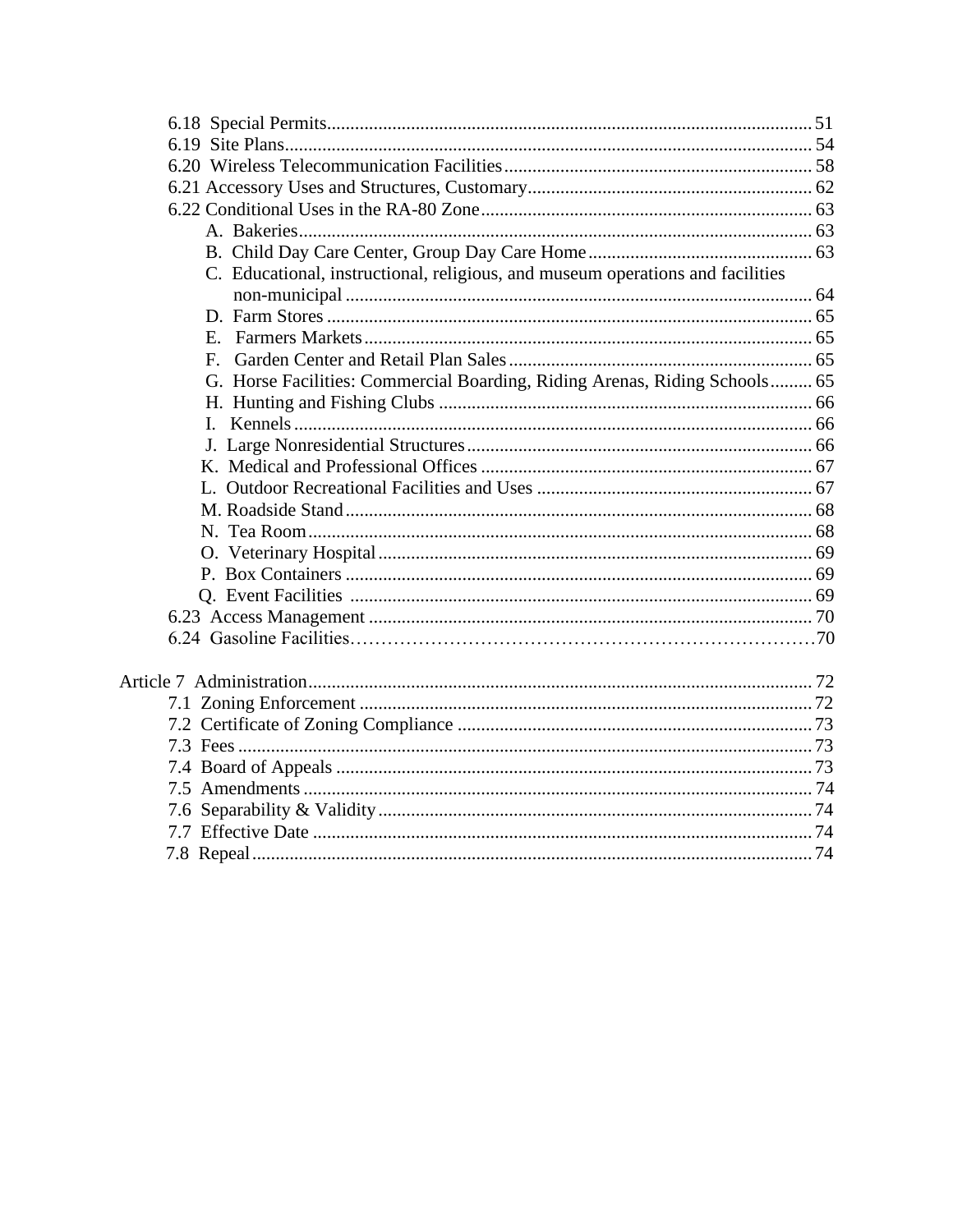6.18 Special Permits....................................................................................................51
6.19 Site Plans..............................................................................................................54
6.20 Wireless Telecommunication Facilities..............................................................58
6.21 Accessory Uses and Structures, Customary........................................................62
6.22 Conditional Uses in the RA-80 Zone..................................................................63
- A. Bakeries.........................................................................................................63
- B. Child Day Care Center, Group Day Care Home...........................................63
- C. Educational, instructional, religious, and museum operations and facilities non-municipal..................................................................................................64
- D. Farm Stores...................................................................................................65
- E. Farmers Markets............................................................................................65
- F. Garden Center and Retail Plan Sales.............................................................65
- G. Horse Facilities: Commercial Boarding, Riding Arenas, Riding Schools.........65
- H. Hunting and Fishing Clubs............................................................................66
- I. Kennels...........................................................................................................66
- J. Large Nonresidential Structures......................................................................66
- K. Medical and Professional Offices..................................................................67
- L. Outdoor Recreational Facilities and Uses......................................................67
- M. Roadside Stand...............................................................................................68
- N. Tea Room.......................................................................................................68
- O. Veterinary Hospital........................................................................................69
- P. Box Containers...............................................................................................69
- Q. Event Facilities..............................................................................................69

6.23 Access Management............................................................................................70
6.24 Gasoline Facilities................................................................................................70

Article 7 Administration..............................................................................................72
7.1 Zoning Enforcement..............................................................................................72
7.2 Certificate of Zoning Compliance.........................................................................73
7.3 Fees........................................................................................................................73
7.4 Board of Appeals....................................................................................................73
7.5 Amendments...........................................................................................................74
7.6 Separability & Validity..........................................................................................74
7.7 Effective Date........................................................................................................74
7.8 Repeal.....................................................................................................................74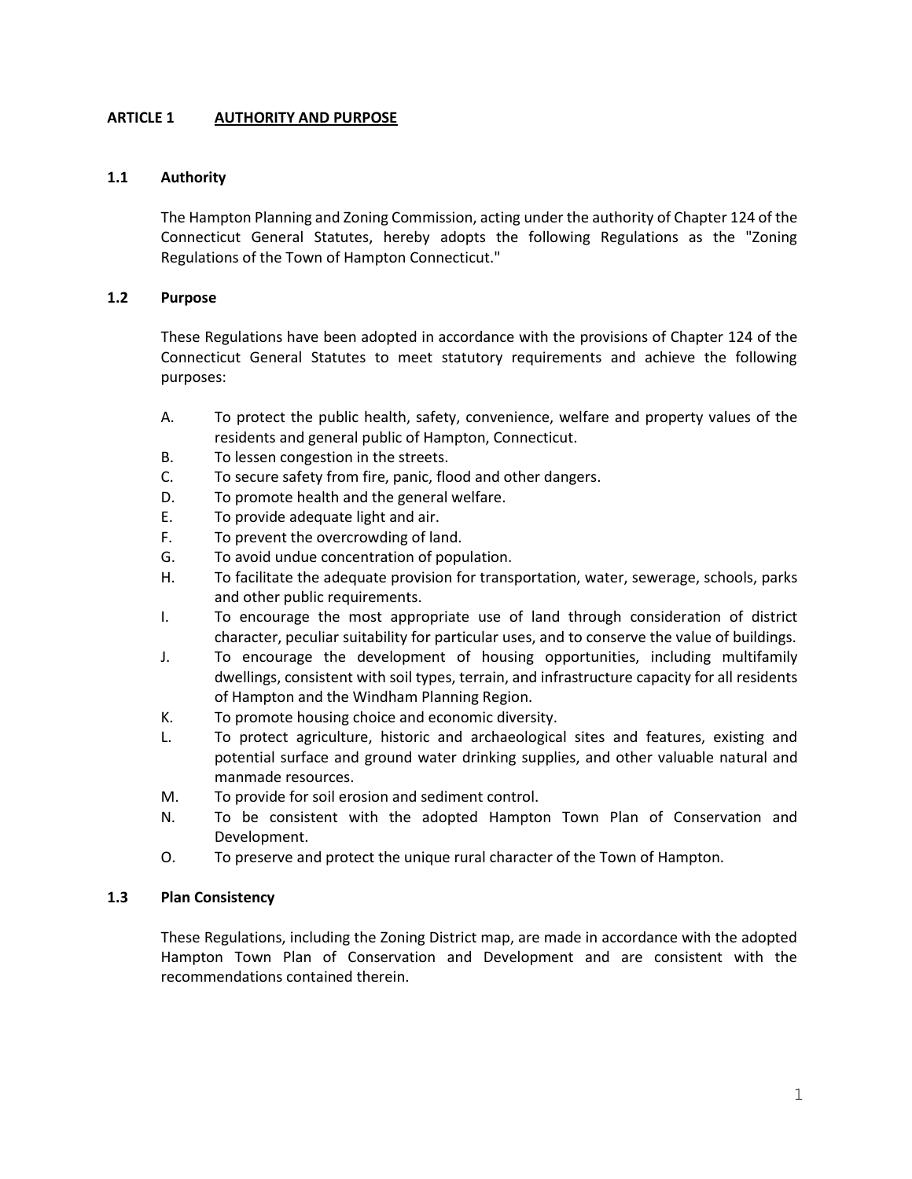# ARTICLE 1 AUTHORITY AND PURPOSE

## 1.1 Authority

The Hampton Planning and Zoning Commission, acting under the authority of Chapter 124 of the Connecticut General Statutes, hereby adopts the following Regulations as the "Zoning Regulations of the Town of Hampton Connecticut."

## 1.2 Purpose

These Regulations have been adopted in accordance with the provisions of Chapter 124 of the Connecticut General Statutes to meet statutory requirements and achieve the following purposes:

A. To protect the public health, safety, convenience, welfare and property values of the residents and general public of Hampton, Connecticut.
B. To lessen congestion in the streets.
C. To secure safety from fire, panic, flood and other dangers.
D. To promote health and the general welfare.
E. To provide adequate light and air.
F. To prevent the overcrowding of land.
G. To avoid undue concentration of population.
H. To facilitate the adequate provision for transportation, water, sewerage, schools, parks and other public requirements.
I. To encourage the most appropriate use of land through consideration of district character, peculiar suitability for particular uses, and to conserve the value of buildings.
J. To encourage the development of housing opportunities, including multifamily dwellings, consistent with soil types, terrain, and infrastructure capacity for all residents of Hampton and the Windham Planning Region.
K. To promote housing choice and economic diversity.
L. To protect agriculture, historic and archaeological sites and features, existing and potential surface and ground water drinking supplies, and other valuable natural and manmade resources.
M. To provide for soil erosion and sediment control.
N. To be consistent with the adopted Hampton Town Plan of Conservation and Development.
O. To preserve and protect the unique rural character of the Town of Hampton.

## 1.3 Plan Consistency

These Regulations, including the Zoning District map, are made in accordance with the adopted Hampton Town Plan of Conservation and Development and are consistent with the recommendations contained therein.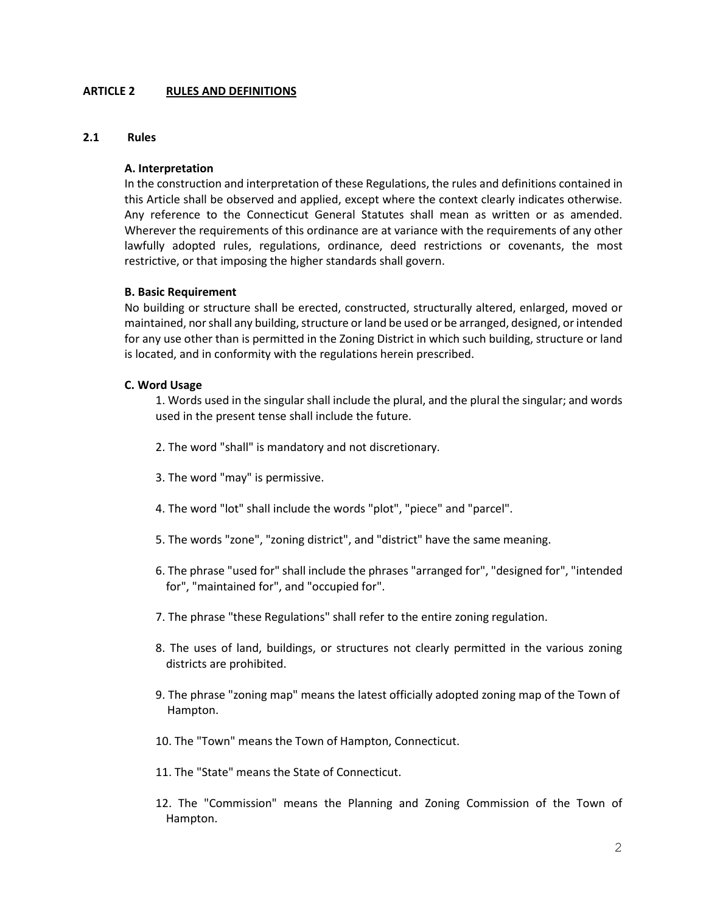# ARTICLE 2 RULES AND DEFINITIONS

## 2.1 Rules

### A. Interpretation

In the construction and interpretation of these Regulations, the rules and definitions contained in this Article shall be observed and applied, except where the context clearly indicates otherwise. Any reference to the Connecticut General Statutes shall mean as written or as amended. Wherever the requirements of this ordinance are at variance with the requirements of any other lawfully adopted rules, regulations, ordinance, deed restrictions or covenants, the most restrictive, or that imposing the higher standards shall govern.

### B. Basic Requirement

No building or structure shall be erected, constructed, structurally altered, enlarged, moved or maintained, nor shall any building, structure or land be used or be arranged, designed, or intended for any use other than is permitted in the Zoning District in which such building, structure or land is located, and in conformity with the regulations herein prescribed.

### C. Word Usage

1. Words used in the singular shall include the plural, and the plural the singular; and words used in the present tense shall include the future.

2. The word "shall" is mandatory and not discretionary.

3. The word "may" is permissive.

4. The word "lot" shall include the words "plot", "piece" and "parcel".

5. The words "zone", "zoning district", and "district" have the same meaning.

6. The phrase "used for" shall include the phrases "arranged for", "designed for", "intended for", "maintained for", and "occupied for".

7. The phrase "these Regulations" shall refer to the entire zoning regulation.

8. The uses of land, buildings, or structures not clearly permitted in the various zoning districts are prohibited.

9. The phrase "zoning map" means the latest officially adopted zoning map of the Town of Hampton.

10. The "Town" means the Town of Hampton, Connecticut.

11. The "State" means the State of Connecticut.

12. The "Commission" means the Planning and Zoning Commission of the Town of Hampton.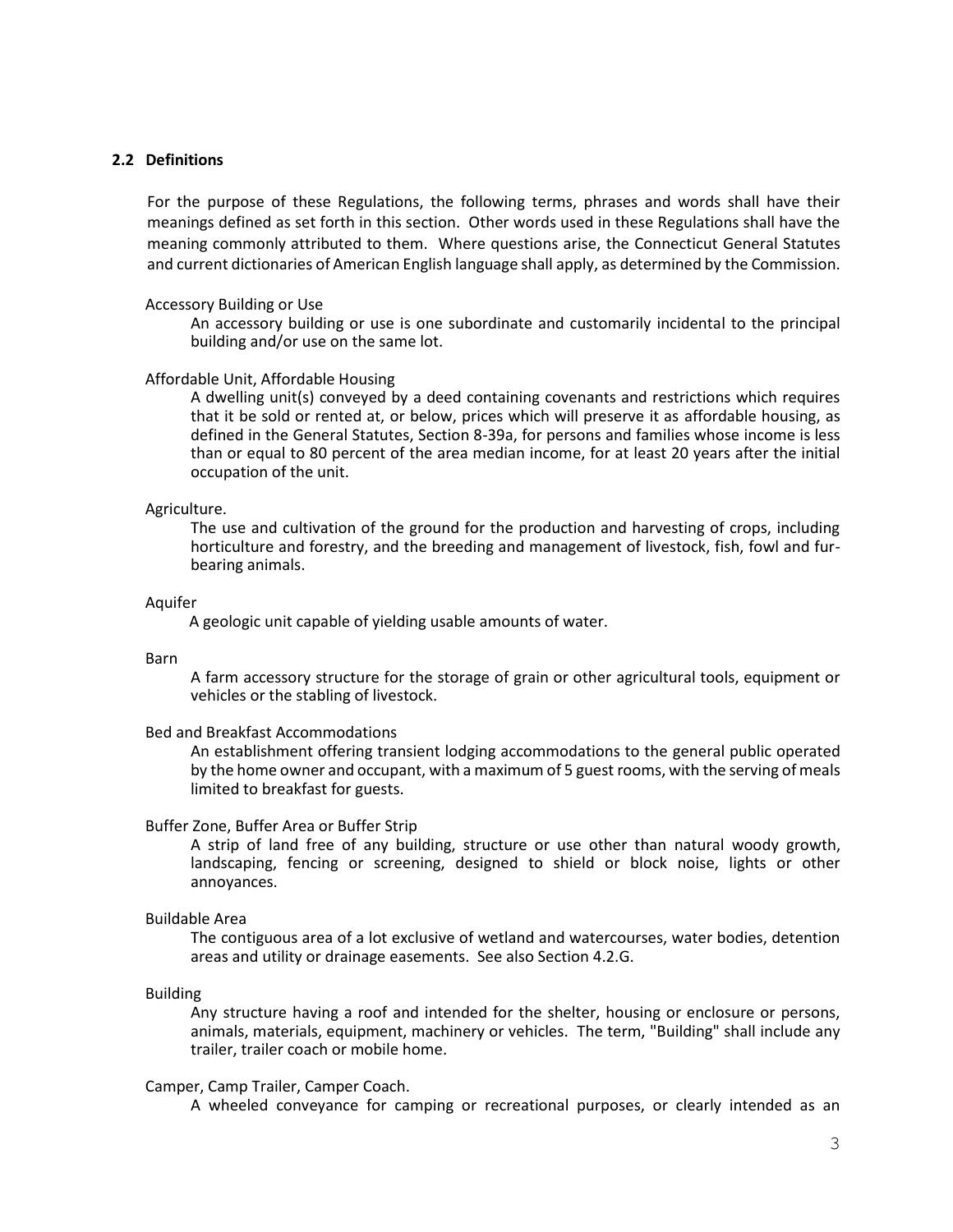## 2.2 Definitions

For the purpose of these Regulations, the following terms, phrases and words shall have their meanings defined as set forth in this section. Other words used in these Regulations shall have the meaning commonly attributed to them. Where questions arise, the Connecticut General Statutes and current dictionaries of American English language shall apply, as determined by the Commission.

Accessory Building or Use

An accessory building or use is one subordinate and customarily incidental to the principal building and/or use on the same lot.

Affordable Unit, Affordable Housing

A dwelling unit(s) conveyed by a deed containing covenants and restrictions which requires that it be sold or rented at, or below, prices which will preserve it as affordable housing, as defined in the General Statutes, Section 8-39a, for persons and families whose income is less than or equal to 80 percent of the area median income, for at least 20 years after the initial occupation of the unit.

Agriculture.

The use and cultivation of the ground for the production and harvesting of crops, including horticulture and forestry, and the breeding and management of livestock, fish, fowl and fur-bearing animals.

Aquifer

A geologic unit capable of yielding usable amounts of water.

Barn

A farm accessory structure for the storage of grain or other agricultural tools, equipment or vehicles or the stabling of livestock.

Bed and Breakfast Accommodations

An establishment offering transient lodging accommodations to the general public operated by the home owner and occupant, with a maximum of 5 guest rooms, with the serving of meals limited to breakfast for guests.

Buffer Zone, Buffer Area or Buffer Strip

A strip of land free of any building, structure or use other than natural woody growth, landscaping, fencing or screening, designed to shield or block noise, lights or other annoyances.

Buildable Area

The contiguous area of a lot exclusive of wetland and watercourses, water bodies, detention areas and utility or drainage easements. See also Section 4.2.G.

Building

Any structure having a roof and intended for the shelter, housing or enclosure or persons, animals, materials, equipment, machinery or vehicles. The term, "Building" shall include any trailer, trailer coach or mobile home.

Camper, Camp Trailer, Camper Coach.

A wheeled conveyance for camping or recreational purposes, or clearly intended as an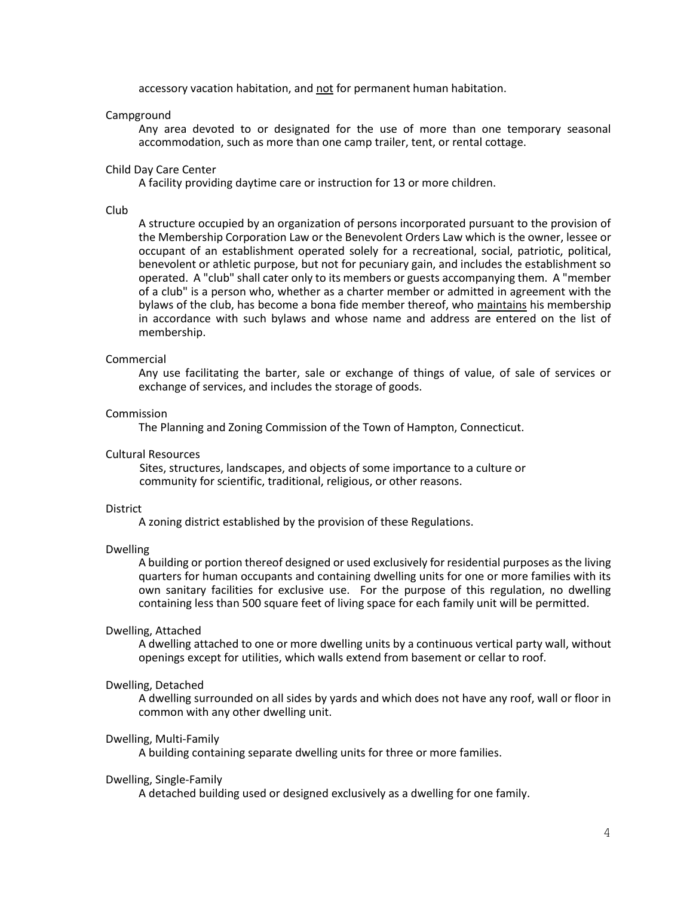accessory vacation habitation, and <u>not</u> for permanent human habitation.

Campground

Any area devoted to or designated for the use of more than one temporary seasonal accommodation, such as more than one camp trailer, tent, or rental cottage.

Child Day Care Center

A facility providing daytime care or instruction for 13 or more children.

Club

A structure occupied by an organization of persons incorporated pursuant to the provision of the Membership Corporation Law or the Benevolent Orders Law which is the owner, lessee or occupant of an establishment operated solely for a recreational, social, patriotic, political, benevolent or athletic purpose, but not for pecuniary gain, and includes the establishment so operated. A "club" shall cater only to its members or guests accompanying them. A "member of a club" is a person who, whether as a charter member or admitted in agreement with the bylaws of the club, has become a bona fide member thereof, who <u>maintains</u> his membership in accordance with such bylaws and whose name and address are entered on the list of membership.

Commercial

Any use facilitating the barter, sale or exchange of things of value, of sale of services or exchange of services, and includes the storage of goods.

Commission

The Planning and Zoning Commission of the Town of Hampton, Connecticut.

Cultural Resources

Sites, structures, landscapes, and objects of some importance to a culture or community for scientific, traditional, religious, or other reasons.

District

A zoning district established by the provision of these Regulations.

Dwelling

A building or portion thereof designed or used exclusively for residential purposes as the living quarters for human occupants and containing dwelling units for one or more families with its own sanitary facilities for exclusive use. For the purpose of this regulation, no dwelling containing less than 500 square feet of living space for each family unit will be permitted.

Dwelling, Attached

A dwelling attached to one or more dwelling units by a continuous vertical party wall, without openings except for utilities, which walls extend from basement or cellar to roof.

Dwelling, Detached

A dwelling surrounded on all sides by yards and which does not have any roof, wall or floor in common with any other dwelling unit.

Dwelling, Multi-Family

A building containing separate dwelling units for three or more families.

Dwelling, Single-Family

A detached building used or designed exclusively as a dwelling for one family.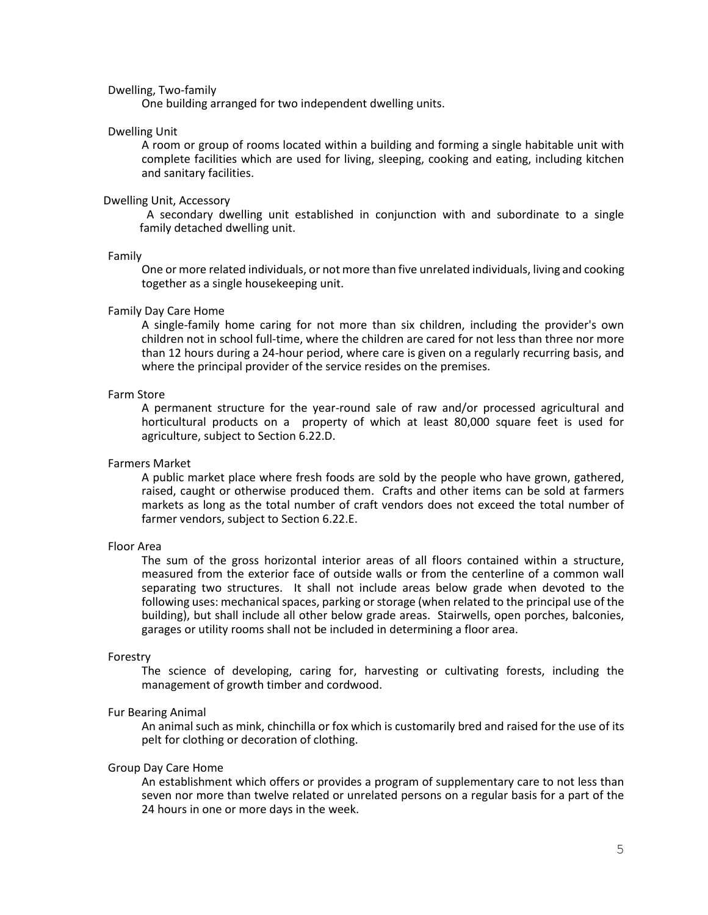Dwelling, Two-family

One building arranged for two independent dwelling units.

Dwelling Unit

A room or group of rooms located within a building and forming a single habitable unit with complete facilities which are used for living, sleeping, cooking and eating, including kitchen and sanitary facilities.

Dwelling Unit, Accessory

A secondary dwelling unit established in conjunction with and subordinate to a single family detached dwelling unit.

Family

One or more related individuals, or not more than five unrelated individuals, living and cooking together as a single housekeeping unit.

Family Day Care Home

A single-family home caring for not more than six children, including the provider's own children not in school full-time, where the children are cared for not less than three nor more than 12 hours during a 24-hour period, where care is given on a regularly recurring basis, and where the principal provider of the service resides on the premises.

Farm Store

A permanent structure for the year-round sale of raw and/or processed agricultural and horticultural products on a property of which at least 80,000 square feet is used for agriculture, subject to Section 6.22.D.

Farmers Market

A public market place where fresh foods are sold by the people who have grown, gathered, raised, caught or otherwise produced them. Crafts and other items can be sold at farmers markets as long as the total number of craft vendors does not exceed the total number of farmer vendors, subject to Section 6.22.E.

Floor Area

The sum of the gross horizontal interior areas of all floors contained within a structure, measured from the exterior face of outside walls or from the centerline of a common wall separating two structures. It shall not include areas below grade when devoted to the following uses: mechanical spaces, parking or storage (when related to the principal use of the building), but shall include all other below grade areas. Stairwells, open porches, balconies, garages or utility rooms shall not be included in determining a floor area.

Forestry

The science of developing, caring for, harvesting or cultivating forests, including the management of growth timber and cordwood.

Fur Bearing Animal

An animal such as mink, chinchilla or fox which is customarily bred and raised for the use of its pelt for clothing or decoration of clothing.

Group Day Care Home

An establishment which offers or provides a program of supplementary care to not less than seven nor more than twelve related or unrelated persons on a regular basis for a part of the 24 hours in one or more days in the week.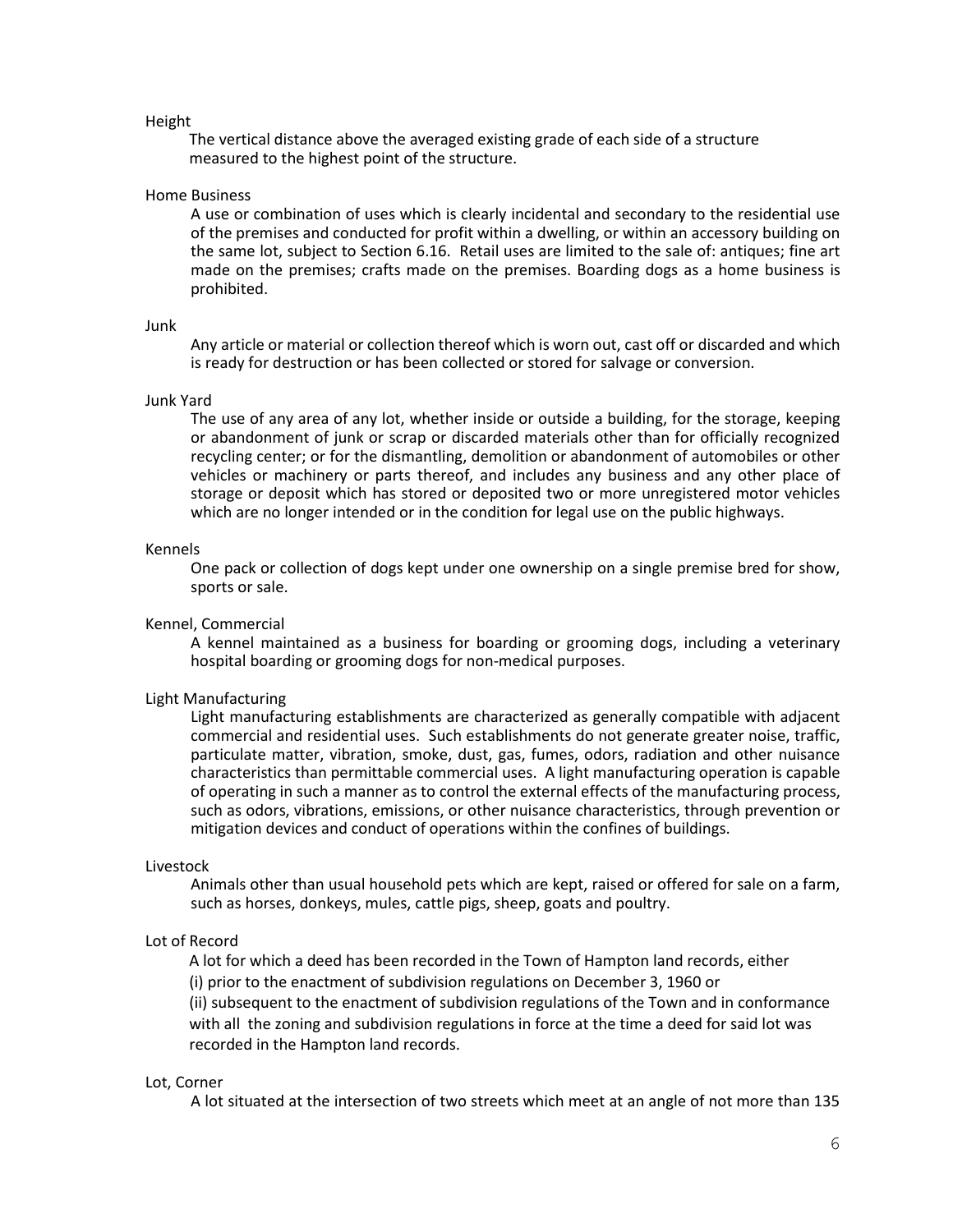Height

The vertical distance above the averaged existing grade of each side of a structure measured to the highest point of the structure.

Home Business

A use or combination of uses which is clearly incidental and secondary to the residential use of the premises and conducted for profit within a dwelling, or within an accessory building on the same lot, subject to Section 6.16. Retail uses are limited to the sale of: antiques; fine art made on the premises; crafts made on the premises. Boarding dogs as a home business is prohibited.

Junk

Any article or material or collection thereof which is worn out, cast off or discarded and which is ready for destruction or has been collected or stored for salvage or conversion.

Junk Yard

The use of any area of any lot, whether inside or outside a building, for the storage, keeping or abandonment of junk or scrap or discarded materials other than for officially recognized recycling center; or for the dismantling, demolition or abandonment of automobiles or other vehicles or machinery or parts thereof, and includes any business and any other place of storage or deposit which has stored or deposited two or more unregistered motor vehicles which are no longer intended or in the condition for legal use on the public highways.

Kennels

One pack or collection of dogs kept under one ownership on a single premise bred for show, sports or sale.

Kennel, Commercial

A kennel maintained as a business for boarding or grooming dogs, including a veterinary hospital boarding or grooming dogs for non-medical purposes.

Light Manufacturing

Light manufacturing establishments are characterized as generally compatible with adjacent commercial and residential uses. Such establishments do not generate greater noise, traffic, particulate matter, vibration, smoke, dust, gas, fumes, odors, radiation and other nuisance characteristics than permittable commercial uses. A light manufacturing operation is capable of operating in such a manner as to control the external effects of the manufacturing process, such as odors, vibrations, emissions, or other nuisance characteristics, through prevention or mitigation devices and conduct of operations within the confines of buildings.

Livestock

Animals other than usual household pets which are kept, raised or offered for sale on a farm, such as horses, donkeys, mules, cattle pigs, sheep, goats and poultry.

Lot of Record

A lot for which a deed has been recorded in the Town of Hampton land records, either
(i) prior to the enactment of subdivision regulations on December 3, 1960 or
(ii) subsequent to the enactment of subdivision regulations of the Town and in conformance with all the zoning and subdivision regulations in force at the time a deed for said lot was recorded in the Hampton land records.

Lot, Corner

A lot situated at the intersection of two streets which meet at an angle of not more than 135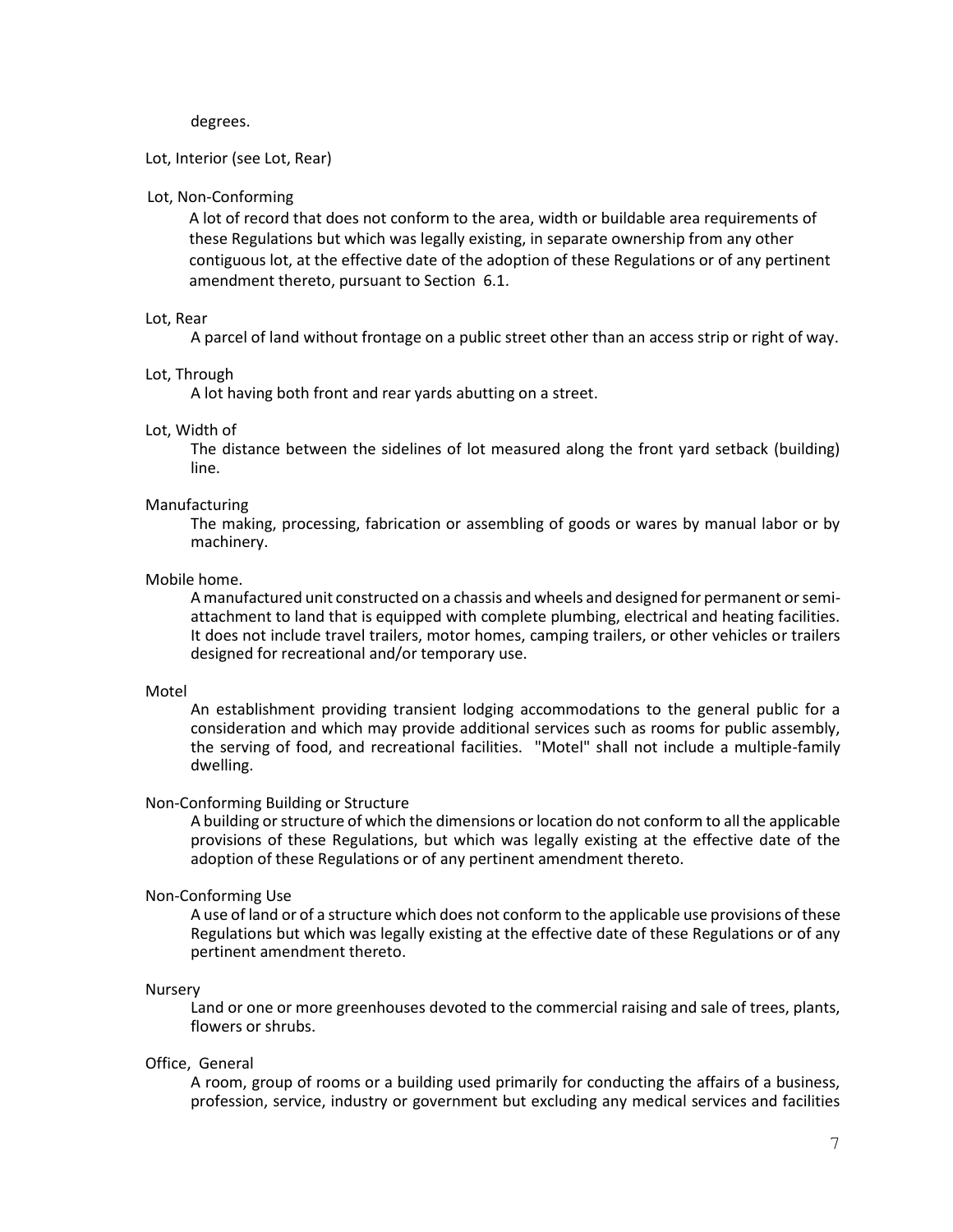degrees.

Lot, Interior (see Lot, Rear)

Lot, Non-Conforming

A lot of record that does not conform to the area, width or buildable area requirements of these Regulations but which was legally existing, in separate ownership from any other contiguous lot, at the effective date of the adoption of these Regulations or of any pertinent amendment thereto, pursuant to Section 6.1.

Lot, Rear

A parcel of land without frontage on a public street other than an access strip or right of way.

Lot, Through

A lot having both front and rear yards abutting on a street.

Lot, Width of

The distance between the sidelines of lot measured along the front yard setback (building) line.

Manufacturing

The making, processing, fabrication or assembling of goods or wares by manual labor or by machinery.

Mobile home.

A manufactured unit constructed on a chassis and wheels and designed for permanent or semi-attachment to land that is equipped with complete plumbing, electrical and heating facilities. It does not include travel trailers, motor homes, camping trailers, or other vehicles or trailers designed for recreational and/or temporary use.

Motel

An establishment providing transient lodging accommodations to the general public for a consideration and which may provide additional services such as rooms for public assembly, the serving of food, and recreational facilities. "Motel" shall not include a multiple-family dwelling.

Non-Conforming Building or Structure

A building or structure of which the dimensions or location do not conform to all the applicable provisions of these Regulations, but which was legally existing at the effective date of the adoption of these Regulations or of any pertinent amendment thereto.

Non-Conforming Use

A use of land or of a structure which does not conform to the applicable use provisions of these Regulations but which was legally existing at the effective date of these Regulations or of any pertinent amendment thereto.

Nursery

Land or one or more greenhouses devoted to the commercial raising and sale of trees, plants, flowers or shrubs.

Office, General

A room, group of rooms or a building used primarily for conducting the affairs of a business, profession, service, industry or government but excluding any medical services and facilities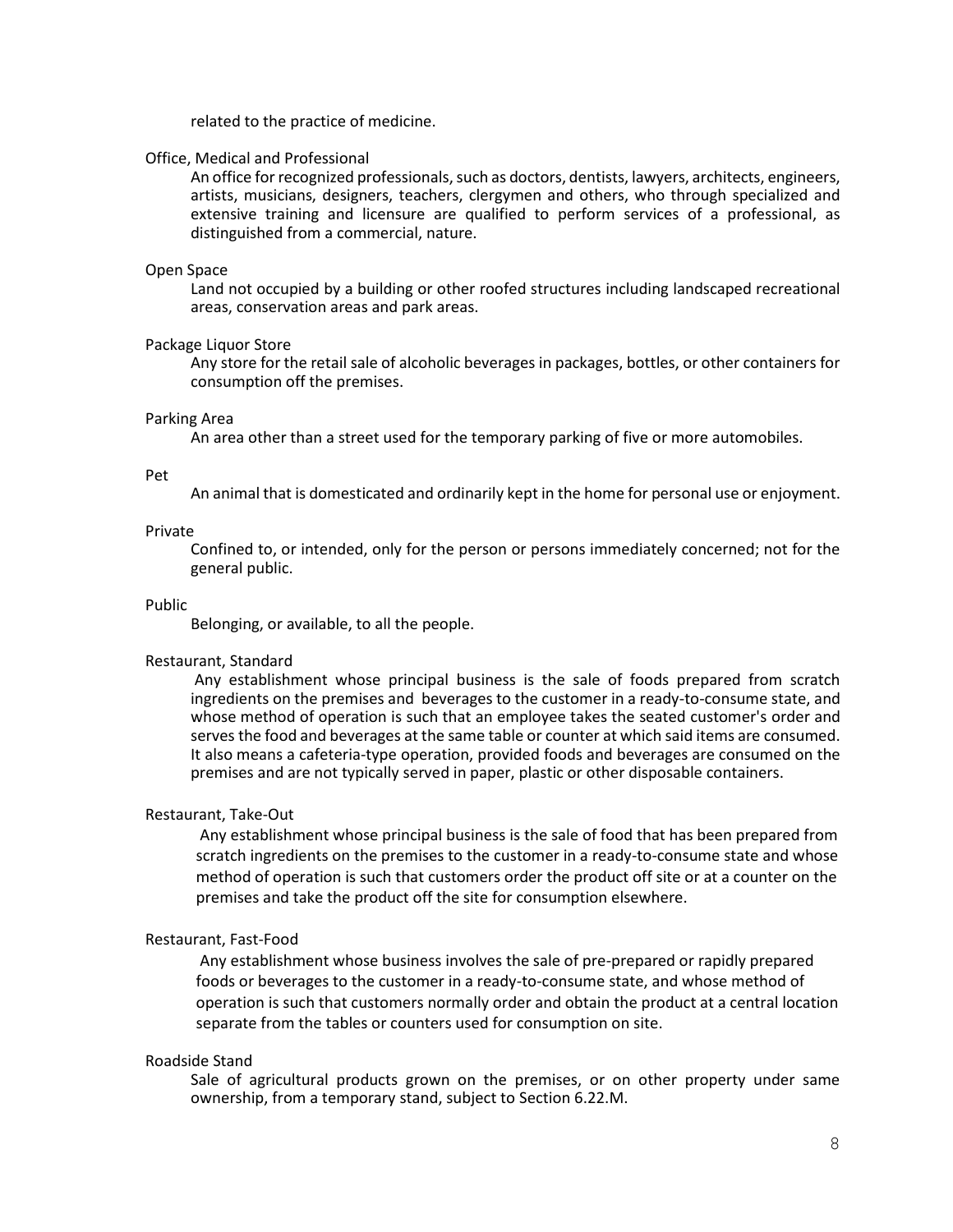related to the practice of medicine.

Office, Medical and Professional

An office for recognized professionals, such as doctors, dentists, lawyers, architects, engineers, artists, musicians, designers, teachers, clergymen and others, who through specialized and extensive training and licensure are qualified to perform services of a professional, as distinguished from a commercial, nature.

Open Space

Land not occupied by a building or other roofed structures including landscaped recreational areas, conservation areas and park areas.

Package Liquor Store

Any store for the retail sale of alcoholic beverages in packages, bottles, or other containers for consumption off the premises.

Parking Area

An area other than a street used for the temporary parking of five or more automobiles.

Pet

An animal that is domesticated and ordinarily kept in the home for personal use or enjoyment.

Private

Confined to, or intended, only for the person or persons immediately concerned; not for the general public.

Public

Belonging, or available, to all the people.

Restaurant, Standard

Any establishment whose principal business is the sale of foods prepared from scratch ingredients on the premises and beverages to the customer in a ready-to-consume state, and whose method of operation is such that an employee takes the seated customer's order and serves the food and beverages at the same table or counter at which said items are consumed. It also means a cafeteria-type operation, provided foods and beverages are consumed on the premises and are not typically served in paper, plastic or other disposable containers.

Restaurant, Take-Out

Any establishment whose principal business is the sale of food that has been prepared from scratch ingredients on the premises to the customer in a ready-to-consume state and whose method of operation is such that customers order the product off site or at a counter on the premises and take the product off the site for consumption elsewhere.

Restaurant, Fast-Food

Any establishment whose business involves the sale of pre-prepared or rapidly prepared foods or beverages to the customer in a ready-to-consume state, and whose method of operation is such that customers normally order and obtain the product at a central location separate from the tables or counters used for consumption on site.

Roadside Stand

Sale of agricultural products grown on the premises, or on other property under same ownership, from a temporary stand, subject to Section 6.22.M.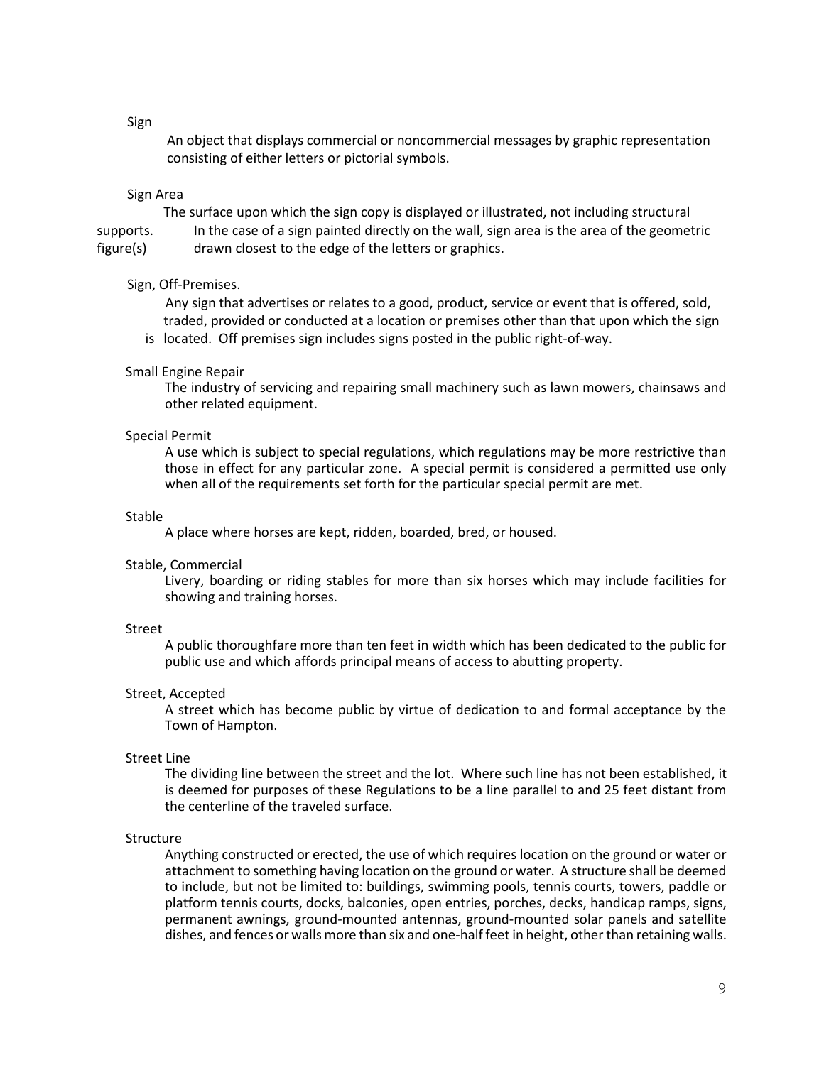Sign

An object that displays commercial or noncommercial messages by graphic representation consisting of either letters or pictorial symbols.

Sign Area

The surface upon which the sign copy is displayed or illustrated, not including structural supports. In the case of a sign painted directly on the wall, sign area is the area of the geometric figure(s) drawn closest to the edge of the letters or graphics.

Sign, Off-Premises.

Any sign that advertises or relates to a good, product, service or event that is offered, sold, traded, provided or conducted at a location or premises other than that upon which the sign is located. Off premises sign includes signs posted in the public right-of-way.

Small Engine Repair

The industry of servicing and repairing small machinery such as lawn mowers, chainsaws and other related equipment.

Special Permit

A use which is subject to special regulations, which regulations may be more restrictive than those in effect for any particular zone. A special permit is considered a permitted use only when all of the requirements set forth for the particular special permit are met.

Stable

A place where horses are kept, ridden, boarded, bred, or housed.

Stable, Commercial

Livery, boarding or riding stables for more than six horses which may include facilities for showing and training horses.

Street

A public thoroughfare more than ten feet in width which has been dedicated to the public for public use and which affords principal means of access to abutting property.

Street, Accepted

A street which has become public by virtue of dedication to and formal acceptance by the Town of Hampton.

Street Line

The dividing line between the street and the lot. Where such line has not been established, it is deemed for purposes of these Regulations to be a line parallel to and 25 feet distant from the centerline of the traveled surface.

Structure

Anything constructed or erected, the use of which requires location on the ground or water or attachment to something having location on the ground or water. A structure shall be deemed to include, but not be limited to: buildings, swimming pools, tennis courts, towers, paddle or platform tennis courts, docks, balconies, open entries, porches, decks, handicap ramps, signs, permanent awnings, ground-mounted antennas, ground-mounted solar panels and satellite dishes, and fences or walls more than six and one-half feet in height, other than retaining walls.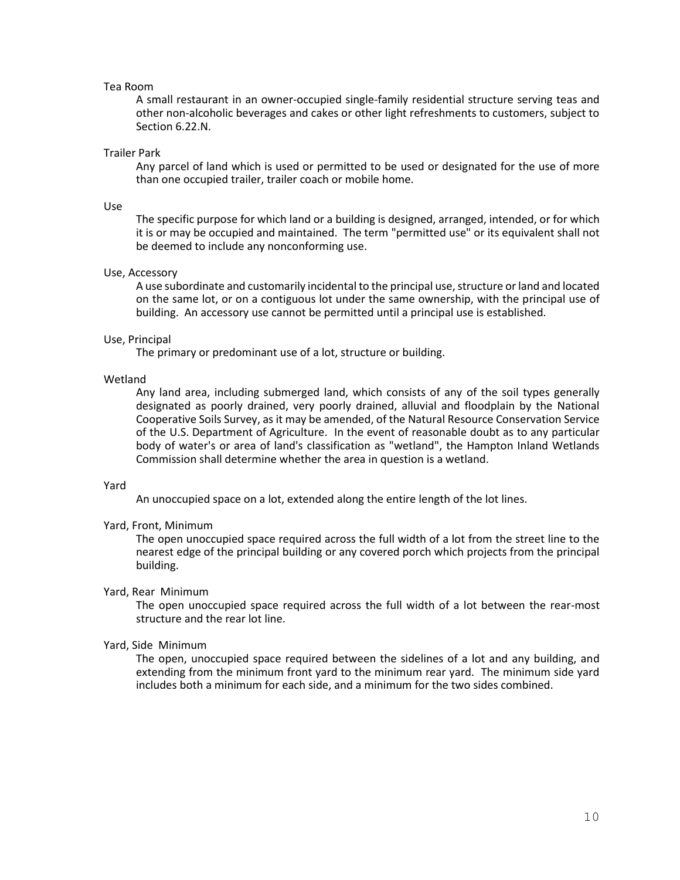Tea Room

A small restaurant in an owner-occupied single-family residential structure serving teas and other non-alcoholic beverages and cakes or other light refreshments to customers, subject to Section 6.22.N.

Trailer Park

Any parcel of land which is used or permitted to be used or designated for the use of more than one occupied trailer, trailer coach or mobile home.

Use

The specific purpose for which land or a building is designed, arranged, intended, or for which it is or may be occupied and maintained. The term "permitted use" or its equivalent shall not be deemed to include any nonconforming use.

Use, Accessory

A use subordinate and customarily incidental to the principal use, structure or land and located on the same lot, or on a contiguous lot under the same ownership, with the principal use of building. An accessory use cannot be permitted until a principal use is established.

Use, Principal

The primary or predominant use of a lot, structure or building.

Wetland

Any land area, including submerged land, which consists of any of the soil types generally designated as poorly drained, very poorly drained, alluvial and floodplain by the National Cooperative Soils Survey, as it may be amended, of the Natural Resource Conservation Service of the U.S. Department of Agriculture. In the event of reasonable doubt as to any particular body of water's or area of land's classification as "wetland", the Hampton Inland Wetlands Commission shall determine whether the area in question is a wetland.

Yard

An unoccupied space on a lot, extended along the entire length of the lot lines.

Yard, Front, Minimum

The open unoccupied space required across the full width of a lot from the street line to the nearest edge of the principal building or any covered porch which projects from the principal building.

Yard, Rear Minimum

The open unoccupied space required across the full width of a lot between the rear-most structure and the rear lot line.

Yard, Side Minimum

The open, unoccupied space required between the sidelines of a lot and any building, and extending from the minimum front yard to the minimum rear yard. The minimum side yard includes both a minimum for each side, and a minimum for the two sides combined.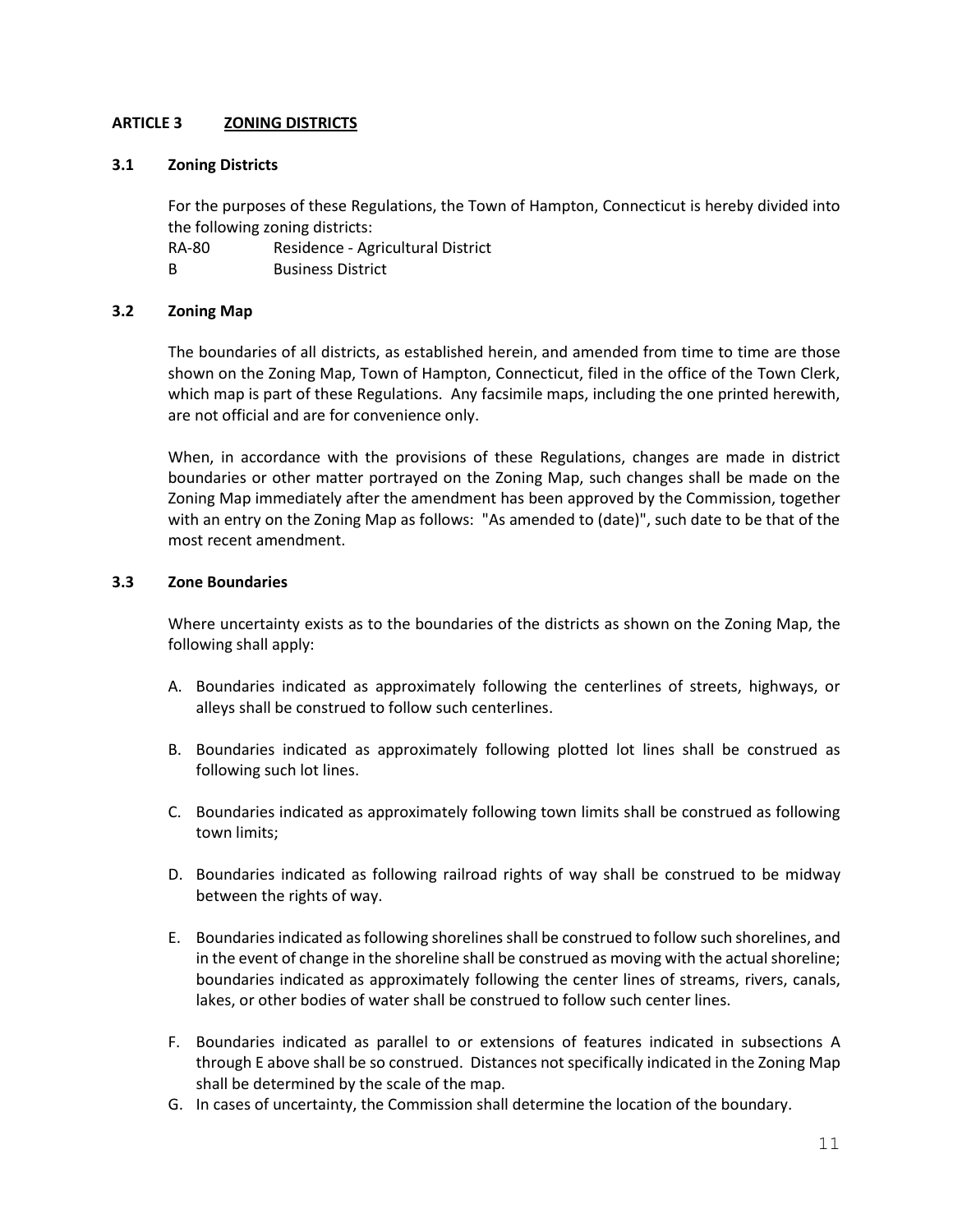## ARTICLE 3 ZONING DISTRICTS

### 3.1 Zoning Districts

For the purposes of these Regulations, the Town of Hampton, Connecticut is hereby divided into the following zoning districts:

RA-80 Residence - Agricultural District
B Business District

### 3.2 Zoning Map

The boundaries of all districts, as established herein, and amended from time to time are those shown on the Zoning Map, Town of Hampton, Connecticut, filed in the office of the Town Clerk, which map is part of these Regulations. Any facsimile maps, including the one printed herewith, are not official and are for convenience only.

When, in accordance with the provisions of these Regulations, changes are made in district boundaries or other matter portrayed on the Zoning Map, such changes shall be made on the Zoning Map immediately after the amendment has been approved by the Commission, together with an entry on the Zoning Map as follows: "As amended to (date)", such date to be that of the most recent amendment.

### 3.3 Zone Boundaries

Where uncertainty exists as to the boundaries of the districts as shown on the Zoning Map, the following shall apply:

A. Boundaries indicated as approximately following the centerlines of streets, highways, or alleys shall be construed to follow such centerlines.

B. Boundaries indicated as approximately following plotted lot lines shall be construed as following such lot lines.

C. Boundaries indicated as approximately following town limits shall be construed as following town limits;

D. Boundaries indicated as following railroad rights of way shall be construed to be midway between the rights of way.

E. Boundaries indicated as following shorelines shall be construed to follow such shorelines, and in the event of change in the shoreline shall be construed as moving with the actual shoreline; boundaries indicated as approximately following the center lines of streams, rivers, canals, lakes, or other bodies of water shall be construed to follow such center lines.

F. Boundaries indicated as parallel to or extensions of features indicated in subsections A through E above shall be so construed. Distances not specifically indicated in the Zoning Map shall be determined by the scale of the map.

G. In cases of uncertainty, the Commission shall determine the location of the boundary.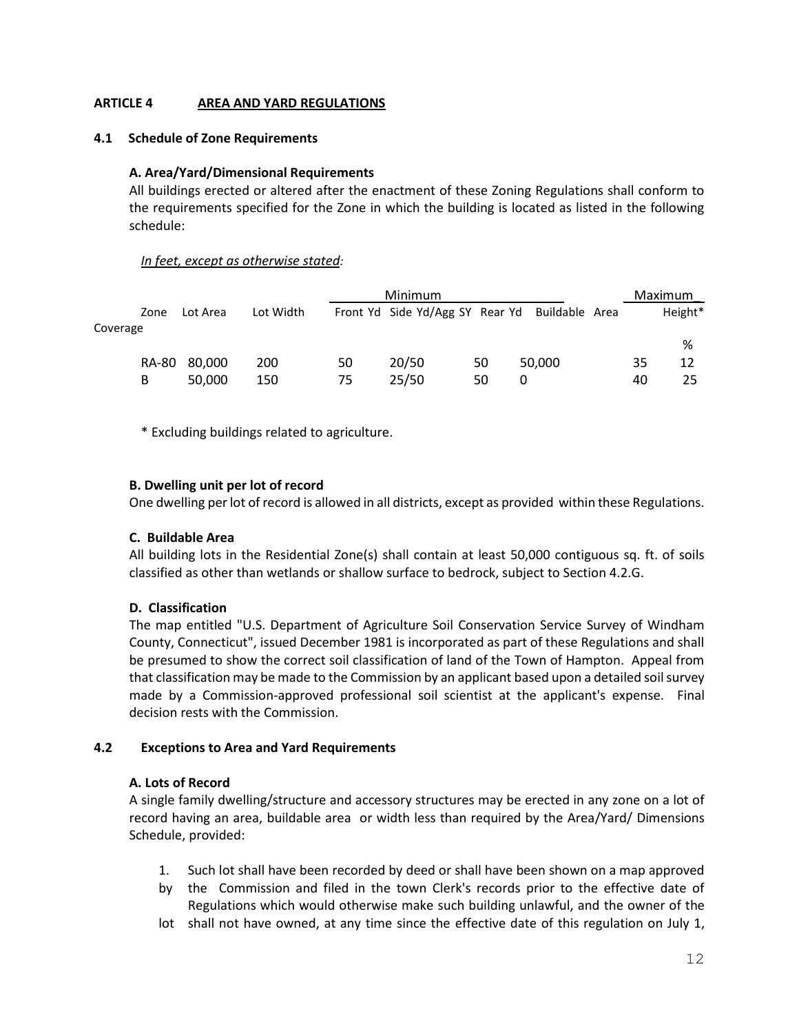### ARTICLE 4 AREA AND YARD REGULATIONS

#### 4.1 Schedule of Zone Requirements

**A. Area/Yard/Dimensional Requirements**

All buildings erected or altered after the enactment of these Zoning Regulations shall conform to the requirements specified for the Zone in which the building is located as listed in the following schedule:

*In feet, except as otherwise stated:*

| | | | Minimum | | | | Maximum | |
|---|---|---|---|---|---|---|---|---|
| Zone | Lot Area | Lot Width | Front Yd | Side Yd/Agg SY | Rear Yd | Buildable Area | Height* | Coverage % |
| RA-80 | 80,000 | 200 | 50 | 20/50 | 50 | 50,000 | 35 | 12 |
| B | 50,000 | 150 | 75 | 25/50 | 50 | 0 | 40 | 25 |

\* Excluding buildings related to agriculture.

**B. Dwelling unit per lot of record**

One dwelling per lot of record is allowed in all districts, except as provided within these Regulations.

**C. Buildable Area**

All building lots in the Residential Zone(s) shall contain at least 50,000 contiguous sq. ft. of soils classified as other than wetlands or shallow surface to bedrock, subject to Section 4.2.G.

**D. Classification**

The map entitled "U.S. Department of Agriculture Soil Conservation Service Survey of Windham County, Connecticut", issued December 1981 is incorporated as part of these Regulations and shall be presumed to show the correct soil classification of land of the Town of Hampton. Appeal from that classification may be made to the Commission by an applicant based upon a detailed soil survey made by a Commission-approved professional soil scientist at the applicant's expense. Final decision rests with the Commission.

#### 4.2 Exceptions to Area and Yard Requirements

**A. Lots of Record**

A single family dwelling/structure and accessory structures may be erected in any zone on a lot of record having an area, buildable area or width less than required by the Area/Yard/ Dimensions Schedule, provided:

1. Such lot shall have been recorded by deed or shall have been shown on a map approved by the Commission and filed in the town Clerk's records prior to the effective date of Regulations which would otherwise make such building unlawful, and the owner of the lot shall not have owned, at any time since the effective date of this regulation on July 1,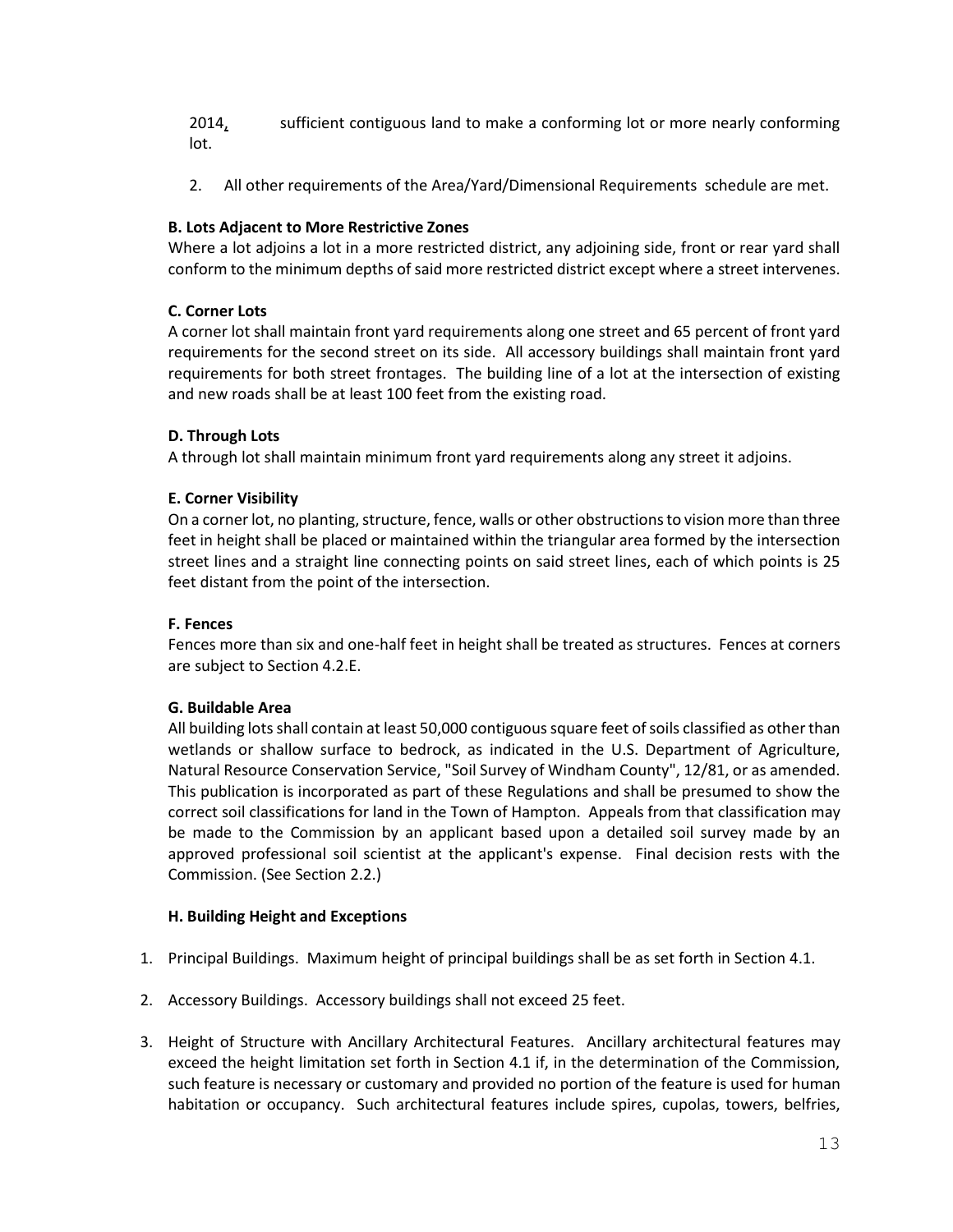2014, sufficient contiguous land to make a conforming lot or more nearly conforming lot.

2. All other requirements of the Area/Yard/Dimensional Requirements schedule are met.

**B. Lots Adjacent to More Restrictive Zones**

Where a lot adjoins a lot in a more restricted district, any adjoining side, front or rear yard shall conform to the minimum depths of said more restricted district except where a street intervenes.

**C. Corner Lots**

A corner lot shall maintain front yard requirements along one street and 65 percent of front yard requirements for the second street on its side. All accessory buildings shall maintain front yard requirements for both street frontages. The building line of a lot at the intersection of existing and new roads shall be at least 100 feet from the existing road.

**D. Through Lots**

A through lot shall maintain minimum front yard requirements along any street it adjoins.

**E. Corner Visibility**

On a corner lot, no planting, structure, fence, walls or other obstructions to vision more than three feet in height shall be placed or maintained within the triangular area formed by the intersection street lines and a straight line connecting points on said street lines, each of which points is 25 feet distant from the point of the intersection.

**F. Fences**

Fences more than six and one-half feet in height shall be treated as structures. Fences at corners are subject to Section 4.2.E.

**G. Buildable Area**

All building lots shall contain at least 50,000 contiguous square feet of soils classified as other than wetlands or shallow surface to bedrock, as indicated in the U.S. Department of Agriculture, Natural Resource Conservation Service, "Soil Survey of Windham County", 12/81, or as amended. This publication is incorporated as part of these Regulations and shall be presumed to show the correct soil classifications for land in the Town of Hampton. Appeals from that classification may be made to the Commission by an applicant based upon a detailed soil survey made by an approved professional soil scientist at the applicant's expense. Final decision rests with the Commission. (See Section 2.2.)

**H. Building Height and Exceptions**

1. Principal Buildings. Maximum height of principal buildings shall be as set forth in Section 4.1.
2. Accessory Buildings. Accessory buildings shall not exceed 25 feet.
3. Height of Structure with Ancillary Architectural Features. Ancillary architectural features may exceed the height limitation set forth in Section 4.1 if, in the determination of the Commission, such feature is necessary or customary and provided no portion of the feature is used for human habitation or occupancy. Such architectural features include spires, cupolas, towers, belfries,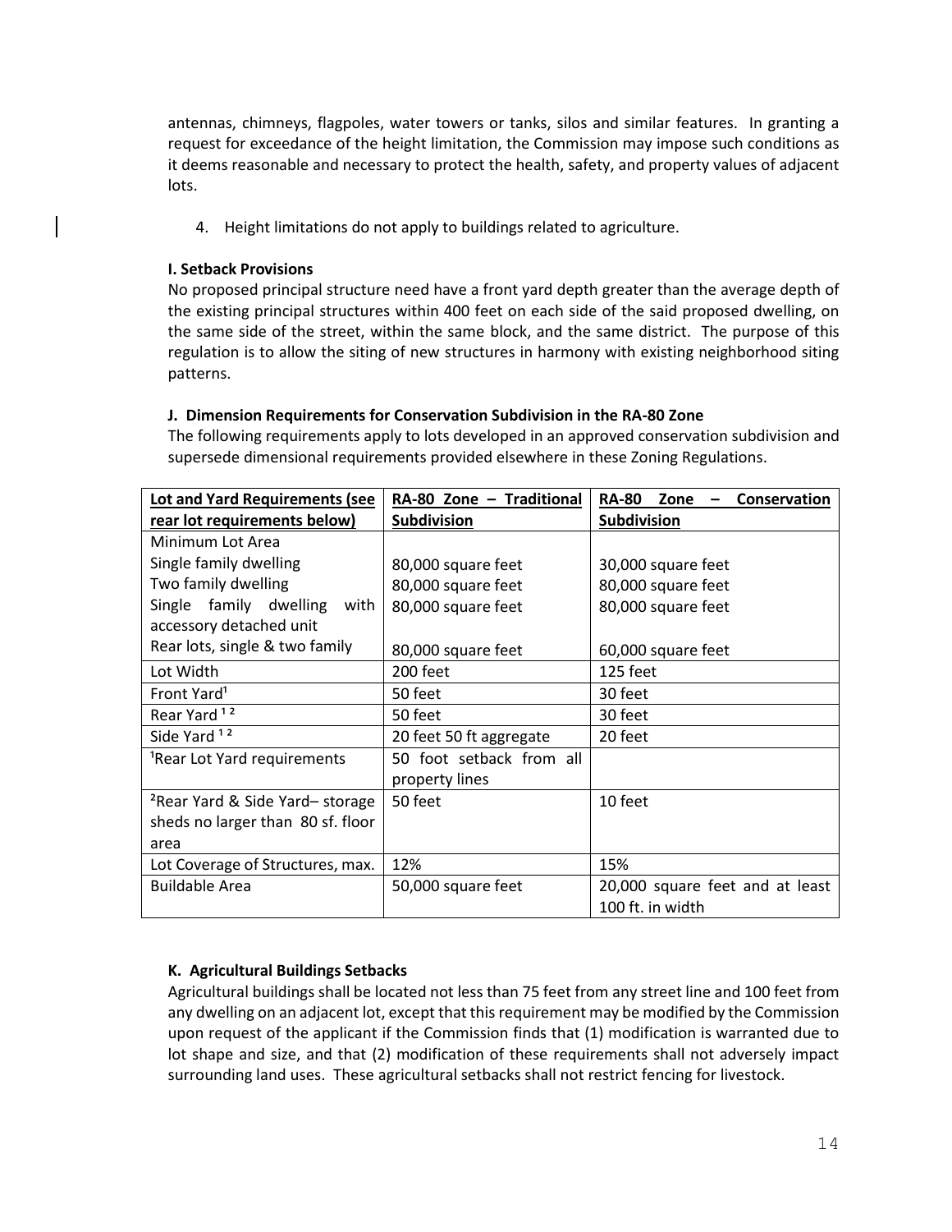antennas, chimneys, flagpoles, water towers or tanks, silos and similar features. In granting a request for exceedance of the height limitation, the Commission may impose such conditions as it deems reasonable and necessary to protect the health, safety, and property values of adjacent lots.

4. Height limitations do not apply to buildings related to agriculture.

**I. Setback Provisions**

No proposed principal structure need have a front yard depth greater than the average depth of the existing principal structures within 400 feet on each side of the said proposed dwelling, on the same side of the street, within the same block, and the same district. The purpose of this regulation is to allow the siting of new structures in harmony with existing neighborhood siting patterns.

**J. Dimension Requirements for Conservation Subdivision in the RA-80 Zone**

The following requirements apply to lots developed in an approved conservation subdivision and supersede dimensional requirements provided elsewhere in these Zoning Regulations.

| Lot and Yard Requirements (see rear lot requirements below) | RA-80 Zone – Traditional Subdivision | RA-80 Zone – Conservation Subdivision |
|---|---|---|
| Minimum Lot Area | | |
| Single family dwelling | 80,000 square feet | 30,000 square feet |
| Two family dwelling | 80,000 square feet | 80,000 square feet |
| Single family dwelling with accessory detached unit | 80,000 square feet | 80,000 square feet |
| Rear lots, single & two family | 80,000 square feet | 60,000 square feet |
| Lot Width | 200 feet | 125 feet |
| Front Yard[1] | 50 feet | 30 feet |
| Rear Yard [1 2] | 50 feet | 30 feet |
| Side Yard [1 2] | 20 feet 50 ft aggregate | 20 feet |
| [1]Rear Lot Yard requirements | 50 foot setback from all property lines | |
| [2]Rear Yard & Side Yard– storage sheds no larger than 80 sf. floor area | 50 feet | 10 feet |
| Lot Coverage of Structures, max. | 12% | 15% |
| Buildable Area | 50,000 square feet | 20,000 square feet and at least 100 ft. in width |

**K. Agricultural Buildings Setbacks**

Agricultural buildings shall be located not less than 75 feet from any street line and 100 feet from any dwelling on an adjacent lot, except that this requirement may be modified by the Commission upon request of the applicant if the Commission finds that (1) modification is warranted due to lot shape and size, and that (2) modification of these requirements shall not adversely impact surrounding land uses. These agricultural setbacks shall not restrict fencing for livestock.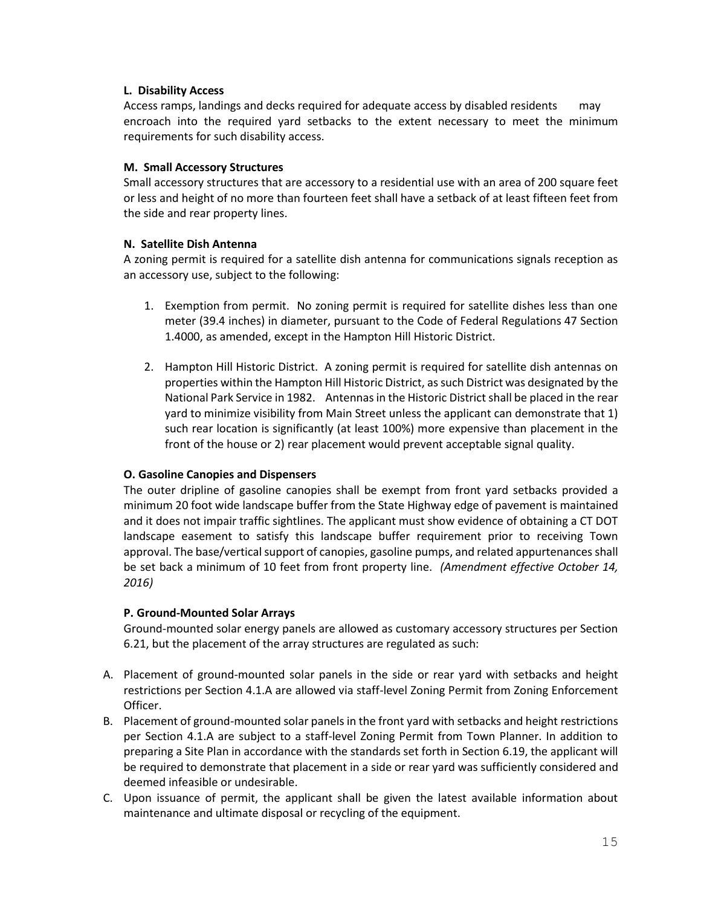**L. Disability Access**

Access ramps, landings and decks required for adequate access by disabled residents may encroach into the required yard setbacks to the extent necessary to meet the minimum requirements for such disability access.

**M. Small Accessory Structures**

Small accessory structures that are accessory to a residential use with an area of 200 square feet or less and height of no more than fourteen feet shall have a setback of at least fifteen feet from the side and rear property lines.

**N. Satellite Dish Antenna**

A zoning permit is required for a satellite dish antenna for communications signals reception as an accessory use, subject to the following:

1. Exemption from permit. No zoning permit is required for satellite dishes less than one meter (39.4 inches) in diameter, pursuant to the Code of Federal Regulations 47 Section 1.4000, as amended, except in the Hampton Hill Historic District.

2. Hampton Hill Historic District. A zoning permit is required for satellite dish antennas on properties within the Hampton Hill Historic District, as such District was designated by the National Park Service in 1982. Antennas in the Historic District shall be placed in the rear yard to minimize visibility from Main Street unless the applicant can demonstrate that 1) such rear location is significantly (at least 100%) more expensive than placement in the front of the house or 2) rear placement would prevent acceptable signal quality.

**O. Gasoline Canopies and Dispensers**

The outer dripline of gasoline canopies shall be exempt from front yard setbacks provided a minimum 20 foot wide landscape buffer from the State Highway edge of pavement is maintained and it does not impair traffic sightlines. The applicant must show evidence of obtaining a CT DOT landscape easement to satisfy this landscape buffer requirement prior to receiving Town approval. The base/vertical support of canopies, gasoline pumps, and related appurtenances shall be set back a minimum of 10 feet from front property line. *(Amendment effective October 14, 2016)*

**P. Ground-Mounted Solar Arrays**

Ground-mounted solar energy panels are allowed as customary accessory structures per Section 6.21, but the placement of the array structures are regulated as such:

A. Placement of ground-mounted solar panels in the side or rear yard with setbacks and height restrictions per Section 4.1.A are allowed via staff-level Zoning Permit from Zoning Enforcement Officer.

B. Placement of ground-mounted solar panels in the front yard with setbacks and height restrictions per Section 4.1.A are subject to a staff-level Zoning Permit from Town Planner. In addition to preparing a Site Plan in accordance with the standards set forth in Section 6.19, the applicant will be required to demonstrate that placement in a side or rear yard was sufficiently considered and deemed infeasible or undesirable.

C. Upon issuance of permit, the applicant shall be given the latest available information about maintenance and ultimate disposal or recycling of the equipment.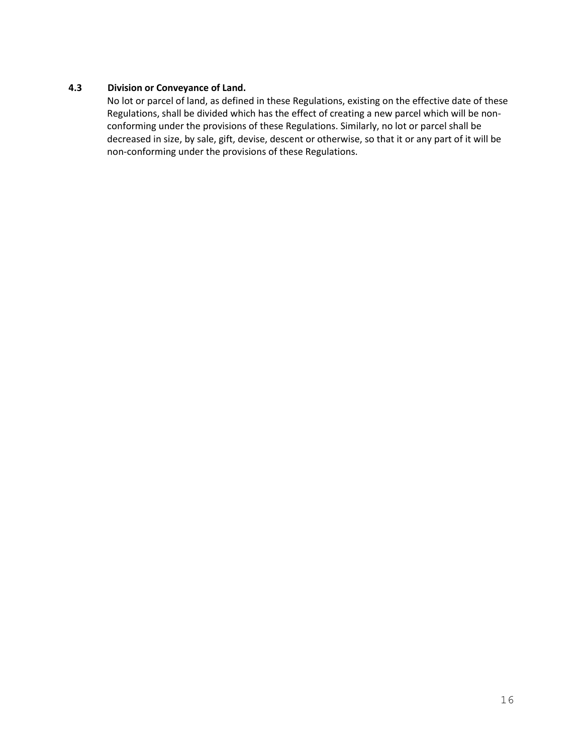### 4.3 Division or Conveyance of Land.

No lot or parcel of land, as defined in these Regulations, existing on the effective date of these Regulations, shall be divided which has the effect of creating a new parcel which will be non-conforming under the provisions of these Regulations. Similarly, no lot or parcel shall be decreased in size, by sale, gift, devise, descent or otherwise, so that it or any part of it will be non-conforming under the provisions of these Regulations.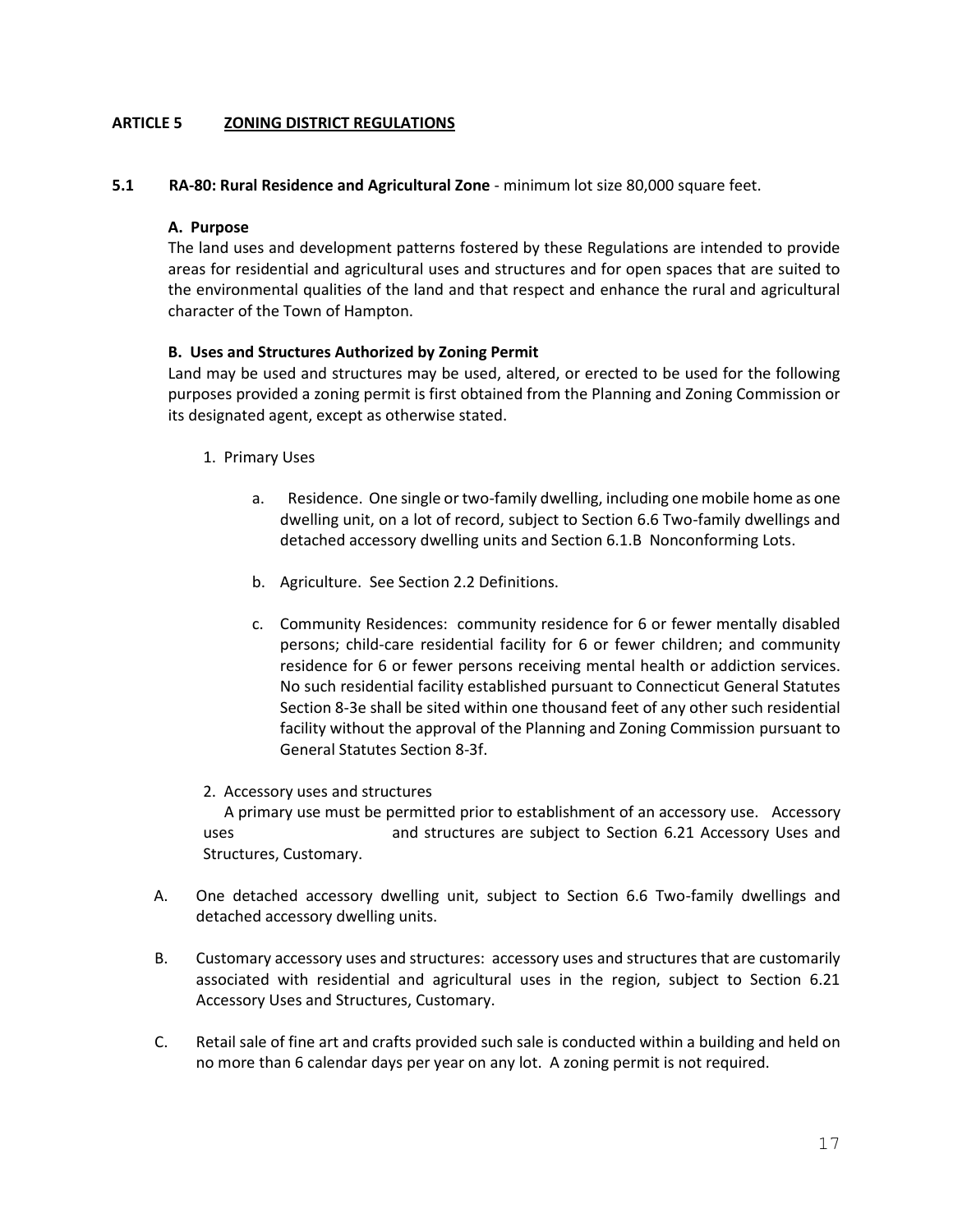## ARTICLE 5 ZONING DISTRICT REGULATIONS

### 5.1 RA-80: Rural Residence and Agricultural Zone - minimum lot size 80,000 square feet.

**A. Purpose**

The land uses and development patterns fostered by these Regulations are intended to provide areas for residential and agricultural uses and structures and for open spaces that are suited to the environmental qualities of the land and that respect and enhance the rural and agricultural character of the Town of Hampton.

**B. Uses and Structures Authorized by Zoning Permit**

Land may be used and structures may be used, altered, or erected to be used for the following purposes provided a zoning permit is first obtained from the Planning and Zoning Commission or its designated agent, except as otherwise stated.

1. Primary Uses

   a. Residence. One single or two-family dwelling, including one mobile home as one dwelling unit, on a lot of record, subject to Section 6.6 Two-family dwellings and detached accessory dwelling units and Section 6.1.B Nonconforming Lots.

   b. Agriculture. See Section 2.2 Definitions.

   c. Community Residences: community residence for 6 or fewer mentally disabled persons; child-care residential facility for 6 or fewer children; and community residence for 6 or fewer persons receiving mental health or addiction services. No such residential facility established pursuant to Connecticut General Statutes Section 8-3e shall be sited within one thousand feet of any other such residential facility without the approval of the Planning and Zoning Commission pursuant to General Statutes Section 8-3f.

2. Accessory uses and structures

   A primary use must be permitted prior to establishment of an accessory use. Accessory uses and structures are subject to Section 6.21 Accessory Uses and Structures, Customary.

A. One detached accessory dwelling unit, subject to Section 6.6 Two-family dwellings and detached accessory dwelling units.

B. Customary accessory uses and structures: accessory uses and structures that are customarily associated with residential and agricultural uses in the region, subject to Section 6.21 Accessory Uses and Structures, Customary.

C. Retail sale of fine art and crafts provided such sale is conducted within a building and held on no more than 6 calendar days per year on any lot. A zoning permit is not required.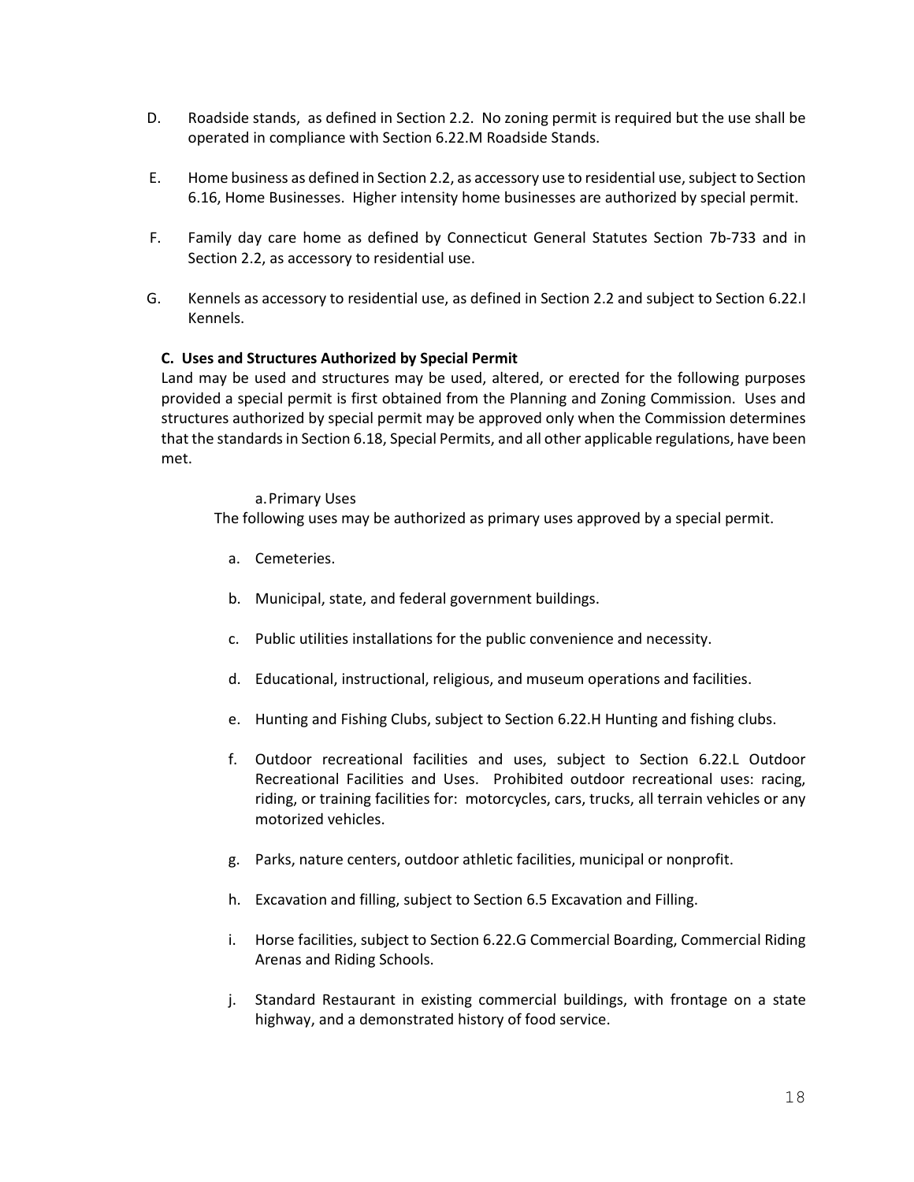D. Roadside stands, as defined in Section 2.2. No zoning permit is required but the use shall be operated in compliance with Section 6.22.M Roadside Stands.

E. Home business as defined in Section 2.2, as accessory use to residential use, subject to Section 6.16, Home Businesses. Higher intensity home businesses are authorized by special permit.

F. Family day care home as defined by Connecticut General Statutes Section 7b-733 and in Section 2.2, as accessory to residential use.

G. Kennels as accessory to residential use, as defined in Section 2.2 and subject to Section 6.22.I Kennels.

**C. Uses and Structures Authorized by Special Permit**

Land may be used and structures may be used, altered, or erected for the following purposes provided a special permit is first obtained from the Planning and Zoning Commission. Uses and structures authorized by special permit may be approved only when the Commission determines that the standards in Section 6.18, Special Permits, and all other applicable regulations, have been met.

a. Primary Uses

The following uses may be authorized as primary uses approved by a special permit.

a. Cemeteries.

b. Municipal, state, and federal government buildings.

c. Public utilities installations for the public convenience and necessity.

d. Educational, instructional, religious, and museum operations and facilities.

e. Hunting and Fishing Clubs, subject to Section 6.22.H Hunting and fishing clubs.

f. Outdoor recreational facilities and uses, subject to Section 6.22.L Outdoor Recreational Facilities and Uses. Prohibited outdoor recreational uses: racing, riding, or training facilities for: motorcycles, cars, trucks, all terrain vehicles or any motorized vehicles.

g. Parks, nature centers, outdoor athletic facilities, municipal or nonprofit.

h. Excavation and filling, subject to Section 6.5 Excavation and Filling.

i. Horse facilities, subject to Section 6.22.G Commercial Boarding, Commercial Riding Arenas and Riding Schools.

j. Standard Restaurant in existing commercial buildings, with frontage on a state highway, and a demonstrated history of food service.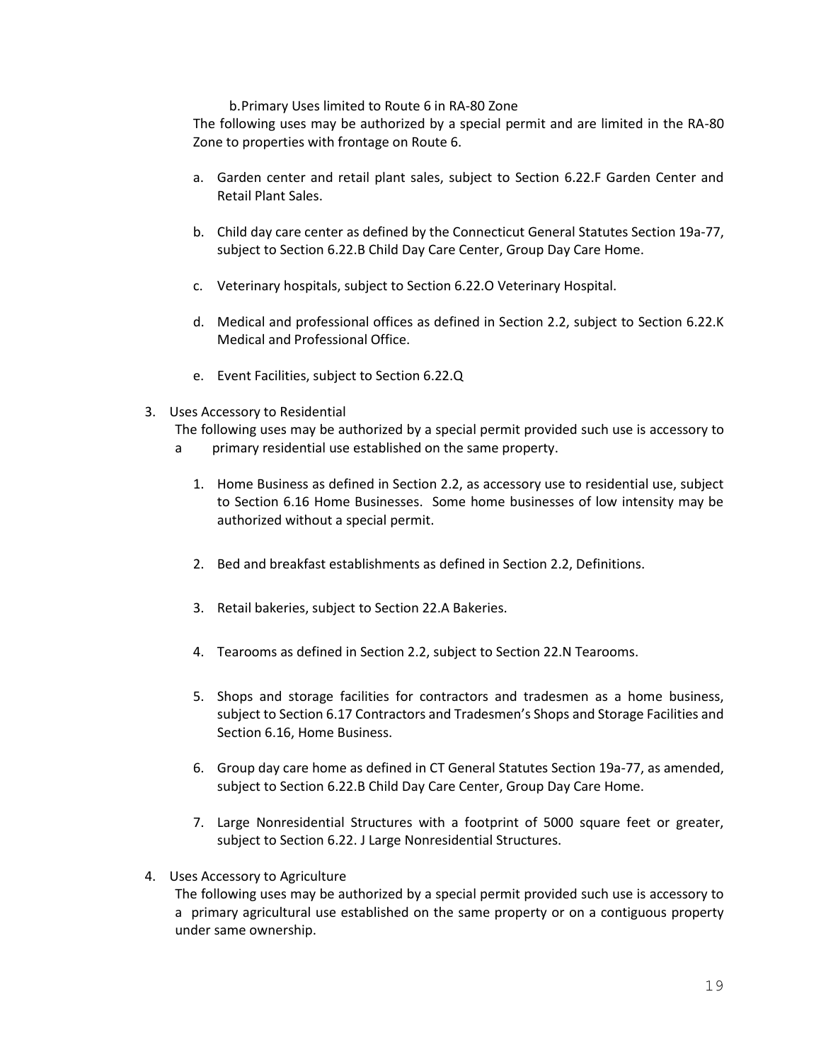b. Primary Uses limited to Route 6 in RA-80 Zone

The following uses may be authorized by a special permit and are limited in the RA-80 Zone to properties with frontage on Route 6.

a. Garden center and retail plant sales, subject to Section 6.22.F Garden Center and Retail Plant Sales.

b. Child day care center as defined by the Connecticut General Statutes Section 19a-77, subject to Section 6.22.B Child Day Care Center, Group Day Care Home.

c. Veterinary hospitals, subject to Section 6.22.O Veterinary Hospital.

d. Medical and professional offices as defined in Section 2.2, subject to Section 6.22.K Medical and Professional Office.

e. Event Facilities, subject to Section 6.22.Q

3. Uses Accessory to Residential

The following uses may be authorized by a special permit provided such use is accessory to a primary residential use established on the same property.

1. Home Business as defined in Section 2.2, as accessory use to residential use, subject to Section 6.16 Home Businesses. Some home businesses of low intensity may be authorized without a special permit.

2. Bed and breakfast establishments as defined in Section 2.2, Definitions.

3. Retail bakeries, subject to Section 22.A Bakeries.

4. Tearooms as defined in Section 2.2, subject to Section 22.N Tearooms.

5. Shops and storage facilities for contractors and tradesmen as a home business, subject to Section 6.17 Contractors and Tradesmen's Shops and Storage Facilities and Section 6.16, Home Business.

6. Group day care home as defined in CT General Statutes Section 19a-77, as amended, subject to Section 6.22.B Child Day Care Center, Group Day Care Home.

7. Large Nonresidential Structures with a footprint of 5000 square feet or greater, subject to Section 6.22. J Large Nonresidential Structures.

4. Uses Accessory to Agriculture

The following uses may be authorized by a special permit provided such use is accessory to a primary agricultural use established on the same property or on a contiguous property under same ownership.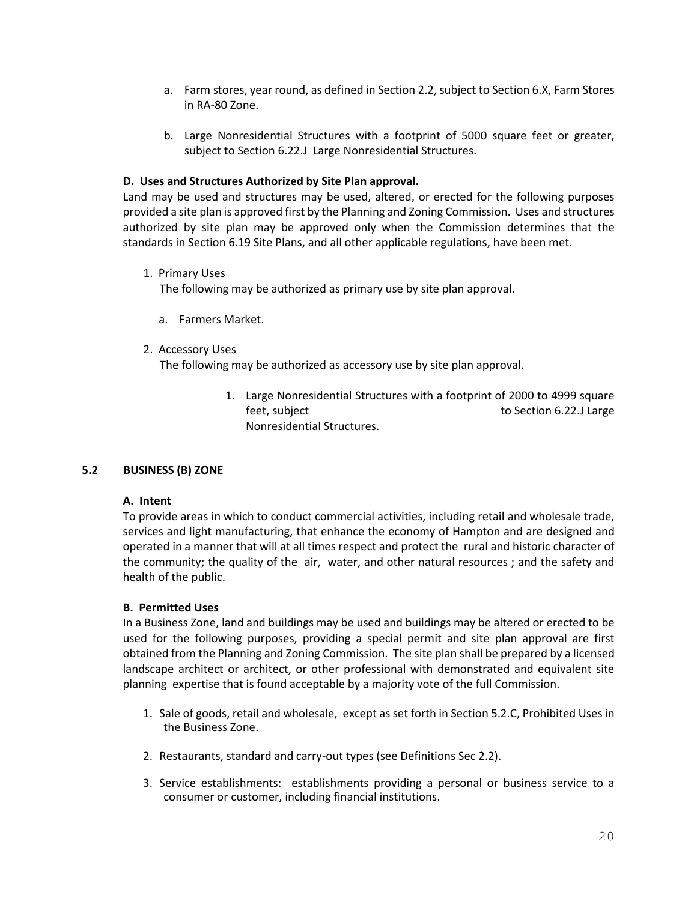a. Farm stores, year round, as defined in Section 2.2, subject to Section 6.X, Farm Stores in RA-80 Zone.

b. Large Nonresidential Structures with a footprint of 5000 square feet or greater, subject to Section 6.22.J Large Nonresidential Structures.

**D. Uses and Structures Authorized by Site Plan approval.**

Land may be used and structures may be used, altered, or erected for the following purposes provided a site plan is approved first by the Planning and Zoning Commission. Uses and structures authorized by site plan may be approved only when the Commission determines that the standards in Section 6.19 Site Plans, and all other applicable regulations, have been met.

1. Primary Uses

   The following may be authorized as primary use by site plan approval.

   a. Farmers Market.

2. Accessory Uses

   The following may be authorized as accessory use by site plan approval.

   1. Large Nonresidential Structures with a footprint of 2000 to 4999 square feet, subject to Section 6.22.J Large Nonresidential Structures.

## 5.2 BUSINESS (B) ZONE

**A. Intent**

To provide areas in which to conduct commercial activities, including retail and wholesale trade, services and light manufacturing, that enhance the economy of Hampton and are designed and operated in a manner that will at all times respect and protect the rural and historic character of the community; the quality of the air, water, and other natural resources ; and the safety and health of the public.

**B. Permitted Uses**

In a Business Zone, land and buildings may be used and buildings may be altered or erected to be used for the following purposes, providing a special permit and site plan approval are first obtained from the Planning and Zoning Commission. The site plan shall be prepared by a licensed landscape architect or architect, or other professional with demonstrated and equivalent site planning expertise that is found acceptable by a majority vote of the full Commission.

1. Sale of goods, retail and wholesale, except as set forth in Section 5.2.C, Prohibited Uses in the Business Zone.
2. Restaurants, standard and carry-out types (see Definitions Sec 2.2).
3. Service establishments: establishments providing a personal or business service to a consumer or customer, including financial institutions.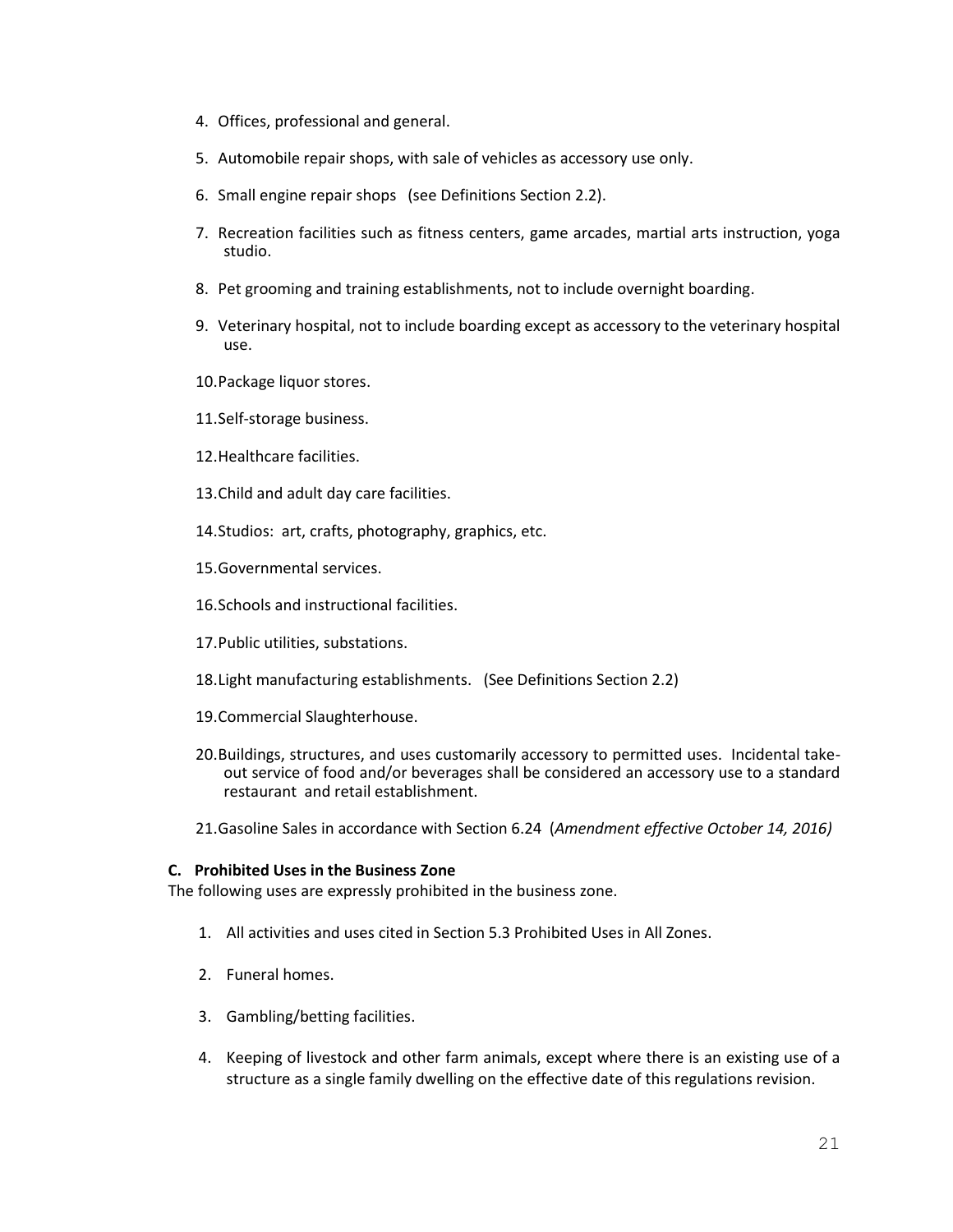4. Offices, professional and general.

5. Automobile repair shops, with sale of vehicles as accessory use only.

6. Small engine repair shops (see Definitions Section 2.2).

7. Recreation facilities such as fitness centers, game arcades, martial arts instruction, yoga studio.

8. Pet grooming and training establishments, not to include overnight boarding.

9. Veterinary hospital, not to include boarding except as accessory to the veterinary hospital use.

10. Package liquor stores.

11. Self-storage business.

12. Healthcare facilities.

13. Child and adult day care facilities.

14. Studios: art, crafts, photography, graphics, etc.

15. Governmental services.

16. Schools and instructional facilities.

17. Public utilities, substations.

18. Light manufacturing establishments. (See Definitions Section 2.2)

19. Commercial Slaughterhouse.

20. Buildings, structures, and uses customarily accessory to permitted uses. Incidental take-out service of food and/or beverages shall be considered an accessory use to a standard restaurant and retail establishment.

21. Gasoline Sales in accordance with Section 6.24 (*Amendment effective October 14, 2016)*

**C. Prohibited Uses in the Business Zone**

The following uses are expressly prohibited in the business zone.

1. All activities and uses cited in Section 5.3 Prohibited Uses in All Zones.

2. Funeral homes.

3. Gambling/betting facilities.

4. Keeping of livestock and other farm animals, except where there is an existing use of a structure as a single family dwelling on the effective date of this regulations revision.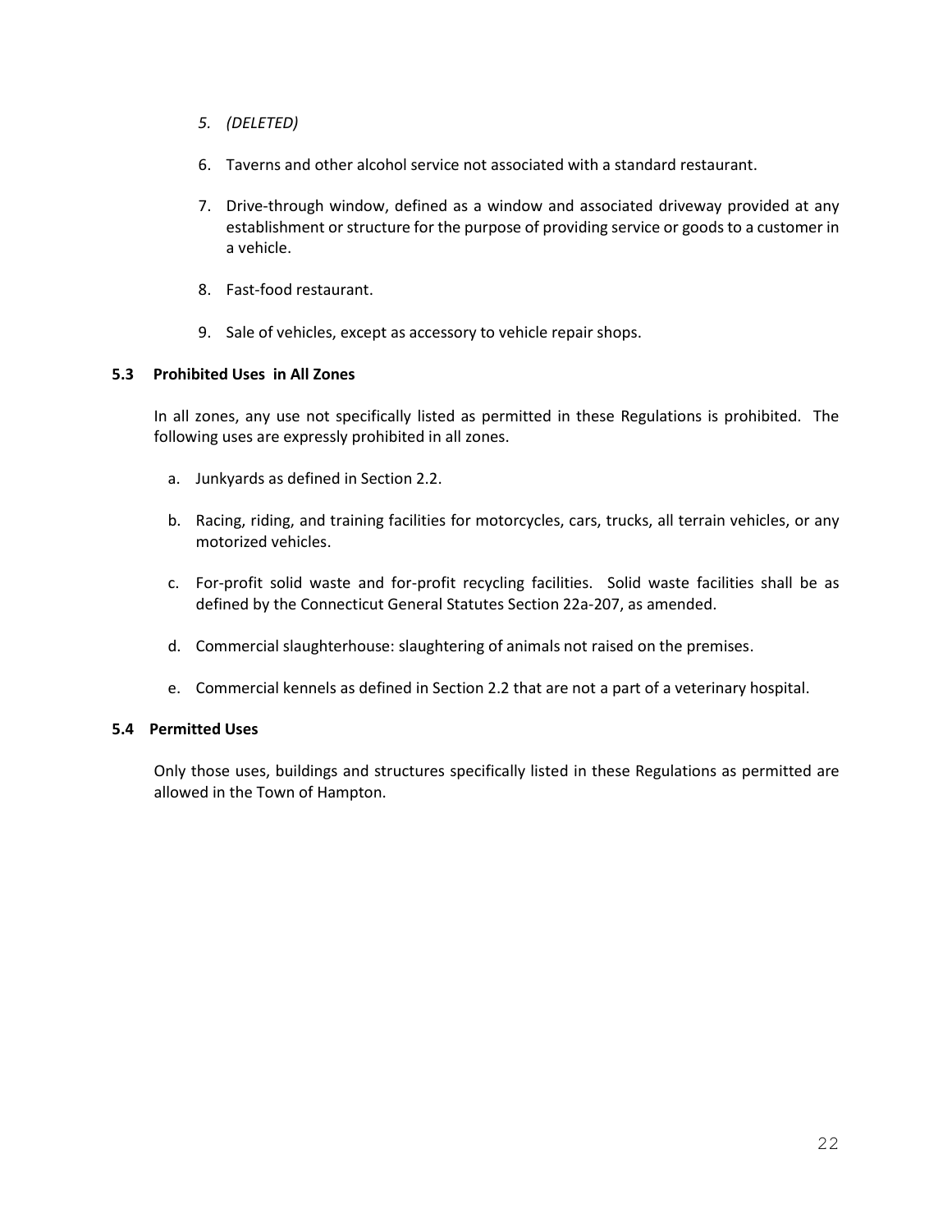5. *(DELETED)*

6. Taverns and other alcohol service not associated with a standard restaurant.

7. Drive-through window, defined as a window and associated driveway provided at any establishment or structure for the purpose of providing service or goods to a customer in a vehicle.

8. Fast-food restaurant.

9. Sale of vehicles, except as accessory to vehicle repair shops.

### 5.3 Prohibited Uses in All Zones

In all zones, any use not specifically listed as permitted in these Regulations is prohibited. The following uses are expressly prohibited in all zones.

a. Junkyards as defined in Section 2.2.

b. Racing, riding, and training facilities for motorcycles, cars, trucks, all terrain vehicles, or any motorized vehicles.

c. For-profit solid waste and for-profit recycling facilities. Solid waste facilities shall be as defined by the Connecticut General Statutes Section 22a-207, as amended.

d. Commercial slaughterhouse: slaughtering of animals not raised on the premises.

e. Commercial kennels as defined in Section 2.2 that are not a part of a veterinary hospital.

### 5.4 Permitted Uses

Only those uses, buildings and structures specifically listed in these Regulations as permitted are allowed in the Town of Hampton.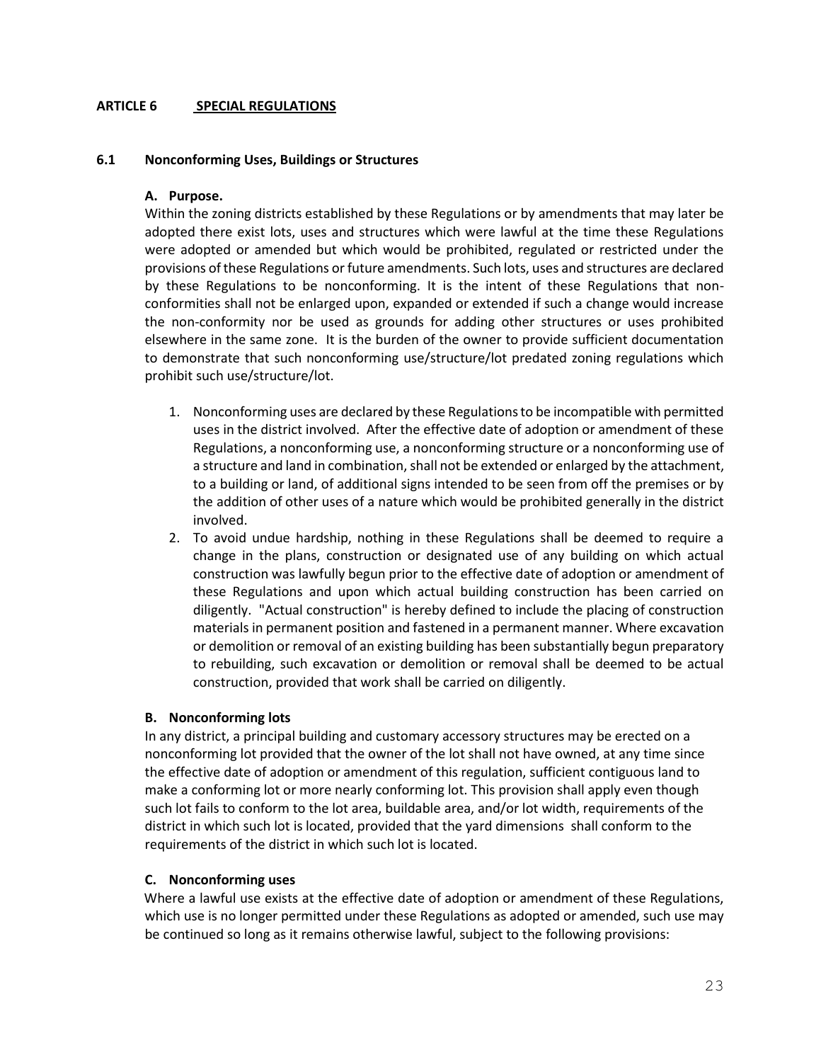# ARTICLE 6 SPECIAL REGULATIONS

## 6.1 Nonconforming Uses, Buildings or Structures

### A. Purpose.

Within the zoning districts established by these Regulations or by amendments that may later be adopted there exist lots, uses and structures which were lawful at the time these Regulations were adopted or amended but which would be prohibited, regulated or restricted under the provisions of these Regulations or future amendments. Such lots, uses and structures are declared by these Regulations to be nonconforming. It is the intent of these Regulations that non-conformities shall not be enlarged upon, expanded or extended if such a change would increase the non-conformity nor be used as grounds for adding other structures or uses prohibited elsewhere in the same zone. It is the burden of the owner to provide sufficient documentation to demonstrate that such nonconforming use/structure/lot predated zoning regulations which prohibit such use/structure/lot.

1. Nonconforming uses are declared by these Regulations to be incompatible with permitted uses in the district involved. After the effective date of adoption or amendment of these Regulations, a nonconforming use, a nonconforming structure or a nonconforming use of a structure and land in combination, shall not be extended or enlarged by the attachment, to a building or land, of additional signs intended to be seen from off the premises or by the addition of other uses of a nature which would be prohibited generally in the district involved.
2. To avoid undue hardship, nothing in these Regulations shall be deemed to require a change in the plans, construction or designated use of any building on which actual construction was lawfully begun prior to the effective date of adoption or amendment of these Regulations and upon which actual building construction has been carried on diligently. "Actual construction" is hereby defined to include the placing of construction materials in permanent position and fastened in a permanent manner. Where excavation or demolition or removal of an existing building has been substantially begun preparatory to rebuilding, such excavation or demolition or removal shall be deemed to be actual construction, provided that work shall be carried on diligently.

### B. Nonconforming lots

In any district, a principal building and customary accessory structures may be erected on a nonconforming lot provided that the owner of the lot shall not have owned, at any time since the effective date of adoption or amendment of this regulation, sufficient contiguous land to make a conforming lot or more nearly conforming lot. This provision shall apply even though such lot fails to conform to the lot area, buildable area, and/or lot width, requirements of the district in which such lot is located, provided that the yard dimensions shall conform to the requirements of the district in which such lot is located.

### C. Nonconforming uses

Where a lawful use exists at the effective date of adoption or amendment of these Regulations, which use is no longer permitted under these Regulations as adopted or amended, such use may be continued so long as it remains otherwise lawful, subject to the following provisions: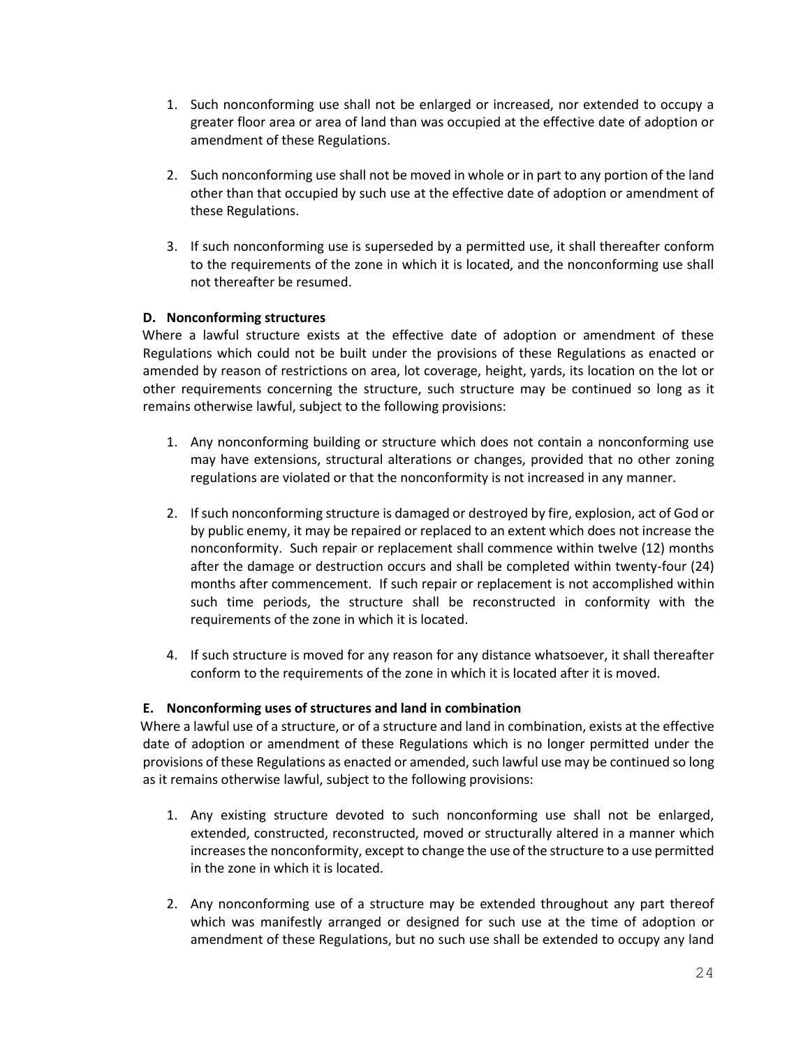1. Such nonconforming use shall not be enlarged or increased, nor extended to occupy a greater floor area or area of land than was occupied at the effective date of adoption or amendment of these Regulations.

2. Such nonconforming use shall not be moved in whole or in part to any portion of the land other than that occupied by such use at the effective date of adoption or amendment of these Regulations.

3. If such nonconforming use is superseded by a permitted use, it shall thereafter conform to the requirements of the zone in which it is located, and the nonconforming use shall not thereafter be resumed.

**D. Nonconforming structures**

Where a lawful structure exists at the effective date of adoption or amendment of these Regulations which could not be built under the provisions of these Regulations as enacted or amended by reason of restrictions on area, lot coverage, height, yards, its location on the lot or other requirements concerning the structure, such structure may be continued so long as it remains otherwise lawful, subject to the following provisions:

1. Any nonconforming building or structure which does not contain a nonconforming use may have extensions, structural alterations or changes, provided that no other zoning regulations are violated or that the nonconformity is not increased in any manner.

2. If such nonconforming structure is damaged or destroyed by fire, explosion, act of God or by public enemy, it may be repaired or replaced to an extent which does not increase the nonconformity. Such repair or replacement shall commence within twelve (12) months after the damage or destruction occurs and shall be completed within twenty-four (24) months after commencement. If such repair or replacement is not accomplished within such time periods, the structure shall be reconstructed in conformity with the requirements of the zone in which it is located.

4. If such structure is moved for any reason for any distance whatsoever, it shall thereafter conform to the requirements of the zone in which it is located after it is moved.

**E. Nonconforming uses of structures and land in combination**

Where a lawful use of a structure, or of a structure and land in combination, exists at the effective date of adoption or amendment of these Regulations which is no longer permitted under the provisions of these Regulations as enacted or amended, such lawful use may be continued so long as it remains otherwise lawful, subject to the following provisions:

1. Any existing structure devoted to such nonconforming use shall not be enlarged, extended, constructed, reconstructed, moved or structurally altered in a manner which increases the nonconformity, except to change the use of the structure to a use permitted in the zone in which it is located.

2. Any nonconforming use of a structure may be extended throughout any part thereof which was manifestly arranged or designed for such use at the time of adoption or amendment of these Regulations, but no such use shall be extended to occupy any land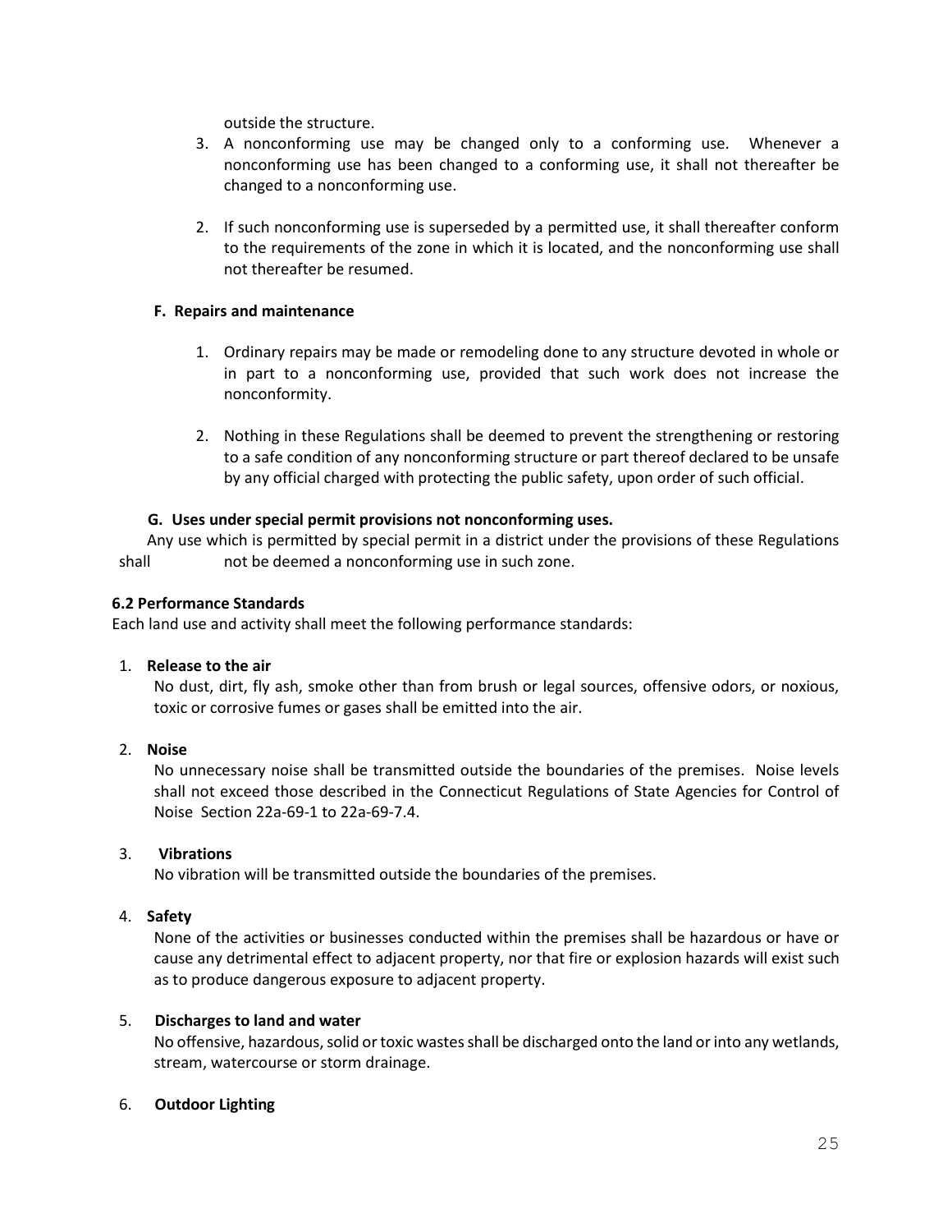outside the structure.

3. A nonconforming use may be changed only to a conforming use. Whenever a nonconforming use has been changed to a conforming use, it shall not thereafter be changed to a nonconforming use.

2. If such nonconforming use is superseded by a permitted use, it shall thereafter conform to the requirements of the zone in which it is located, and the nonconforming use shall not thereafter be resumed.

**F. Repairs and maintenance**

1. Ordinary repairs may be made or remodeling done to any structure devoted in whole or in part to a nonconforming use, provided that such work does not increase the nonconformity.

2. Nothing in these Regulations shall be deemed to prevent the strengthening or restoring to a safe condition of any nonconforming structure or part thereof declared to be unsafe by any official charged with protecting the public safety, upon order of such official.

**G. Uses under special permit provisions not nonconforming uses.**

Any use which is permitted by special permit in a district under the provisions of these Regulations shall not be deemed a nonconforming use in such zone.

**6.2 Performance Standards**

Each land use and activity shall meet the following performance standards:

1. **Release to the air**
   No dust, dirt, fly ash, smoke other than from brush or legal sources, offensive odors, or noxious, toxic or corrosive fumes or gases shall be emitted into the air.

2. **Noise**
   No unnecessary noise shall be transmitted outside the boundaries of the premises. Noise levels shall not exceed those described in the Connecticut Regulations of State Agencies for Control of Noise Section 22a-69-1 to 22a-69-7.4.

3. **Vibrations**
   No vibration will be transmitted outside the boundaries of the premises.

4. **Safety**
   None of the activities or businesses conducted within the premises shall be hazardous or have or cause any detrimental effect to adjacent property, nor that fire or explosion hazards will exist such as to produce dangerous exposure to adjacent property.

5. **Discharges to land and water**
   No offensive, hazardous, solid or toxic wastes shall be discharged onto the land or into any wetlands, stream, watercourse or storm drainage.

6. **Outdoor Lighting**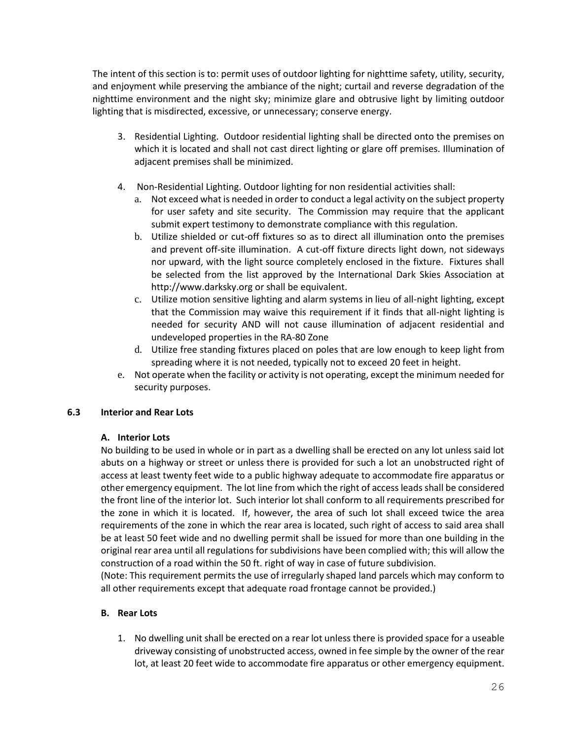The intent of this section is to: permit uses of outdoor lighting for nighttime safety, utility, security, and enjoyment while preserving the ambiance of the night; curtail and reverse degradation of the nighttime environment and the night sky; minimize glare and obtrusive light by limiting outdoor lighting that is misdirected, excessive, or unnecessary; conserve energy.

3. Residential Lighting. Outdoor residential lighting shall be directed onto the premises on which it is located and shall not cast direct lighting or glare off premises. Illumination of adjacent premises shall be minimized.

4. Non-Residential Lighting. Outdoor lighting for non residential activities shall:
   a. Not exceed what is needed in order to conduct a legal activity on the subject property for user safety and site security. The Commission may require that the applicant submit expert testimony to demonstrate compliance with this regulation.
   b. Utilize shielded or cut-off fixtures so as to direct all illumination onto the premises and prevent off-site illumination. A cut-off fixture directs light down, not sideways nor upward, with the light source completely enclosed in the fixture. Fixtures shall be selected from the list approved by the International Dark Skies Association at http://www.darksky.org or shall be equivalent.
   c. Utilize motion sensitive lighting and alarm systems in lieu of all-night lighting, except that the Commission may waive this requirement if it finds that all-night lighting is needed for security AND will not cause illumination of adjacent residential and undeveloped properties in the RA-80 Zone
   d. Utilize free standing fixtures placed on poles that are low enough to keep light from spreading where it is not needed, typically not to exceed 20 feet in height.
   e. Not operate when the facility or activity is not operating, except the minimum needed for security purposes.

### 6.3 Interior and Rear Lots

#### A. Interior Lots

No building to be used in whole or in part as a dwelling shall be erected on any lot unless said lot abuts on a highway or street or unless there is provided for such a lot an unobstructed right of access at least twenty feet wide to a public highway adequate to accommodate fire apparatus or other emergency equipment. The lot line from which the right of access leads shall be considered the front line of the interior lot. Such interior lot shall conform to all requirements prescribed for the zone in which it is located. If, however, the area of such lot shall exceed twice the area requirements of the zone in which the rear area is located, such right of access to said area shall be at least 50 feet wide and no dwelling permit shall be issued for more than one building in the original rear area until all regulations for subdivisions have been complied with; this will allow the construction of a road within the 50 ft. right of way in case of future subdivision.
(Note: This requirement permits the use of irregularly shaped land parcels which may conform to all other requirements except that adequate road frontage cannot be provided.)

#### B. Rear Lots

1. No dwelling unit shall be erected on a rear lot unless there is provided space for a useable driveway consisting of unobstructed access, owned in fee simple by the owner of the rear lot, at least 20 feet wide to accommodate fire apparatus or other emergency equipment.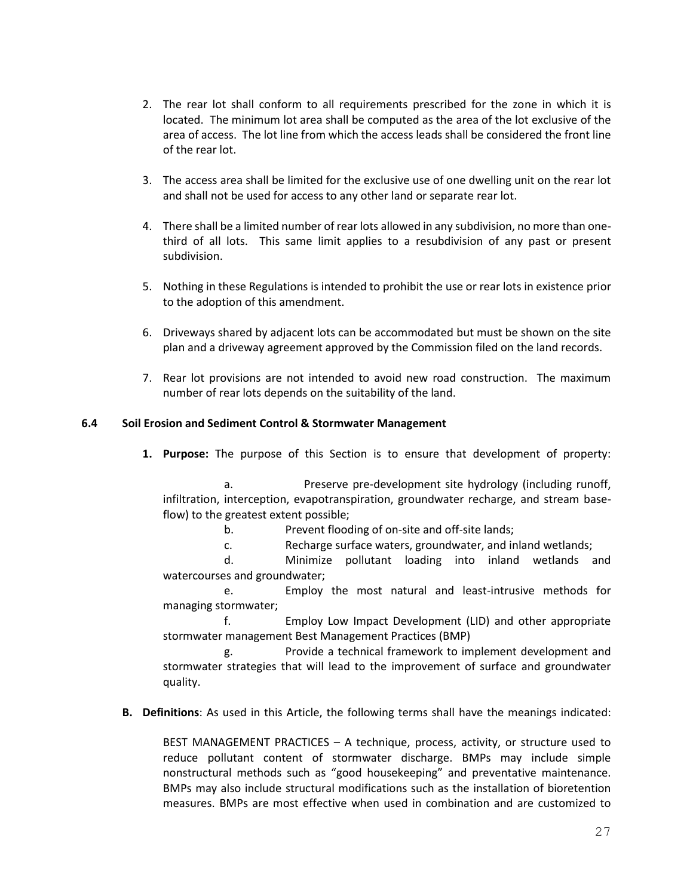2. The rear lot shall conform to all requirements prescribed for the zone in which it is located. The minimum lot area shall be computed as the area of the lot exclusive of the area of access. The lot line from which the access leads shall be considered the front line of the rear lot.

3. The access area shall be limited for the exclusive use of one dwelling unit on the rear lot and shall not be used for access to any other land or separate rear lot.

4. There shall be a limited number of rear lots allowed in any subdivision, no more than one-third of all lots. This same limit applies to a resubdivision of any past or present subdivision.

5. Nothing in these Regulations is intended to prohibit the use or rear lots in existence prior to the adoption of this amendment.

6. Driveways shared by adjacent lots can be accommodated but must be shown on the site plan and a driveway agreement approved by the Commission filed on the land records.

7. Rear lot provisions are not intended to avoid new road construction. The maximum number of rear lots depends on the suitability of the land.

### 6.4 Soil Erosion and Sediment Control & Stormwater Management

**1. Purpose:** The purpose of this Section is to ensure that development of property:

a. Preserve pre-development site hydrology (including runoff, infiltration, interception, evapotranspiration, groundwater recharge, and stream base-flow) to the greatest extent possible;

b. Prevent flooding of on-site and off-site lands;

c. Recharge surface waters, groundwater, and inland wetlands;

d. Minimize pollutant loading into inland wetlands and watercourses and groundwater;

e. Employ the most natural and least-intrusive methods for managing stormwater;

f. Employ Low Impact Development (LID) and other appropriate stormwater management Best Management Practices (BMP)

g. Provide a technical framework to implement development and stormwater strategies that will lead to the improvement of surface and groundwater quality.

**B. Definitions**: As used in this Article, the following terms shall have the meanings indicated:

BEST MANAGEMENT PRACTICES – A technique, process, activity, or structure used to reduce pollutant content of stormwater discharge. BMPs may include simple nonstructural methods such as "good housekeeping" and preventative maintenance. BMPs may also include structural modifications such as the installation of bioretention measures. BMPs are most effective when used in combination and are customized to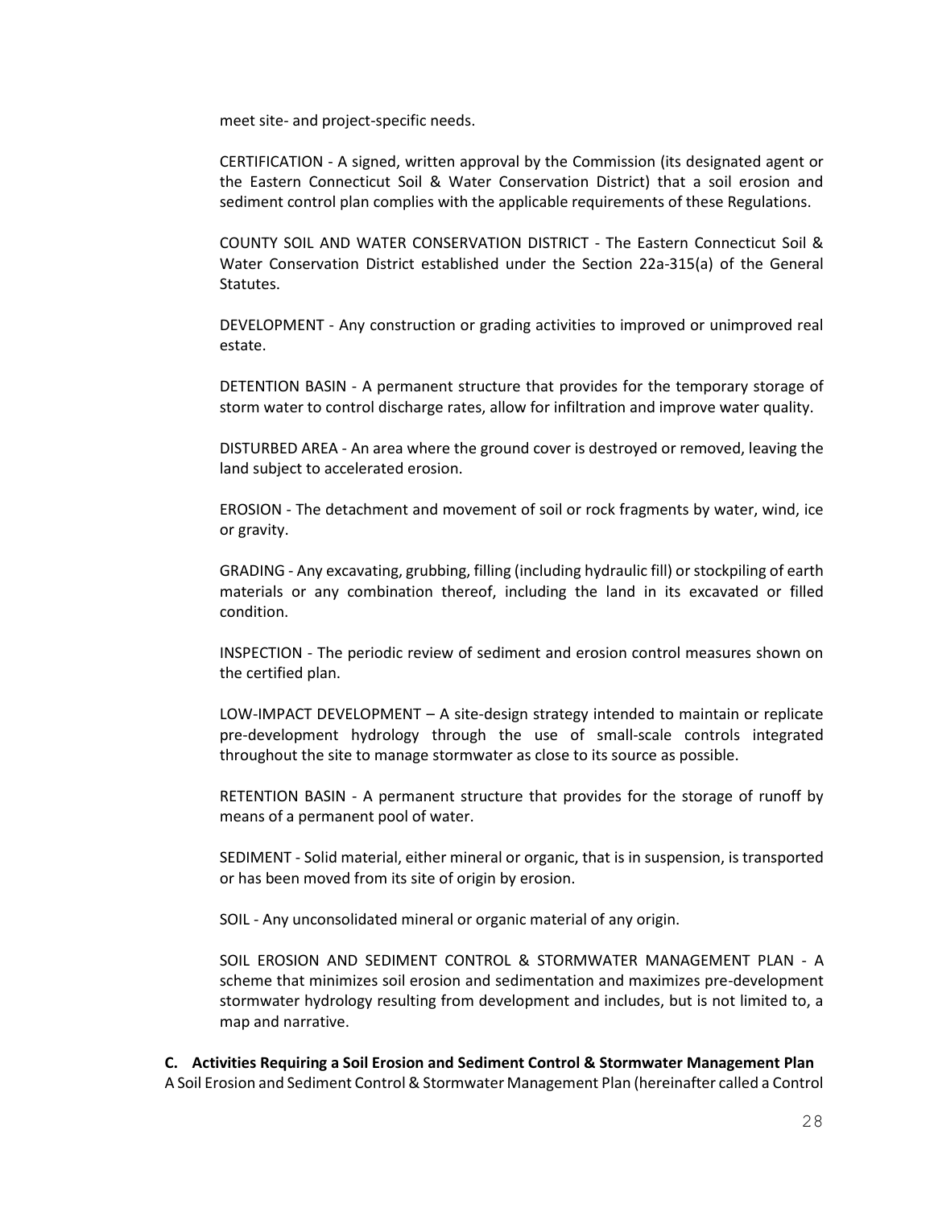meet site- and project-specific needs.

CERTIFICATION - A signed, written approval by the Commission (its designated agent or the Eastern Connecticut Soil & Water Conservation District) that a soil erosion and sediment control plan complies with the applicable requirements of these Regulations.

COUNTY SOIL AND WATER CONSERVATION DISTRICT - The Eastern Connecticut Soil & Water Conservation District established under the Section 22a-315(a) of the General Statutes.

DEVELOPMENT - Any construction or grading activities to improved or unimproved real estate.

DETENTION BASIN - A permanent structure that provides for the temporary storage of storm water to control discharge rates, allow for infiltration and improve water quality.

DISTURBED AREA - An area where the ground cover is destroyed or removed, leaving the land subject to accelerated erosion.

EROSION - The detachment and movement of soil or rock fragments by water, wind, ice or gravity.

GRADING - Any excavating, grubbing, filling (including hydraulic fill) or stockpiling of earth materials or any combination thereof, including the land in its excavated or filled condition.

INSPECTION - The periodic review of sediment and erosion control measures shown on the certified plan.

LOW-IMPACT DEVELOPMENT – A site-design strategy intended to maintain or replicate pre-development hydrology through the use of small-scale controls integrated throughout the site to manage stormwater as close to its source as possible.

RETENTION BASIN - A permanent structure that provides for the storage of runoff by means of a permanent pool of water.

SEDIMENT - Solid material, either mineral or organic, that is in suspension, is transported or has been moved from its site of origin by erosion.

SOIL - Any unconsolidated mineral or organic material of any origin.

SOIL EROSION AND SEDIMENT CONTROL & STORMWATER MANAGEMENT PLAN - A scheme that minimizes soil erosion and sedimentation and maximizes pre-development stormwater hydrology resulting from development and includes, but is not limited to, a map and narrative.

**C. Activities Requiring a Soil Erosion and Sediment Control & Stormwater Management Plan**

A Soil Erosion and Sediment Control & Stormwater Management Plan (hereinafter called a Control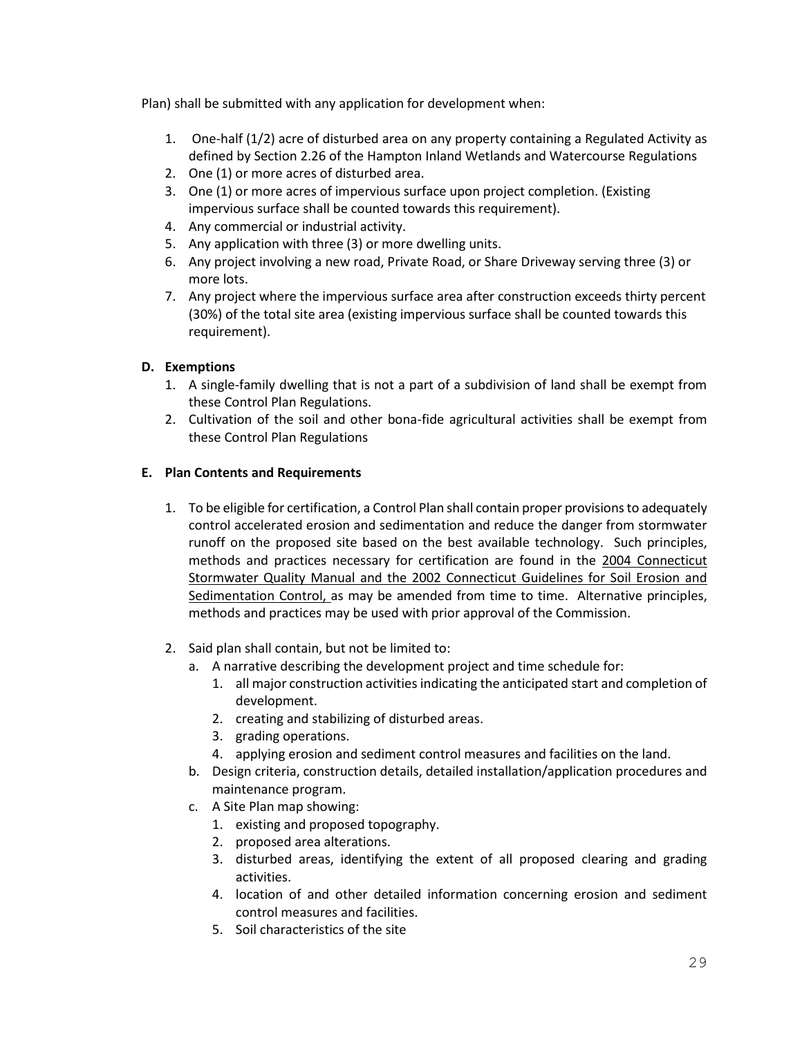Plan) shall be submitted with any application for development when:

1. One-half (1/2) acre of disturbed area on any property containing a Regulated Activity as defined by Section 2.26 of the Hampton Inland Wetlands and Watercourse Regulations
2. One (1) or more acres of disturbed area.
3. One (1) or more acres of impervious surface upon project completion. (Existing impervious surface shall be counted towards this requirement).
4. Any commercial or industrial activity.
5. Any application with three (3) or more dwelling units.
6. Any project involving a new road, Private Road, or Share Driveway serving three (3) or more lots.
7. Any project where the impervious surface area after construction exceeds thirty percent (30%) of the total site area (existing impervious surface shall be counted towards this requirement).

**D. Exemptions**

1. A single-family dwelling that is not a part of a subdivision of land shall be exempt from these Control Plan Regulations.
2. Cultivation of the soil and other bona-fide agricultural activities shall be exempt from these Control Plan Regulations

**E. Plan Contents and Requirements**

1. To be eligible for certification, a Control Plan shall contain proper provisions to adequately control accelerated erosion and sedimentation and reduce the danger from stormwater runoff on the proposed site based on the best available technology. Such principles, methods and practices necessary for certification are found in the 2004 Connecticut Stormwater Quality Manual and the 2002 Connecticut Guidelines for Soil Erosion and Sedimentation Control, as may be amended from time to time. Alternative principles, methods and practices may be used with prior approval of the Commission.

2. Said plan shall contain, but not be limited to:
   a. A narrative describing the development project and time schedule for:
      1. all major construction activities indicating the anticipated start and completion of development.
      2. creating and stabilizing of disturbed areas.
      3. grading operations.
      4. applying erosion and sediment control measures and facilities on the land.
   b. Design criteria, construction details, detailed installation/application procedures and maintenance program.
   c. A Site Plan map showing:
      1. existing and proposed topography.
      2. proposed area alterations.
      3. disturbed areas, identifying the extent of all proposed clearing and grading activities.
      4. location of and other detailed information concerning erosion and sediment control measures and facilities.
      5. Soil characteristics of the site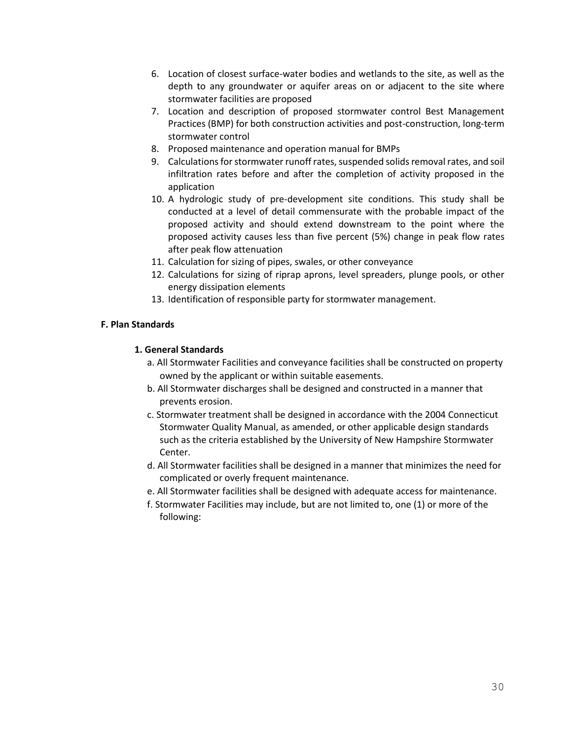6. Location of closest surface-water bodies and wetlands to the site, as well as the depth to any groundwater or aquifer areas on or adjacent to the site where stormwater facilities are proposed
7. Location and description of proposed stormwater control Best Management Practices (BMP) for both construction activities and post-construction, long-term stormwater control
8. Proposed maintenance and operation manual for BMPs
9. Calculations for stormwater runoff rates, suspended solids removal rates, and soil infiltration rates before and after the completion of activity proposed in the application
10. A hydrologic study of pre-development site conditions. This study shall be conducted at a level of detail commensurate with the probable impact of the proposed activity and should extend downstream to the point where the proposed activity causes less than five percent (5%) change in peak flow rates after peak flow attenuation
11. Calculation for sizing of pipes, swales, or other conveyance
12. Calculations for sizing of riprap aprons, level spreaders, plunge pools, or other energy dissipation elements
13. Identification of responsible party for stormwater management.

### F. Plan Standards

#### 1. General Standards

a. All Stormwater Facilities and conveyance facilities shall be constructed on property owned by the applicant or within suitable easements.

b. All Stormwater discharges shall be designed and constructed in a manner that prevents erosion.

c. Stormwater treatment shall be designed in accordance with the 2004 Connecticut Stormwater Quality Manual, as amended, or other applicable design standards such as the criteria established by the University of New Hampshire Stormwater Center.

d. All Stormwater facilities shall be designed in a manner that minimizes the need for complicated or overly frequent maintenance.

e. All Stormwater facilities shall be designed with adequate access for maintenance.

f. Stormwater Facilities may include, but are not limited to, one (1) or more of the following: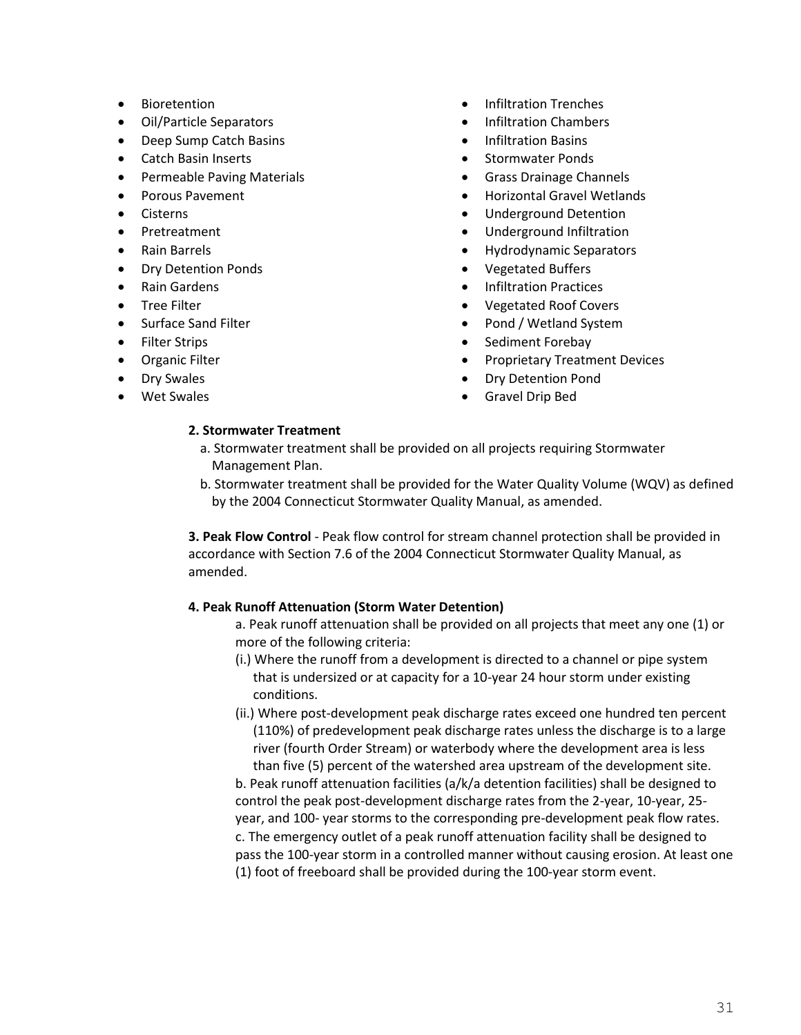- Bioretention
- Oil/Particle Separators
- Deep Sump Catch Basins
- Catch Basin Inserts
- Permeable Paving Materials
- Porous Pavement
- Cisterns
- Pretreatment
- Rain Barrels
- Dry Detention Ponds
- Rain Gardens
- Tree Filter
- Surface Sand Filter
- Filter Strips
- Organic Filter
- Dry Swales
- Wet Swales
- Infiltration Trenches
- Infiltration Chambers
- Infiltration Basins
- Stormwater Ponds
- Grass Drainage Channels
- Horizontal Gravel Wetlands
- Underground Detention
- Underground Infiltration
- Hydrodynamic Separators
- Vegetated Buffers
- Infiltration Practices
- Vegetated Roof Covers
- Pond / Wetland System
- Sediment Forebay
- Proprietary Treatment Devices
- Dry Detention Pond
- Gravel Drip Bed

**2. Stormwater Treatment**

a. Stormwater treatment shall be provided on all projects requiring Stormwater Management Plan.

b. Stormwater treatment shall be provided for the Water Quality Volume (WQV) as defined by the 2004 Connecticut Stormwater Quality Manual, as amended.

**3. Peak Flow Control** - Peak flow control for stream channel protection shall be provided in accordance with Section 7.6 of the 2004 Connecticut Stormwater Quality Manual, as amended.

**4. Peak Runoff Attenuation (Storm Water Detention)**

a. Peak runoff attenuation shall be provided on all projects that meet any one (1) or more of the following criteria:

(i.) Where the runoff from a development is directed to a channel or pipe system that is undersized or at capacity for a 10-year 24 hour storm under existing conditions.

(ii.) Where post-development peak discharge rates exceed one hundred ten percent (110%) of predevelopment peak discharge rates unless the discharge is to a large river (fourth Order Stream) or waterbody where the development area is less than five (5) percent of the watershed area upstream of the development site.

b. Peak runoff attenuation facilities (a/k/a detention facilities) shall be designed to control the peak post-development discharge rates from the 2-year, 10-year, 25-year, and 100- year storms to the corresponding pre-development peak flow rates.

c. The emergency outlet of a peak runoff attenuation facility shall be designed to pass the 100-year storm in a controlled manner without causing erosion. At least one (1) foot of freeboard shall be provided during the 100-year storm event.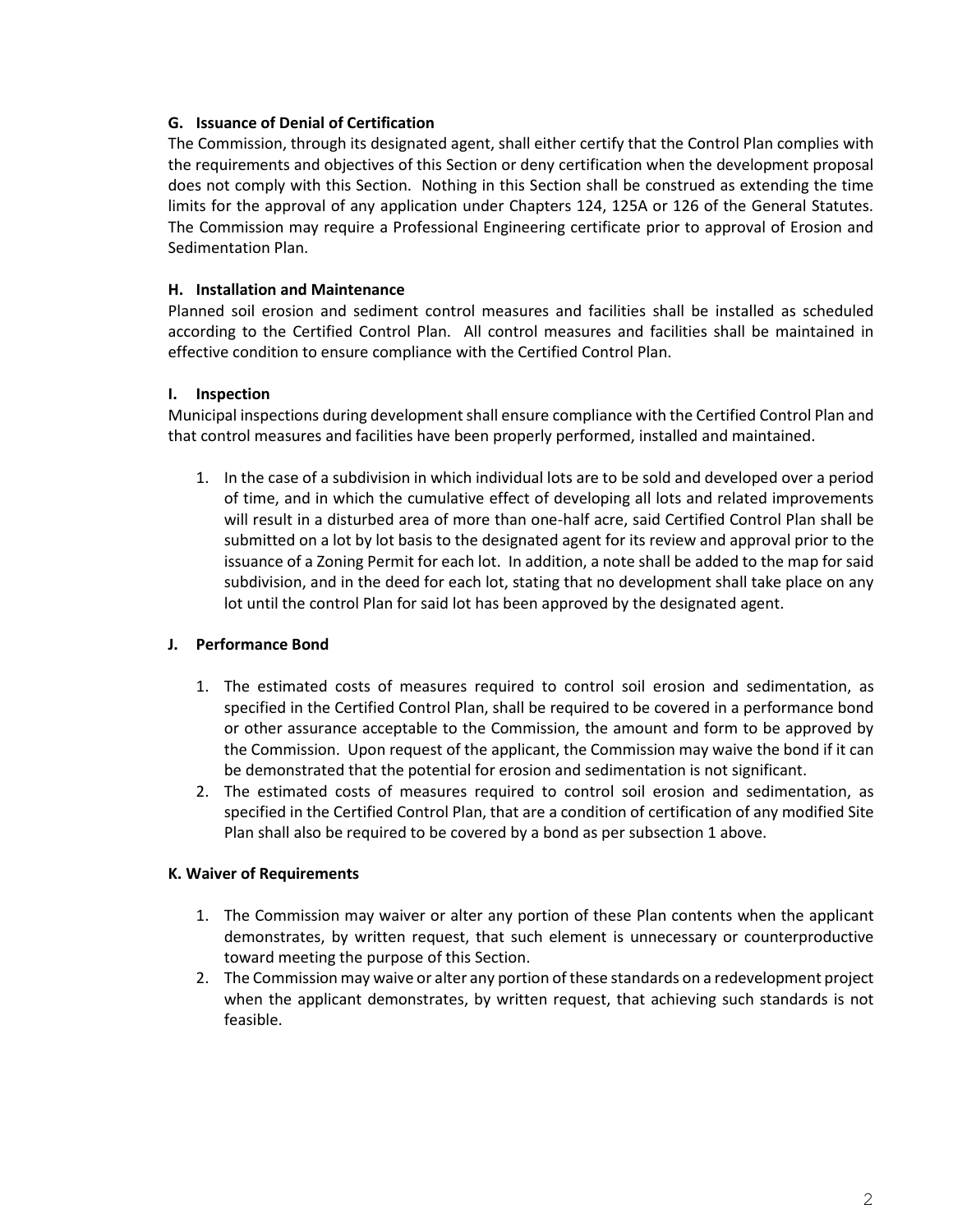**G. Issuance of Denial of Certification**

The Commission, through its designated agent, shall either certify that the Control Plan complies with the requirements and objectives of this Section or deny certification when the development proposal does not comply with this Section. Nothing in this Section shall be construed as extending the time limits for the approval of any application under Chapters 124, 125A or 126 of the General Statutes. The Commission may require a Professional Engineering certificate prior to approval of Erosion and Sedimentation Plan.

**H. Installation and Maintenance**

Planned soil erosion and sediment control measures and facilities shall be installed as scheduled according to the Certified Control Plan. All control measures and facilities shall be maintained in effective condition to ensure compliance with the Certified Control Plan.

**I. Inspection**

Municipal inspections during development shall ensure compliance with the Certified Control Plan and that control measures and facilities have been properly performed, installed and maintained.

1. In the case of a subdivision in which individual lots are to be sold and developed over a period of time, and in which the cumulative effect of developing all lots and related improvements will result in a disturbed area of more than one-half acre, said Certified Control Plan shall be submitted on a lot by lot basis to the designated agent for its review and approval prior to the issuance of a Zoning Permit for each lot. In addition, a note shall be added to the map for said subdivision, and in the deed for each lot, stating that no development shall take place on any lot until the control Plan for said lot has been approved by the designated agent.

**J. Performance Bond**

1. The estimated costs of measures required to control soil erosion and sedimentation, as specified in the Certified Control Plan, shall be required to be covered in a performance bond or other assurance acceptable to the Commission, the amount and form to be approved by the Commission. Upon request of the applicant, the Commission may waive the bond if it can be demonstrated that the potential for erosion and sedimentation is not significant.
2. The estimated costs of measures required to control soil erosion and sedimentation, as specified in the Certified Control Plan, that are a condition of certification of any modified Site Plan shall also be required to be covered by a bond as per subsection 1 above.

**K. Waiver of Requirements**

1. The Commission may waiver or alter any portion of these Plan contents when the applicant demonstrates, by written request, that such element is unnecessary or counterproductive toward meeting the purpose of this Section.
2. The Commission may waive or alter any portion of these standards on a redevelopment project when the applicant demonstrates, by written request, that achieving such standards is not feasible.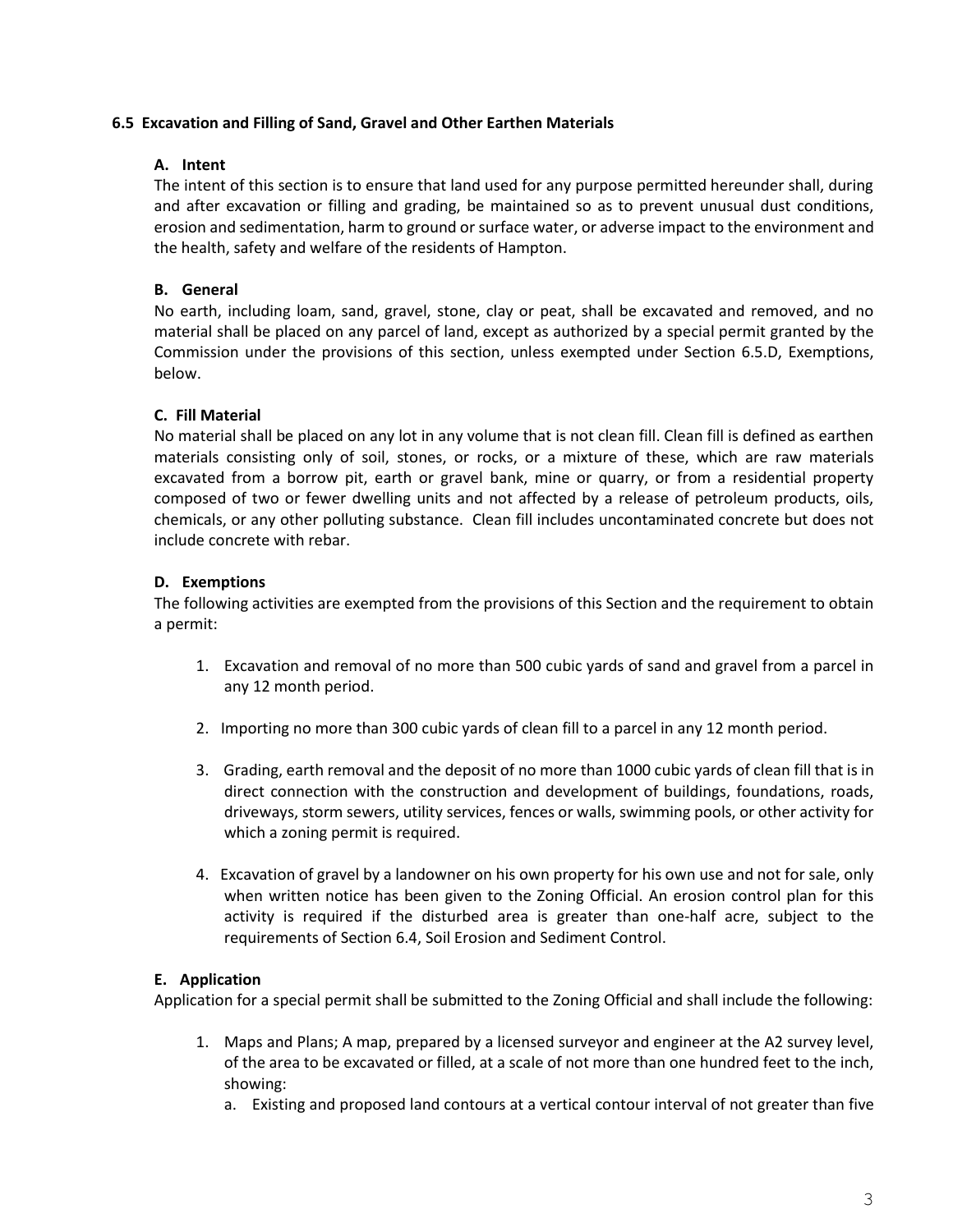### 6.5 Excavation and Filling of Sand, Gravel and Other Earthen Materials

**A. Intent**

The intent of this section is to ensure that land used for any purpose permitted hereunder shall, during and after excavation or filling and grading, be maintained so as to prevent unusual dust conditions, erosion and sedimentation, harm to ground or surface water, or adverse impact to the environment and the health, safety and welfare of the residents of Hampton.

**B. General**

No earth, including loam, sand, gravel, stone, clay or peat, shall be excavated and removed, and no material shall be placed on any parcel of land, except as authorized by a special permit granted by the Commission under the provisions of this section, unless exempted under Section 6.5.D, Exemptions, below.

**C. Fill Material**

No material shall be placed on any lot in any volume that is not clean fill. Clean fill is defined as earthen materials consisting only of soil, stones, or rocks, or a mixture of these, which are raw materials excavated from a borrow pit, earth or gravel bank, mine or quarry, or from a residential property composed of two or fewer dwelling units and not affected by a release of petroleum products, oils, chemicals, or any other polluting substance. Clean fill includes uncontaminated concrete but does not include concrete with rebar.

**D. Exemptions**

The following activities are exempted from the provisions of this Section and the requirement to obtain a permit:

1. Excavation and removal of no more than 500 cubic yards of sand and gravel from a parcel in any 12 month period.
2. Importing no more than 300 cubic yards of clean fill to a parcel in any 12 month period.
3. Grading, earth removal and the deposit of no more than 1000 cubic yards of clean fill that is in direct connection with the construction and development of buildings, foundations, roads, driveways, storm sewers, utility services, fences or walls, swimming pools, or other activity for which a zoning permit is required.
4. Excavation of gravel by a landowner on his own property for his own use and not for sale, only when written notice has been given to the Zoning Official. An erosion control plan for this activity is required if the disturbed area is greater than one-half acre, subject to the requirements of Section 6.4, Soil Erosion and Sediment Control.

**E. Application**

Application for a special permit shall be submitted to the Zoning Official and shall include the following:

1. Maps and Plans; A map, prepared by a licensed surveyor and engineer at the A2 survey level, of the area to be excavated or filled, at a scale of not more than one hundred feet to the inch, showing:
   a. Existing and proposed land contours at a vertical contour interval of not greater than five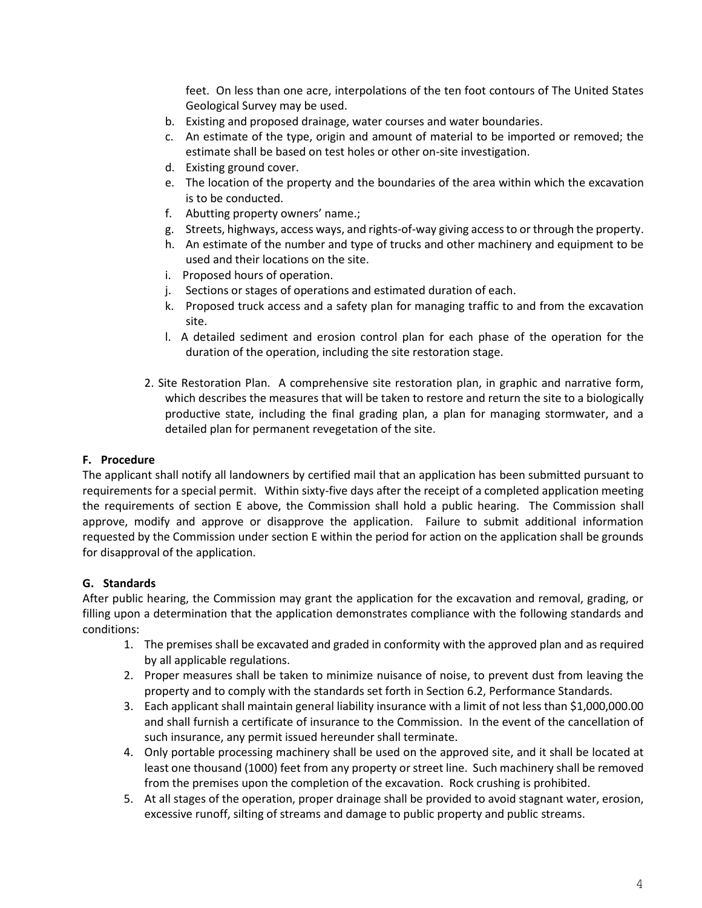feet. On less than one acre, interpolations of the ten foot contours of The United States Geological Survey may be used.

   b. Existing and proposed drainage, water courses and water boundaries.
   c. An estimate of the type, origin and amount of material to be imported or removed; the estimate shall be based on test holes or other on-site investigation.
   d. Existing ground cover.
   e. The location of the property and the boundaries of the area within which the excavation is to be conducted.
   f. Abutting property owners' name.;
   g. Streets, highways, access ways, and rights-of-way giving access to or through the property.
   h. An estimate of the number and type of trucks and other machinery and equipment to be used and their locations on the site.
   i. Proposed hours of operation.
   j. Sections or stages of operations and estimated duration of each.
   k. Proposed truck access and a safety plan for managing traffic to and from the excavation site.
   l. A detailed sediment and erosion control plan for each phase of the operation for the duration of the operation, including the site restoration stage.

2. Site Restoration Plan. A comprehensive site restoration plan, in graphic and narrative form, which describes the measures that will be taken to restore and return the site to a biologically productive state, including the final grading plan, a plan for managing stormwater, and a detailed plan for permanent revegetation of the site.

**F. Procedure**

The applicant shall notify all landowners by certified mail that an application has been submitted pursuant to requirements for a special permit. Within sixty-five days after the receipt of a completed application meeting the requirements of section E above, the Commission shall hold a public hearing. The Commission shall approve, modify and approve or disapprove the application. Failure to submit additional information requested by the Commission under section E within the period for action on the application shall be grounds for disapproval of the application.

**G. Standards**

After public hearing, the Commission may grant the application for the excavation and removal, grading, or filling upon a determination that the application demonstrates compliance with the following standards and conditions:

1. The premises shall be excavated and graded in conformity with the approved plan and as required by all applicable regulations.
2. Proper measures shall be taken to minimize nuisance of noise, to prevent dust from leaving the property and to comply with the standards set forth in Section 6.2, Performance Standards.
3. Each applicant shall maintain general liability insurance with a limit of not less than $1,000,000.00 and shall furnish a certificate of insurance to the Commission. In the event of the cancellation of such insurance, any permit issued hereunder shall terminate.
4. Only portable processing machinery shall be used on the approved site, and it shall be located at least one thousand (1000) feet from any property or street line. Such machinery shall be removed from the premises upon the completion of the excavation. Rock crushing is prohibited.
5. At all stages of the operation, proper drainage shall be provided to avoid stagnant water, erosion, excessive runoff, silting of streams and damage to public property and public streams.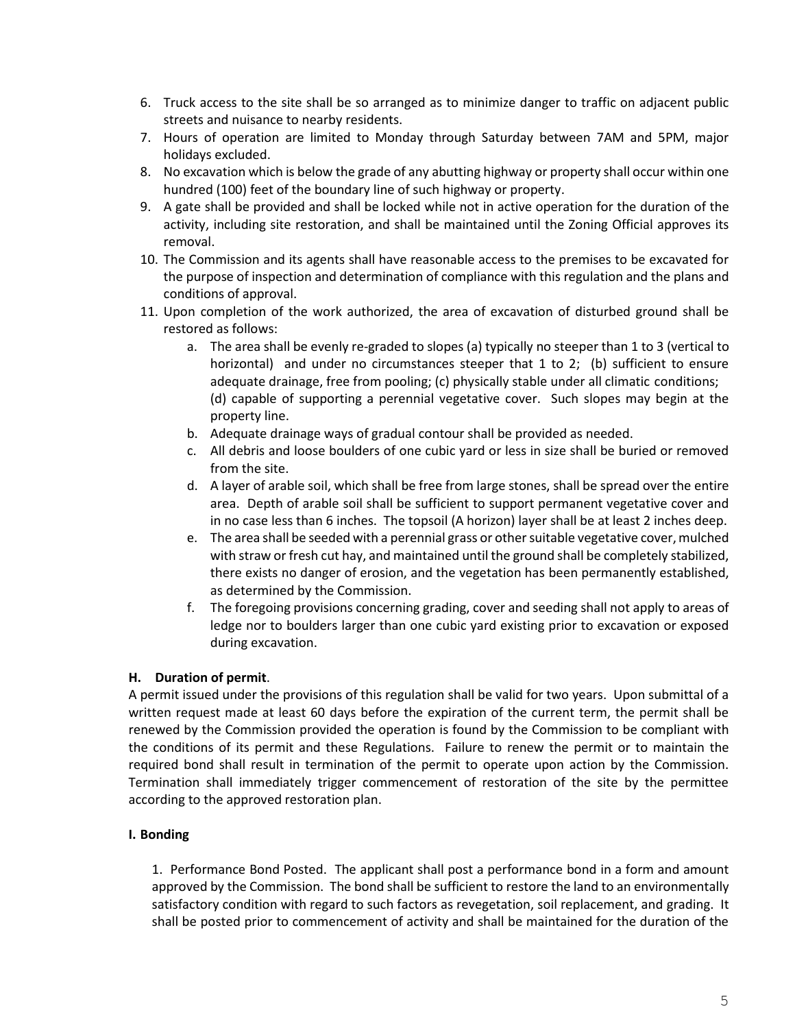6. Truck access to the site shall be so arranged as to minimize danger to traffic on adjacent public streets and nuisance to nearby residents.
7. Hours of operation are limited to Monday through Saturday between 7AM and 5PM, major holidays excluded.
8. No excavation which is below the grade of any abutting highway or property shall occur within one hundred (100) feet of the boundary line of such highway or property.
9. A gate shall be provided and shall be locked while not in active operation for the duration of the activity, including site restoration, and shall be maintained until the Zoning Official approves its removal.
10. The Commission and its agents shall have reasonable access to the premises to be excavated for the purpose of inspection and determination of compliance with this regulation and the plans and conditions of approval.
11. Upon completion of the work authorized, the area of excavation of disturbed ground shall be restored as follows:
    a. The area shall be evenly re-graded to slopes (a) typically no steeper than 1 to 3 (vertical to horizontal) and under no circumstances steeper that 1 to 2; (b) sufficient to ensure adequate drainage, free from pooling; (c) physically stable under all climatic conditions; (d) capable of supporting a perennial vegetative cover. Such slopes may begin at the property line.
    b. Adequate drainage ways of gradual contour shall be provided as needed.
    c. All debris and loose boulders of one cubic yard or less in size shall be buried or removed from the site.
    d. A layer of arable soil, which shall be free from large stones, shall be spread over the entire area. Depth of arable soil shall be sufficient to support permanent vegetative cover and in no case less than 6 inches. The topsoil (A horizon) layer shall be at least 2 inches deep.
    e. The area shall be seeded with a perennial grass or other suitable vegetative cover, mulched with straw or fresh cut hay, and maintained until the ground shall be completely stabilized, there exists no danger of erosion, and the vegetation has been permanently established, as determined by the Commission.
    f. The foregoing provisions concerning grading, cover and seeding shall not apply to areas of ledge nor to boulders larger than one cubic yard existing prior to excavation or exposed during excavation.

**H. Duration of permit**.

A permit issued under the provisions of this regulation shall be valid for two years. Upon submittal of a written request made at least 60 days before the expiration of the current term, the permit shall be renewed by the Commission provided the operation is found by the Commission to be compliant with the conditions of its permit and these Regulations. Failure to renew the permit or to maintain the required bond shall result in termination of the permit to operate upon action by the Commission. Termination shall immediately trigger commencement of restoration of the site by the permittee according to the approved restoration plan.

**I. Bonding**

1. Performance Bond Posted. The applicant shall post a performance bond in a form and amount approved by the Commission. The bond shall be sufficient to restore the land to an environmentally satisfactory condition with regard to such factors as revegetation, soil replacement, and grading. It shall be posted prior to commencement of activity and shall be maintained for the duration of the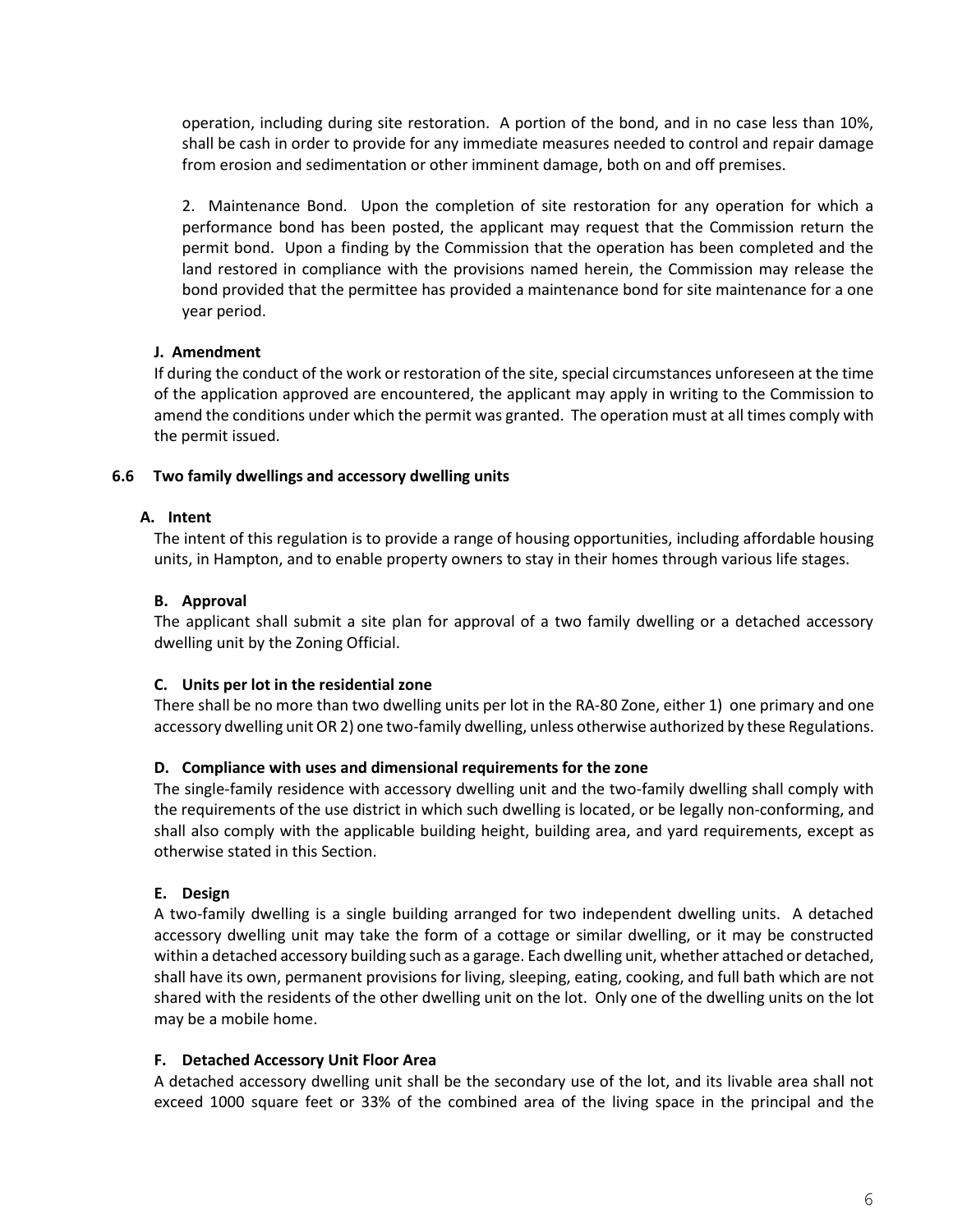operation, including during site restoration. A portion of the bond, and in no case less than 10%, shall be cash in order to provide for any immediate measures needed to control and repair damage from erosion and sedimentation or other imminent damage, both on and off premises.

2. Maintenance Bond. Upon the completion of site restoration for any operation for which a performance bond has been posted, the applicant may request that the Commission return the permit bond. Upon a finding by the Commission that the operation has been completed and the land restored in compliance with the provisions named herein, the Commission may release the bond provided that the permittee has provided a maintenance bond for site maintenance for a one year period.

**J. Amendment**

If during the conduct of the work or restoration of the site, special circumstances unforeseen at the time of the application approved are encountered, the applicant may apply in writing to the Commission to amend the conditions under which the permit was granted. The operation must at all times comply with the permit issued.

## 6.6 Two family dwellings and accessory dwelling units

**A. Intent**

The intent of this regulation is to provide a range of housing opportunities, including affordable housing units, in Hampton, and to enable property owners to stay in their homes through various life stages.

**B. Approval**

The applicant shall submit a site plan for approval of a two family dwelling or a detached accessory dwelling unit by the Zoning Official.

**C. Units per lot in the residential zone**

There shall be no more than two dwelling units per lot in the RA-80 Zone, either 1) one primary and one accessory dwelling unit OR 2) one two-family dwelling, unless otherwise authorized by these Regulations.

**D. Compliance with uses and dimensional requirements for the zone**

The single-family residence with accessory dwelling unit and the two-family dwelling shall comply with the requirements of the use district in which such dwelling is located, or be legally non-conforming, and shall also comply with the applicable building height, building area, and yard requirements, except as otherwise stated in this Section.

**E. Design**

A two-family dwelling is a single building arranged for two independent dwelling units. A detached accessory dwelling unit may take the form of a cottage or similar dwelling, or it may be constructed within a detached accessory building such as a garage. Each dwelling unit, whether attached or detached, shall have its own, permanent provisions for living, sleeping, eating, cooking, and full bath which are not shared with the residents of the other dwelling unit on the lot. Only one of the dwelling units on the lot may be a mobile home.

**F. Detached Accessory Unit Floor Area**

A detached accessory dwelling unit shall be the secondary use of the lot, and its livable area shall not exceed 1000 square feet or 33% of the combined area of the living space in the principal and the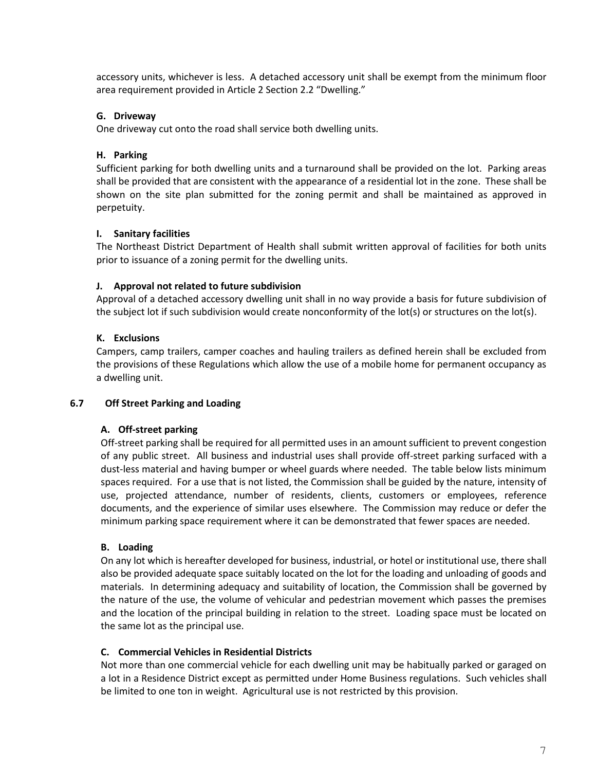accessory units, whichever is less. A detached accessory unit shall be exempt from the minimum floor area requirement provided in Article 2 Section 2.2 "Dwelling."

**G. Driveway**

One driveway cut onto the road shall service both dwelling units.

**H. Parking**

Sufficient parking for both dwelling units and a turnaround shall be provided on the lot. Parking areas shall be provided that are consistent with the appearance of a residential lot in the zone. These shall be shown on the site plan submitted for the zoning permit and shall be maintained as approved in perpetuity.

**I. Sanitary facilities**

The Northeast District Department of Health shall submit written approval of facilities for both units prior to issuance of a zoning permit for the dwelling units.

**J. Approval not related to future subdivision**

Approval of a detached accessory dwelling unit shall in no way provide a basis for future subdivision of the subject lot if such subdivision would create nonconformity of the lot(s) or structures on the lot(s).

**K. Exclusions**

Campers, camp trailers, camper coaches and hauling trailers as defined herein shall be excluded from the provisions of these Regulations which allow the use of a mobile home for permanent occupancy as a dwelling unit.

## 6.7 Off Street Parking and Loading

**A. Off-street parking**

Off-street parking shall be required for all permitted uses in an amount sufficient to prevent congestion of any public street. All business and industrial uses shall provide off-street parking surfaced with a dust-less material and having bumper or wheel guards where needed. The table below lists minimum spaces required. For a use that is not listed, the Commission shall be guided by the nature, intensity of use, projected attendance, number of residents, clients, customers or employees, reference documents, and the experience of similar uses elsewhere. The Commission may reduce or defer the minimum parking space requirement where it can be demonstrated that fewer spaces are needed.

**B. Loading**

On any lot which is hereafter developed for business, industrial, or hotel or institutional use, there shall also be provided adequate space suitably located on the lot for the loading and unloading of goods and materials. In determining adequacy and suitability of location, the Commission shall be governed by the nature of the use, the volume of vehicular and pedestrian movement which passes the premises and the location of the principal building in relation to the street. Loading space must be located on the same lot as the principal use.

**C. Commercial Vehicles in Residential Districts**

Not more than one commercial vehicle for each dwelling unit may be habitually parked or garaged on a lot in a Residence District except as permitted under Home Business regulations. Such vehicles shall be limited to one ton in weight. Agricultural use is not restricted by this provision.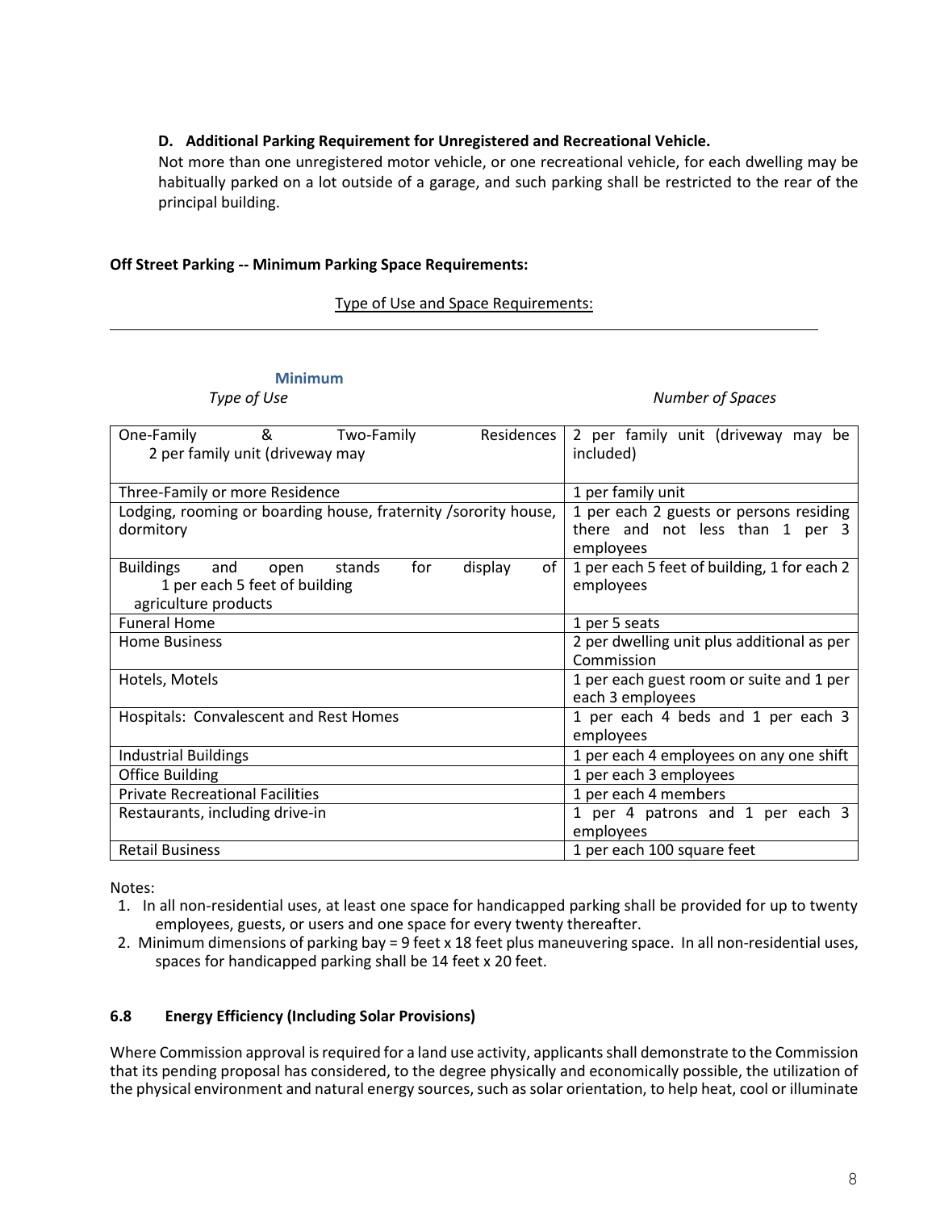**D. Additional Parking Requirement for Unregistered and Recreational Vehicle.**

Not more than one unregistered motor vehicle, or one recreational vehicle, for each dwelling may be habitually parked on a lot outside of a garage, and such parking shall be restricted to the rear of the principal building.

**Off Street Parking -- Minimum Parking Space Requirements:**

Type of Use and Space Requirements:

| *Type of Use* | **Minimum** *Number of Spaces* |
|---|---|
| One-Family & Two-Family Residences 2 per family unit (driveway may | 2 per family unit (driveway may be included) |
| Three-Family or more Residence | 1 per family unit |
| Lodging, rooming or boarding house, fraternity /sorority house, dormitory | 1 per each 2 guests or persons residing there and not less than 1 per 3 employees |
| Buildings and open stands for display of 1 per each 5 feet of building agriculture products | 1 per each 5 feet of building, 1 for each 2 employees |
| Funeral Home | 1 per 5 seats |
| Home Business | 2 per dwelling unit plus additional as per Commission |
| Hotels, Motels | 1 per each guest room or suite and 1 per each 3 employees |
| Hospitals: Convalescent and Rest Homes | 1 per each 4 beds and 1 per each 3 employees |
| Industrial Buildings | 1 per each 4 employees on any one shift |
| Office Building | 1 per each 3 employees |
| Private Recreational Facilities | 1 per each 4 members |
| Restaurants, including drive-in | 1 per 4 patrons and 1 per each 3 employees |
| Retail Business | 1 per each 100 square feet |

Notes:

1. In all non-residential uses, at least one space for handicapped parking shall be provided for up to twenty employees, guests, or users and one space for every twenty thereafter.
2. Minimum dimensions of parking bay = 9 feet x 18 feet plus maneuvering space. In all non-residential uses, spaces for handicapped parking shall be 14 feet x 20 feet.

### 6.8 Energy Efficiency (Including Solar Provisions)

Where Commission approval is required for a land use activity, applicants shall demonstrate to the Commission that its pending proposal has considered, to the degree physically and economically possible, the utilization of the physical environment and natural energy sources, such as solar orientation, to help heat, cool or illuminate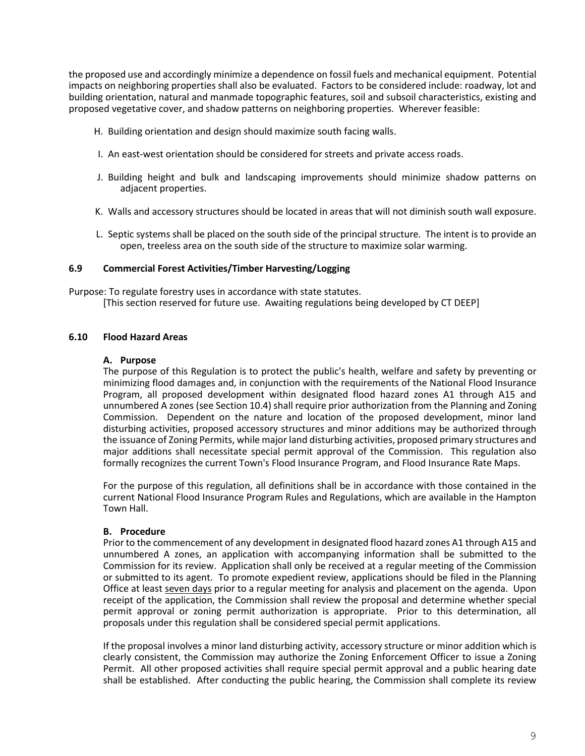the proposed use and accordingly minimize a dependence on fossil fuels and mechanical equipment. Potential impacts on neighboring properties shall also be evaluated. Factors to be considered include: roadway, lot and building orientation, natural and manmade topographic features, soil and subsoil characteristics, existing and proposed vegetative cover, and shadow patterns on neighboring properties. Wherever feasible:

H. Building orientation and design should maximize south facing walls.

I. An east-west orientation should be considered for streets and private access roads.

J. Building height and bulk and landscaping improvements should minimize shadow patterns on adjacent properties.

K. Walls and accessory structures should be located in areas that will not diminish south wall exposure.

L. Septic systems shall be placed on the south side of the principal structure. The intent is to provide an open, treeless area on the south side of the structure to maximize solar warming.

### 6.9 Commercial Forest Activities/Timber Harvesting/Logging

Purpose: To regulate forestry uses in accordance with state statutes.
[This section reserved for future use. Awaiting regulations being developed by CT DEEP]

### 6.10 Flood Hazard Areas

**A. Purpose**

The purpose of this Regulation is to protect the public's health, welfare and safety by preventing or minimizing flood damages and, in conjunction with the requirements of the National Flood Insurance Program, all proposed development within designated flood hazard zones A1 through A15 and unnumbered A zones (see Section 10.4) shall require prior authorization from the Planning and Zoning Commission. Dependent on the nature and location of the proposed development, minor land disturbing activities, proposed accessory structures and minor additions may be authorized through the issuance of Zoning Permits, while major land disturbing activities, proposed primary structures and major additions shall necessitate special permit approval of the Commission. This regulation also formally recognizes the current Town's Flood Insurance Program, and Flood Insurance Rate Maps.

For the purpose of this regulation, all definitions shall be in accordance with those contained in the current National Flood Insurance Program Rules and Regulations, which are available in the Hampton Town Hall.

**B. Procedure**

Prior to the commencement of any development in designated flood hazard zones A1 through A15 and unnumbered A zones, an application with accompanying information shall be submitted to the Commission for its review. Application shall only be received at a regular meeting of the Commission or submitted to its agent. To promote expedient review, applications should be filed in the Planning Office at least <u>seven days</u> prior to a regular meeting for analysis and placement on the agenda. Upon receipt of the application, the Commission shall review the proposal and determine whether special permit approval or zoning permit authorization is appropriate. Prior to this determination, all proposals under this regulation shall be considered special permit applications.

If the proposal involves a minor land disturbing activity, accessory structure or minor addition which is clearly consistent, the Commission may authorize the Zoning Enforcement Officer to issue a Zoning Permit. All other proposed activities shall require special permit approval and a public hearing date shall be established. After conducting the public hearing, the Commission shall complete its review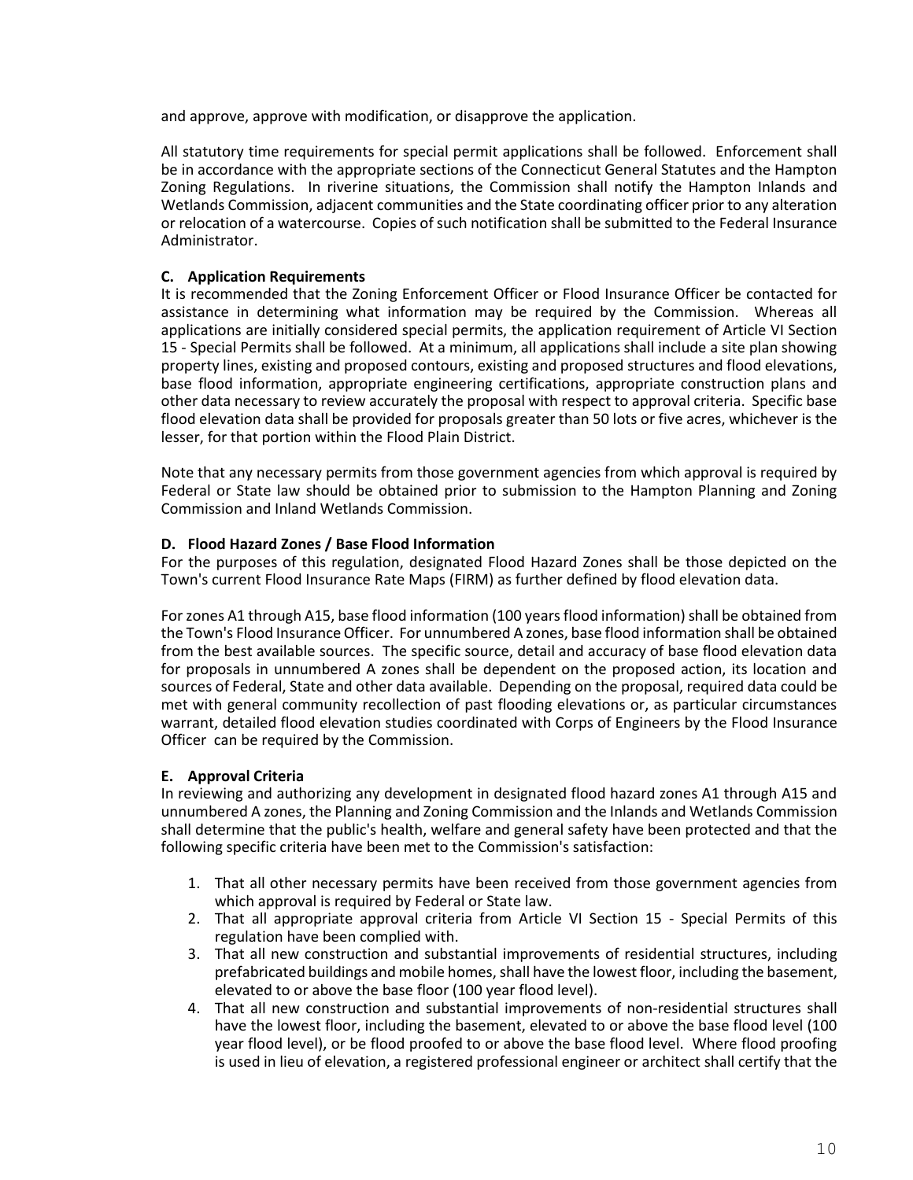and approve, approve with modification, or disapprove the application.

All statutory time requirements for special permit applications shall be followed. Enforcement shall be in accordance with the appropriate sections of the Connecticut General Statutes and the Hampton Zoning Regulations. In riverine situations, the Commission shall notify the Hampton Inlands and Wetlands Commission, adjacent communities and the State coordinating officer prior to any alteration or relocation of a watercourse. Copies of such notification shall be submitted to the Federal Insurance Administrator.

**C. Application Requirements**

It is recommended that the Zoning Enforcement Officer or Flood Insurance Officer be contacted for assistance in determining what information may be required by the Commission. Whereas all applications are initially considered special permits, the application requirement of Article VI Section 15 - Special Permits shall be followed. At a minimum, all applications shall include a site plan showing property lines, existing and proposed contours, existing and proposed structures and flood elevations, base flood information, appropriate engineering certifications, appropriate construction plans and other data necessary to review accurately the proposal with respect to approval criteria. Specific base flood elevation data shall be provided for proposals greater than 50 lots or five acres, whichever is the lesser, for that portion within the Flood Plain District.

Note that any necessary permits from those government agencies from which approval is required by Federal or State law should be obtained prior to submission to the Hampton Planning and Zoning Commission and Inland Wetlands Commission.

**D. Flood Hazard Zones / Base Flood Information**

For the purposes of this regulation, designated Flood Hazard Zones shall be those depicted on the Town's current Flood Insurance Rate Maps (FIRM) as further defined by flood elevation data.

For zones A1 through A15, base flood information (100 years flood information) shall be obtained from the Town's Flood Insurance Officer. For unnumbered A zones, base flood information shall be obtained from the best available sources. The specific source, detail and accuracy of base flood elevation data for proposals in unnumbered A zones shall be dependent on the proposed action, its location and sources of Federal, State and other data available. Depending on the proposal, required data could be met with general community recollection of past flooding elevations or, as particular circumstances warrant, detailed flood elevation studies coordinated with Corps of Engineers by the Flood Insurance Officer can be required by the Commission.

**E. Approval Criteria**

In reviewing and authorizing any development in designated flood hazard zones A1 through A15 and unnumbered A zones, the Planning and Zoning Commission and the Inlands and Wetlands Commission shall determine that the public's health, welfare and general safety have been protected and that the following specific criteria have been met to the Commission's satisfaction:

1. That all other necessary permits have been received from those government agencies from which approval is required by Federal or State law.
2. That all appropriate approval criteria from Article VI Section 15 - Special Permits of this regulation have been complied with.
3. That all new construction and substantial improvements of residential structures, including prefabricated buildings and mobile homes, shall have the lowest floor, including the basement, elevated to or above the base floor (100 year flood level).
4. That all new construction and substantial improvements of non-residential structures shall have the lowest floor, including the basement, elevated to or above the base flood level (100 year flood level), or be flood proofed to or above the base flood level. Where flood proofing is used in lieu of elevation, a registered professional engineer or architect shall certify that the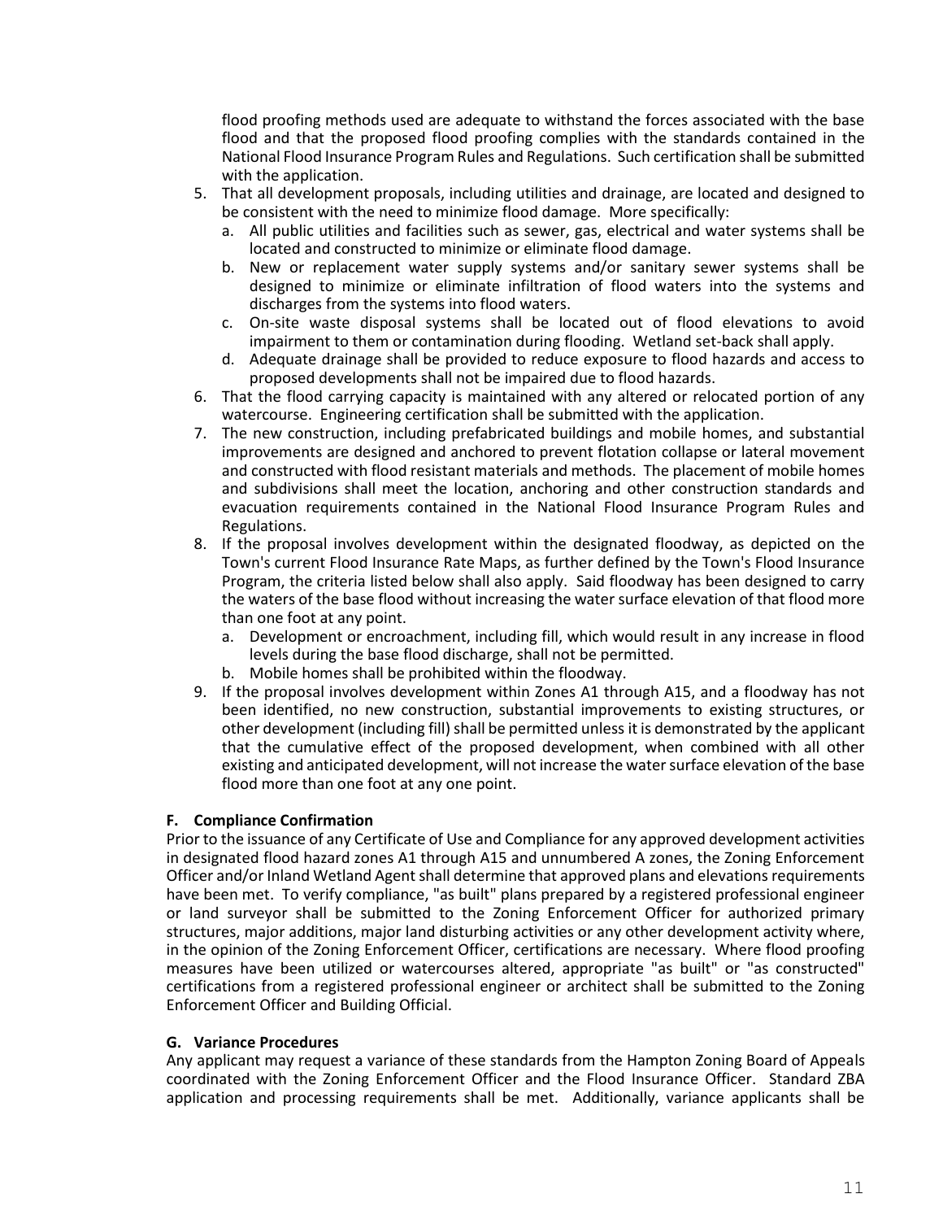flood proofing methods used are adequate to withstand the forces associated with the base flood and that the proposed flood proofing complies with the standards contained in the National Flood Insurance Program Rules and Regulations. Such certification shall be submitted with the application.

5. That all development proposals, including utilities and drainage, are located and designed to be consistent with the need to minimize flood damage. More specifically:
   a. All public utilities and facilities such as sewer, gas, electrical and water systems shall be located and constructed to minimize or eliminate flood damage.
   b. New or replacement water supply systems and/or sanitary sewer systems shall be designed to minimize or eliminate infiltration of flood waters into the systems and discharges from the systems into flood waters.
   c. On-site waste disposal systems shall be located out of flood elevations to avoid impairment to them or contamination during flooding. Wetland set-back shall apply.
   d. Adequate drainage shall be provided to reduce exposure to flood hazards and access to proposed developments shall not be impaired due to flood hazards.
6. That the flood carrying capacity is maintained with any altered or relocated portion of any watercourse. Engineering certification shall be submitted with the application.
7. The new construction, including prefabricated buildings and mobile homes, and substantial improvements are designed and anchored to prevent flotation collapse or lateral movement and constructed with flood resistant materials and methods. The placement of mobile homes and subdivisions shall meet the location, anchoring and other construction standards and evacuation requirements contained in the National Flood Insurance Program Rules and Regulations.
8. If the proposal involves development within the designated floodway, as depicted on the Town's current Flood Insurance Rate Maps, as further defined by the Town's Flood Insurance Program, the criteria listed below shall also apply. Said floodway has been designed to carry the waters of the base flood without increasing the water surface elevation of that flood more than one foot at any point.
   a. Development or encroachment, including fill, which would result in any increase in flood levels during the base flood discharge, shall not be permitted.
   b. Mobile homes shall be prohibited within the floodway.
9. If the proposal involves development within Zones A1 through A15, and a floodway has not been identified, no new construction, substantial improvements to existing structures, or other development (including fill) shall be permitted unless it is demonstrated by the applicant that the cumulative effect of the proposed development, when combined with all other existing and anticipated development, will not increase the water surface elevation of the base flood more than one foot at any one point.

#### F. Compliance Confirmation

Prior to the issuance of any Certificate of Use and Compliance for any approved development activities in designated flood hazard zones A1 through A15 and unnumbered A zones, the Zoning Enforcement Officer and/or Inland Wetland Agent shall determine that approved plans and elevations requirements have been met. To verify compliance, "as built" plans prepared by a registered professional engineer or land surveyor shall be submitted to the Zoning Enforcement Officer for authorized primary structures, major additions, major land disturbing activities or any other development activity where, in the opinion of the Zoning Enforcement Officer, certifications are necessary. Where flood proofing measures have been utilized or watercourses altered, appropriate "as built" or "as constructed" certifications from a registered professional engineer or architect shall be submitted to the Zoning Enforcement Officer and Building Official.

#### G. Variance Procedures

Any applicant may request a variance of these standards from the Hampton Zoning Board of Appeals coordinated with the Zoning Enforcement Officer and the Flood Insurance Officer. Standard ZBA application and processing requirements shall be met. Additionally, variance applicants shall be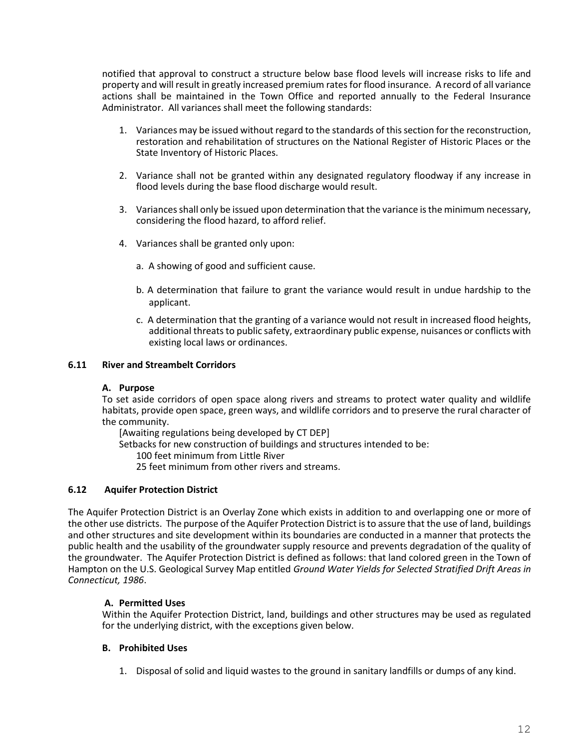notified that approval to construct a structure below base flood levels will increase risks to life and property and will result in greatly increased premium rates for flood insurance. A record of all variance actions shall be maintained in the Town Office and reported annually to the Federal Insurance Administrator. All variances shall meet the following standards:

1. Variances may be issued without regard to the standards of this section for the reconstruction, restoration and rehabilitation of structures on the National Register of Historic Places or the State Inventory of Historic Places.

2. Variance shall not be granted within any designated regulatory floodway if any increase in flood levels during the base flood discharge would result.

3. Variances shall only be issued upon determination that the variance is the minimum necessary, considering the flood hazard, to afford relief.

4. Variances shall be granted only upon:

   a. A showing of good and sufficient cause.

   b. A determination that failure to grant the variance would result in undue hardship to the applicant.

   c. A determination that the granting of a variance would not result in increased flood heights, additional threats to public safety, extraordinary public expense, nuisances or conflicts with existing local laws or ordinances.

### 6.11 River and Streambelt Corridors

#### A. Purpose

To set aside corridors of open space along rivers and streams to protect water quality and wildlife habitats, provide open space, green ways, and wildlife corridors and to preserve the rural character of the community.

[Awaiting regulations being developed by CT DEP]

Setbacks for new construction of buildings and structures intended to be:

100 feet minimum from Little River

25 feet minimum from other rivers and streams.

### 6.12 Aquifer Protection District

The Aquifer Protection District is an Overlay Zone which exists in addition to and overlapping one or more of the other use districts. The purpose of the Aquifer Protection District is to assure that the use of land, buildings and other structures and site development within its boundaries are conducted in a manner that protects the public health and the usability of the groundwater supply resource and prevents degradation of the quality of the groundwater. The Aquifer Protection District is defined as follows: that land colored green in the Town of Hampton on the U.S. Geological Survey Map entitled *Ground Water Yields for Selected Stratified Drift Areas in Connecticut, 1986*.

#### A. Permitted Uses

Within the Aquifer Protection District, land, buildings and other structures may be used as regulated for the underlying district, with the exceptions given below.

#### B. Prohibited Uses

1. Disposal of solid and liquid wastes to the ground in sanitary landfills or dumps of any kind.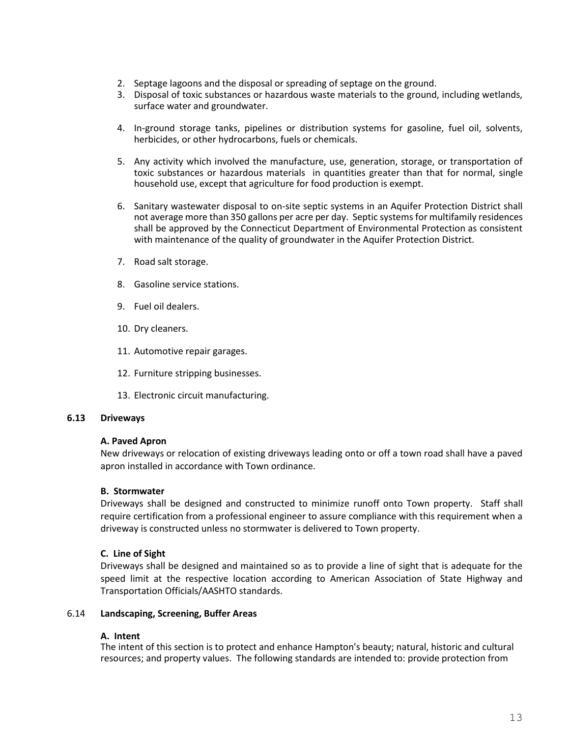2. Septage lagoons and the disposal or spreading of septage on the ground.
3. Disposal of toxic substances or hazardous waste materials to the ground, including wetlands, surface water and groundwater.
4. In-ground storage tanks, pipelines or distribution systems for gasoline, fuel oil, solvents, herbicides, or other hydrocarbons, fuels or chemicals.
5. Any activity which involved the manufacture, use, generation, storage, or transportation of toxic substances or hazardous materials in quantities greater than that for normal, single household use, except that agriculture for food production is exempt.
6. Sanitary wastewater disposal to on-site septic systems in an Aquifer Protection District shall not average more than 350 gallons per acre per day. Septic systems for multifamily residences shall be approved by the Connecticut Department of Environmental Protection as consistent with maintenance of the quality of groundwater in the Aquifer Protection District.
7. Road salt storage.
8. Gasoline service stations.
9. Fuel oil dealers.
10. Dry cleaners.
11. Automotive repair garages.
12. Furniture stripping businesses.
13. Electronic circuit manufacturing.

### 6.13 Driveways

**A. Paved Apron**
New driveways or relocation of existing driveways leading onto or off a town road shall have a paved apron installed in accordance with Town ordinance.

**B. Stormwater**
Driveways shall be designed and constructed to minimize runoff onto Town property. Staff shall require certification from a professional engineer to assure compliance with this requirement when a driveway is constructed unless no stormwater is delivered to Town property.

**C. Line of Sight**
Driveways shall be designed and maintained so as to provide a line of sight that is adequate for the speed limit at the respective location according to American Association of State Highway and Transportation Officials/AASHTO standards.

### 6.14 Landscaping, Screening, Buffer Areas

**A. Intent**
The intent of this section is to protect and enhance Hampton's beauty; natural, historic and cultural resources; and property values. The following standards are intended to: provide protection from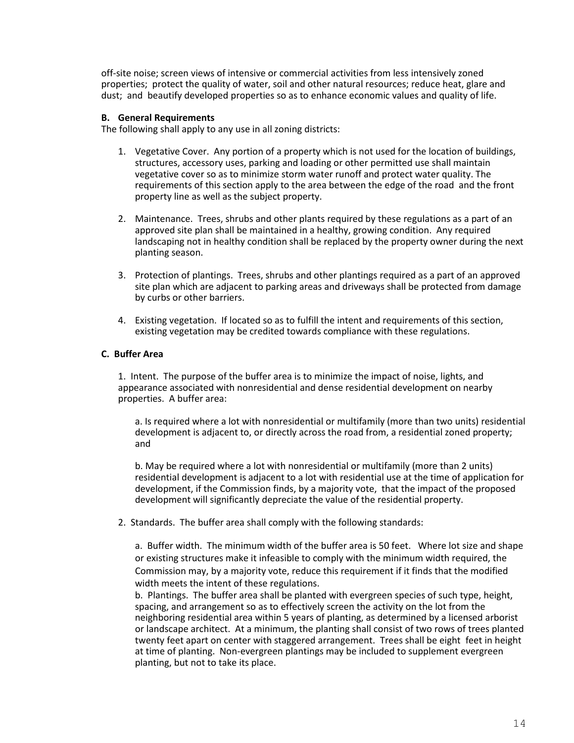off-site noise; screen views of intensive or commercial activities from less intensively zoned properties; protect the quality of water, soil and other natural resources; reduce heat, glare and dust; and beautify developed properties so as to enhance economic values and quality of life.

**B. General Requirements**

The following shall apply to any use in all zoning districts:

1. Vegetative Cover. Any portion of a property which is not used for the location of buildings, structures, accessory uses, parking and loading or other permitted use shall maintain vegetative cover so as to minimize storm water runoff and protect water quality. The requirements of this section apply to the area between the edge of the road and the front property line as well as the subject property.

2. Maintenance. Trees, shrubs and other plants required by these regulations as a part of an approved site plan shall be maintained in a healthy, growing condition. Any required landscaping not in healthy condition shall be replaced by the property owner during the next planting season.

3. Protection of plantings. Trees, shrubs and other plantings required as a part of an approved site plan which are adjacent to parking areas and driveways shall be protected from damage by curbs or other barriers.

4. Existing vegetation. If located so as to fulfill the intent and requirements of this section, existing vegetation may be credited towards compliance with these regulations.

**C. Buffer Area**

1. Intent. The purpose of the buffer area is to minimize the impact of noise, lights, and appearance associated with nonresidential and dense residential development on nearby properties. A buffer area:

    a. Is required where a lot with nonresidential or multifamily (more than two units) residential development is adjacent to, or directly across the road from, a residential zoned property; and

    b. May be required where a lot with nonresidential or multifamily (more than 2 units) residential development is adjacent to a lot with residential use at the time of application for development, if the Commission finds, by a majority vote, that the impact of the proposed development will significantly depreciate the value of the residential property.

2. Standards. The buffer area shall comply with the following standards:

    a. Buffer width. The minimum width of the buffer area is 50 feet. Where lot size and shape or existing structures make it infeasible to comply with the minimum width required, the Commission may, by a majority vote, reduce this requirement if it finds that the modified width meets the intent of these regulations.

    b. Plantings. The buffer area shall be planted with evergreen species of such type, height, spacing, and arrangement so as to effectively screen the activity on the lot from the neighboring residential area within 5 years of planting, as determined by a licensed arborist or landscape architect. At a minimum, the planting shall consist of two rows of trees planted twenty feet apart on center with staggered arrangement. Trees shall be eight feet in height at time of planting. Non-evergreen plantings may be included to supplement evergreen planting, but not to take its place.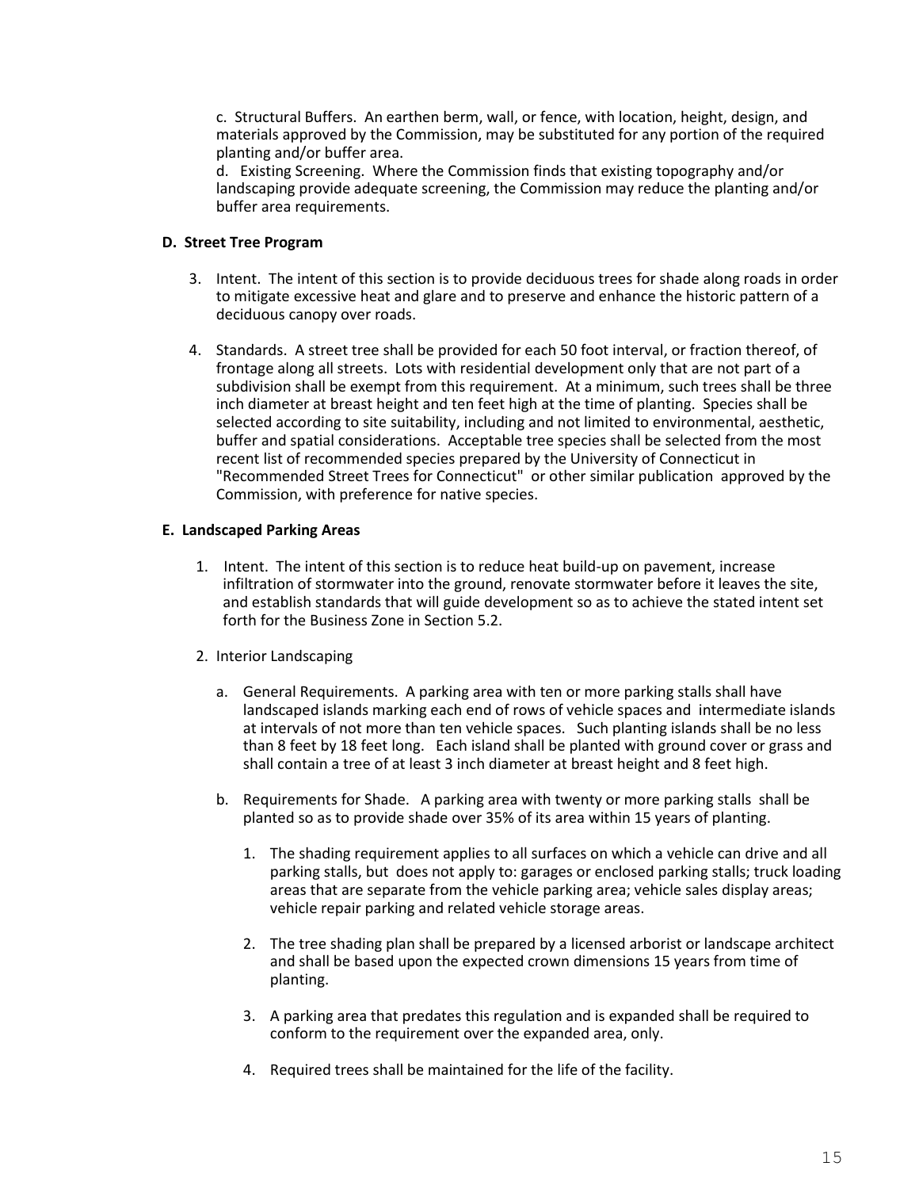c. Structural Buffers. An earthen berm, wall, or fence, with location, height, design, and materials approved by the Commission, may be substituted for any portion of the required planting and/or buffer area.

d. Existing Screening. Where the Commission finds that existing topography and/or landscaping provide adequate screening, the Commission may reduce the planting and/or buffer area requirements.

**D. Street Tree Program**

3. Intent. The intent of this section is to provide deciduous trees for shade along roads in order to mitigate excessive heat and glare and to preserve and enhance the historic pattern of a deciduous canopy over roads.

4. Standards. A street tree shall be provided for each 50 foot interval, or fraction thereof, of frontage along all streets. Lots with residential development only that are not part of a subdivision shall be exempt from this requirement. At a minimum, such trees shall be three inch diameter at breast height and ten feet high at the time of planting. Species shall be selected according to site suitability, including and not limited to environmental, aesthetic, buffer and spatial considerations. Acceptable tree species shall be selected from the most recent list of recommended species prepared by the University of Connecticut in "Recommended Street Trees for Connecticut" or other similar publication approved by the Commission, with preference for native species.

**E. Landscaped Parking Areas**

1. Intent. The intent of this section is to reduce heat build-up on pavement, increase infiltration of stormwater into the ground, renovate stormwater before it leaves the site, and establish standards that will guide development so as to achieve the stated intent set forth for the Business Zone in Section 5.2.

2. Interior Landscaping

   a. General Requirements. A parking area with ten or more parking stalls shall have landscaped islands marking each end of rows of vehicle spaces and intermediate islands at intervals of not more than ten vehicle spaces. Such planting islands shall be no less than 8 feet by 18 feet long. Each island shall be planted with ground cover or grass and shall contain a tree of at least 3 inch diameter at breast height and 8 feet high.

   b. Requirements for Shade. A parking area with twenty or more parking stalls shall be planted so as to provide shade over 35% of its area within 15 years of planting.

      1. The shading requirement applies to all surfaces on which a vehicle can drive and all parking stalls, but does not apply to: garages or enclosed parking stalls; truck loading areas that are separate from the vehicle parking area; vehicle sales display areas; vehicle repair parking and related vehicle storage areas.

      2. The tree shading plan shall be prepared by a licensed arborist or landscape architect and shall be based upon the expected crown dimensions 15 years from time of planting.

      3. A parking area that predates this regulation and is expanded shall be required to conform to the requirement over the expanded area, only.

      4. Required trees shall be maintained for the life of the facility.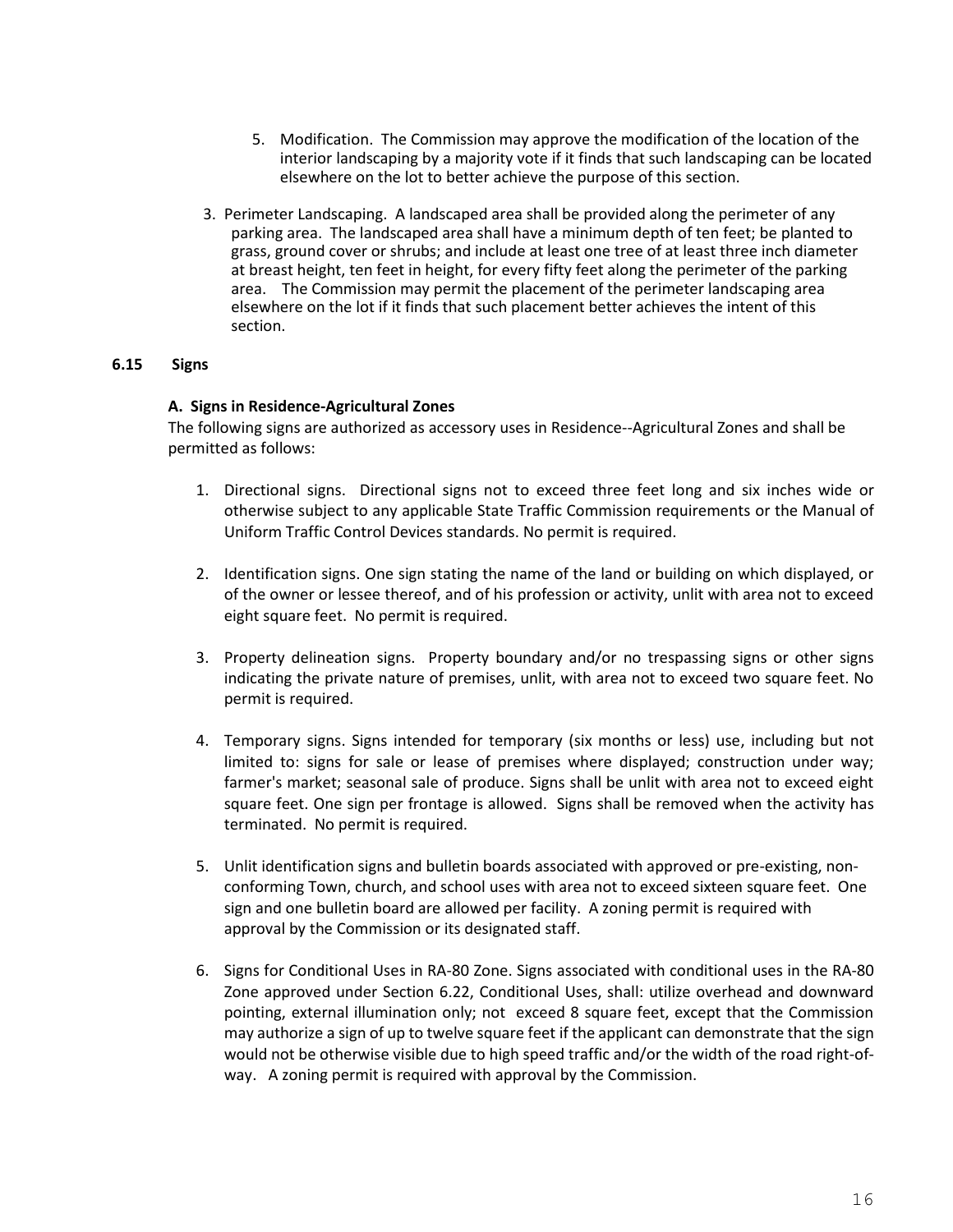5. Modification. The Commission may approve the modification of the location of the interior landscaping by a majority vote if it finds that such landscaping can be located elsewhere on the lot to better achieve the purpose of this section.

3. Perimeter Landscaping. A landscaped area shall be provided along the perimeter of any parking area. The landscaped area shall have a minimum depth of ten feet; be planted to grass, ground cover or shrubs; and include at least one tree of at least three inch diameter at breast height, ten feet in height, for every fifty feet along the perimeter of the parking area. The Commission may permit the placement of the perimeter landscaping area elsewhere on the lot if it finds that such placement better achieves the intent of this section.

### 6.15 Signs

**A. Signs in Residence-Agricultural Zones**

The following signs are authorized as accessory uses in Residence--Agricultural Zones and shall be permitted as follows:

1. Directional signs. Directional signs not to exceed three feet long and six inches wide or otherwise subject to any applicable State Traffic Commission requirements or the Manual of Uniform Traffic Control Devices standards. No permit is required.

2. Identification signs. One sign stating the name of the land or building on which displayed, or of the owner or lessee thereof, and of his profession or activity, unlit with area not to exceed eight square feet. No permit is required.

3. Property delineation signs. Property boundary and/or no trespassing signs or other signs indicating the private nature of premises, unlit, with area not to exceed two square feet. No permit is required.

4. Temporary signs. Signs intended for temporary (six months or less) use, including but not limited to: signs for sale or lease of premises where displayed; construction under way; farmer's market; seasonal sale of produce. Signs shall be unlit with area not to exceed eight square feet. One sign per frontage is allowed. Signs shall be removed when the activity has terminated. No permit is required.

5. Unlit identification signs and bulletin boards associated with approved or pre-existing, non-conforming Town, church, and school uses with area not to exceed sixteen square feet. One sign and one bulletin board are allowed per facility. A zoning permit is required with approval by the Commission or its designated staff.

6. Signs for Conditional Uses in RA-80 Zone. Signs associated with conditional uses in the RA-80 Zone approved under Section 6.22, Conditional Uses, shall: utilize overhead and downward pointing, external illumination only; not exceed 8 square feet, except that the Commission may authorize a sign of up to twelve square feet if the applicant can demonstrate that the sign would not be otherwise visible due to high speed traffic and/or the width of the road right-of-way. A zoning permit is required with approval by the Commission.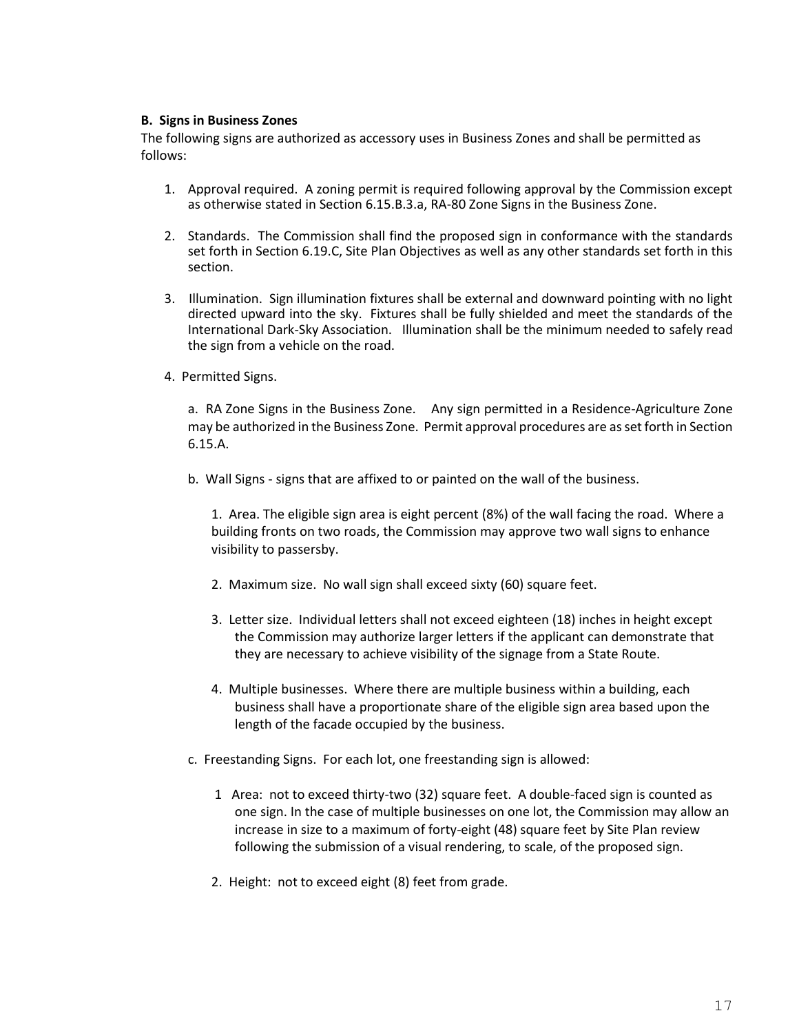**B. Signs in Business Zones**

The following signs are authorized as accessory uses in Business Zones and shall be permitted as follows:

1. Approval required. A zoning permit is required following approval by the Commission except as otherwise stated in Section 6.15.B.3.a, RA-80 Zone Signs in the Business Zone.

2. Standards. The Commission shall find the proposed sign in conformance with the standards set forth in Section 6.19.C, Site Plan Objectives as well as any other standards set forth in this section.

3. Illumination. Sign illumination fixtures shall be external and downward pointing with no light directed upward into the sky. Fixtures shall be fully shielded and meet the standards of the International Dark-Sky Association. Illumination shall be the minimum needed to safely read the sign from a vehicle on the road.

4. Permitted Signs.

   a. RA Zone Signs in the Business Zone. Any sign permitted in a Residence-Agriculture Zone may be authorized in the Business Zone. Permit approval procedures are as set forth in Section 6.15.A.

   b. Wall Signs - signs that are affixed to or painted on the wall of the business.

      1. Area. The eligible sign area is eight percent (8%) of the wall facing the road. Where a building fronts on two roads, the Commission may approve two wall signs to enhance visibility to passersby.

      2. Maximum size. No wall sign shall exceed sixty (60) square feet.

      3. Letter size. Individual letters shall not exceed eighteen (18) inches in height except the Commission may authorize larger letters if the applicant can demonstrate that they are necessary to achieve visibility of the signage from a State Route.

      4. Multiple businesses. Where there are multiple business within a building, each business shall have a proportionate share of the eligible sign area based upon the length of the facade occupied by the business.

   c. Freestanding Signs. For each lot, one freestanding sign is allowed:

      1 Area: not to exceed thirty-two (32) square feet. A double-faced sign is counted as one sign. In the case of multiple businesses on one lot, the Commission may allow an increase in size to a maximum of forty-eight (48) square feet by Site Plan review following the submission of a visual rendering, to scale, of the proposed sign.

      2. Height: not to exceed eight (8) feet from grade.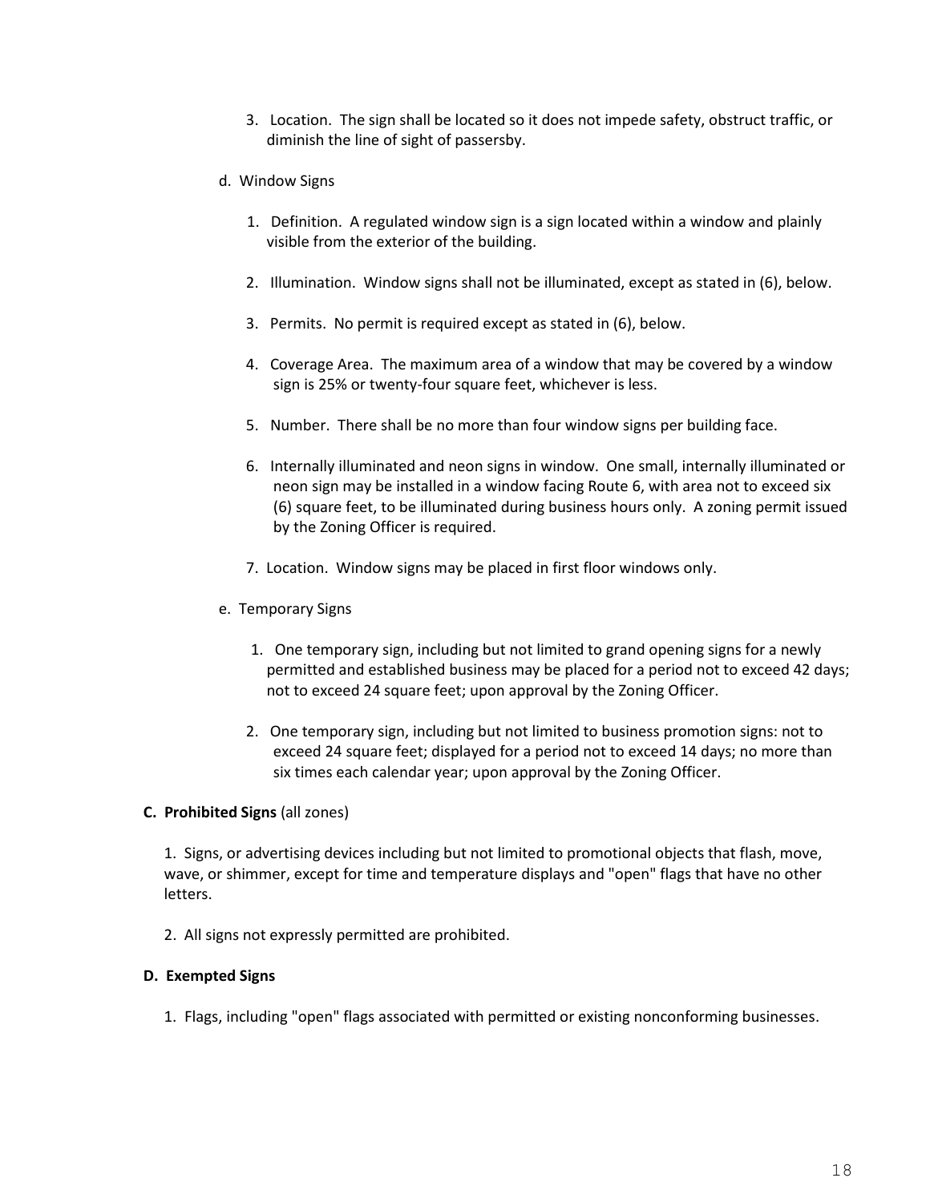3. Location. The sign shall be located so it does not impede safety, obstruct traffic, or diminish the line of sight of passersby.

d. Window Signs

1. Definition. A regulated window sign is a sign located within a window and plainly visible from the exterior of the building.

2. Illumination. Window signs shall not be illuminated, except as stated in (6), below.

3. Permits. No permit is required except as stated in (6), below.

4. Coverage Area. The maximum area of a window that may be covered by a window sign is 25% or twenty-four square feet, whichever is less.

5. Number. There shall be no more than four window signs per building face.

6. Internally illuminated and neon signs in window. One small, internally illuminated or neon sign may be installed in a window facing Route 6, with area not to exceed six (6) square feet, to be illuminated during business hours only. A zoning permit issued by the Zoning Officer is required.

7. Location. Window signs may be placed in first floor windows only.

e. Temporary Signs

1. One temporary sign, including but not limited to grand opening signs for a newly permitted and established business may be placed for a period not to exceed 42 days; not to exceed 24 square feet; upon approval by the Zoning Officer.

2. One temporary sign, including but not limited to business promotion signs: not to exceed 24 square feet; displayed for a period not to exceed 14 days; no more than six times each calendar year; upon approval by the Zoning Officer.

**C. Prohibited Signs** (all zones)

1. Signs, or advertising devices including but not limited to promotional objects that flash, move, wave, or shimmer, except for time and temperature displays and "open" flags that have no other letters.

2. All signs not expressly permitted are prohibited.

**D. Exempted Signs**

1. Flags, including "open" flags associated with permitted or existing nonconforming businesses.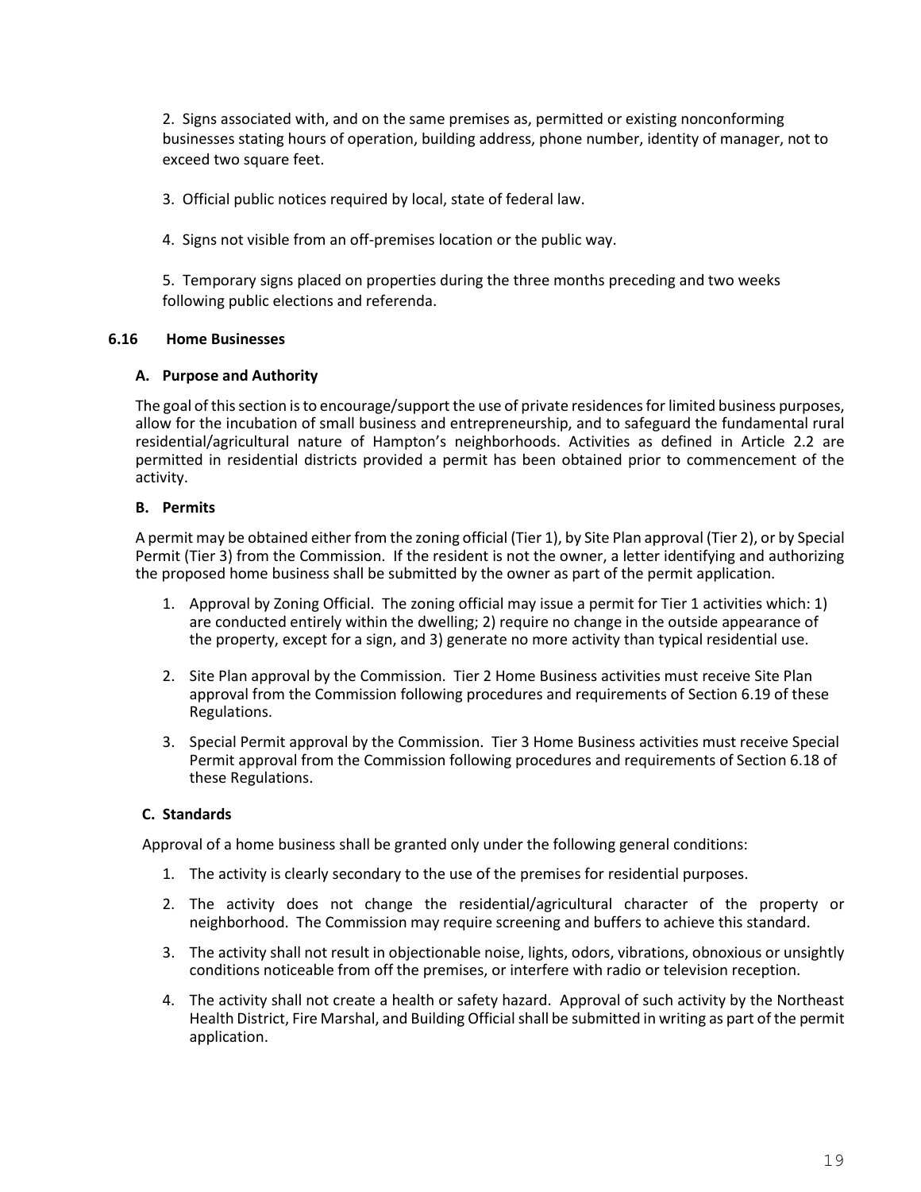2. Signs associated with, and on the same premises as, permitted or existing nonconforming businesses stating hours of operation, building address, phone number, identity of manager, not to exceed two square feet.

3. Official public notices required by local, state of federal law.

4. Signs not visible from an off-premises location or the public way.

5. Temporary signs placed on properties during the three months preceding and two weeks following public elections and referenda.

### 6.16 Home Businesses

#### A. Purpose and Authority

The goal of this section is to encourage/support the use of private residences for limited business purposes, allow for the incubation of small business and entrepreneurship, and to safeguard the fundamental rural residential/agricultural nature of Hampton's neighborhoods. Activities as defined in Article 2.2 are permitted in residential districts provided a permit has been obtained prior to commencement of the activity.

#### B. Permits

A permit may be obtained either from the zoning official (Tier 1), by Site Plan approval (Tier 2), or by Special Permit (Tier 3) from the Commission. If the resident is not the owner, a letter identifying and authorizing the proposed home business shall be submitted by the owner as part of the permit application.

1. Approval by Zoning Official. The zoning official may issue a permit for Tier 1 activities which: 1) are conducted entirely within the dwelling; 2) require no change in the outside appearance of the property, except for a sign, and 3) generate no more activity than typical residential use.

2. Site Plan approval by the Commission. Tier 2 Home Business activities must receive Site Plan approval from the Commission following procedures and requirements of Section 6.19 of these Regulations.

3. Special Permit approval by the Commission. Tier 3 Home Business activities must receive Special Permit approval from the Commission following procedures and requirements of Section 6.18 of these Regulations.

#### C. Standards

Approval of a home business shall be granted only under the following general conditions:

1. The activity is clearly secondary to the use of the premises for residential purposes.

2. The activity does not change the residential/agricultural character of the property or neighborhood. The Commission may require screening and buffers to achieve this standard.

3. The activity shall not result in objectionable noise, lights, odors, vibrations, obnoxious or unsightly conditions noticeable from off the premises, or interfere with radio or television reception.

4. The activity shall not create a health or safety hazard. Approval of such activity by the Northeast Health District, Fire Marshal, and Building Official shall be submitted in writing as part of the permit application.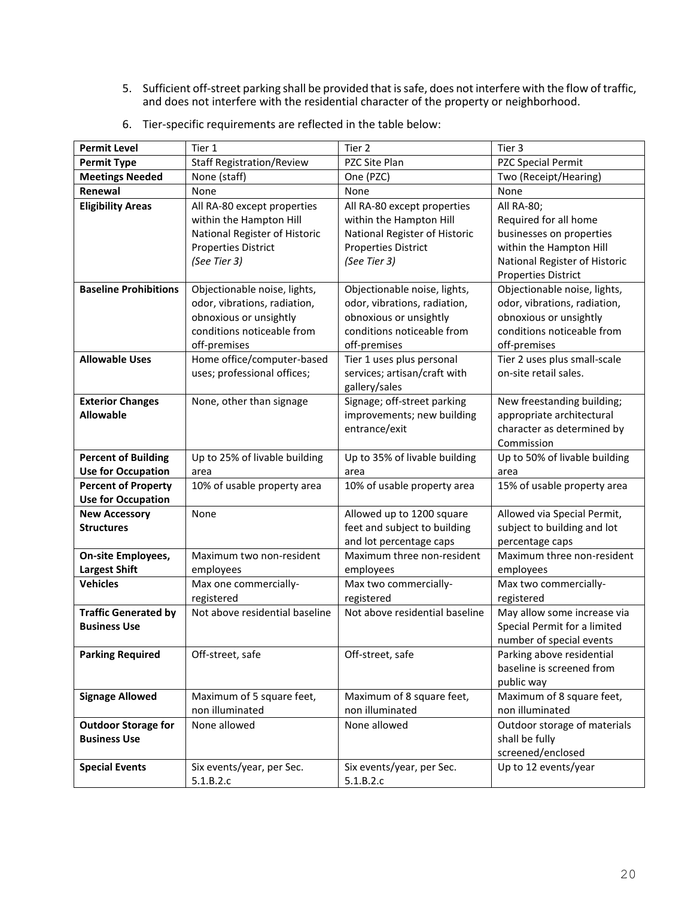5. Sufficient off-street parking shall be provided that is safe, does not interfere with the flow of traffic, and does not interfere with the residential character of the property or neighborhood.

6. Tier-specific requirements are reflected in the table below:

| **Permit Level** | Tier 1 | Tier 2 | Tier 3 |
|---|---|---|---|
| **Permit Type** | Staff Registration/Review | PZC Site Plan | PZC Special Permit |
| **Meetings Needed** | None (staff) | One (PZC) | Two (Receipt/Hearing) |
| **Renewal** | None | None | None |
| **Eligibility Areas** | All RA-80 except properties within the Hampton Hill National Register of Historic Properties District *(See Tier 3)* | All RA-80 except properties within the Hampton Hill National Register of Historic Properties District *(See Tier 3)* | All RA-80; Required for all home businesses on properties within the Hampton Hill National Register of Historic Properties District |
| **Baseline Prohibitions** | Objectionable noise, lights, odor, vibrations, radiation, obnoxious or unsightly conditions noticeable from off-premises | Objectionable noise, lights, odor, vibrations, radiation, obnoxious or unsightly conditions noticeable from off-premises | Objectionable noise, lights, odor, vibrations, radiation, obnoxious or unsightly conditions noticeable from off-premises |
| **Allowable Uses** | Home office/computer-based uses; professional offices; | Tier 1 uses plus personal services; artisan/craft with gallery/sales | Tier 2 uses plus small-scale on-site retail sales. |
| **Exterior Changes Allowable** | None, other than signage | Signage; off-street parking improvements; new building entrance/exit | New freestanding building; appropriate architectural character as determined by Commission |
| **Percent of Building Use for Occupation** | Up to 25% of livable building area | Up to 35% of livable building area | Up to 50% of livable building area |
| **Percent of Property Use for Occupation** | 10% of usable property area | 10% of usable property area | 15% of usable property area |
| **New Accessory Structures** | None | Allowed up to 1200 square feet and subject to building and lot percentage caps | Allowed via Special Permit, subject to building and lot percentage caps |
| **On-site Employees, Largest Shift** | Maximum two non-resident employees | Maximum three non-resident employees | Maximum three non-resident employees |
| **Vehicles** | Max one commercially-registered | Max two commercially-registered | Max two commercially-registered |
| **Traffic Generated by Business Use** | Not above residential baseline | Not above residential baseline | May allow some increase via Special Permit for a limited number of special events |
| **Parking Required** | Off-street, safe | Off-street, safe | Parking above residential baseline is screened from public way |
| **Signage Allowed** | Maximum of 5 square feet, non illuminated | Maximum of 8 square feet, non illuminated | Maximum of 8 square feet, non illuminated |
| **Outdoor Storage for Business Use** | None allowed | None allowed | Outdoor storage of materials shall be fully screened/enclosed |
| **Special Events** | Six events/year, per Sec. 5.1.B.2.c | Six events/year, per Sec. 5.1.B.2.c | Up to 12 events/year |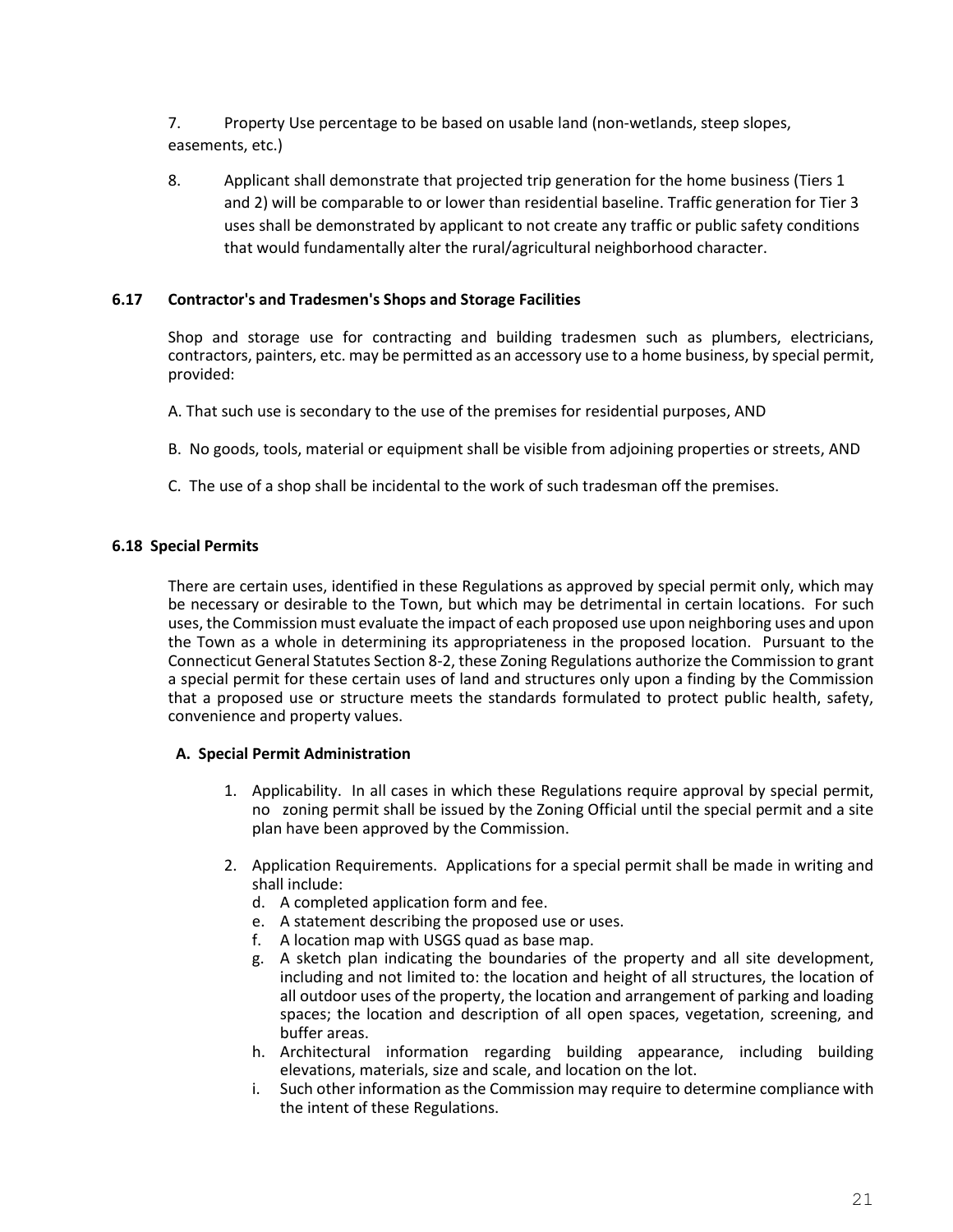7. Property Use percentage to be based on usable land (non-wetlands, steep slopes, easements, etc.)

8. Applicant shall demonstrate that projected trip generation for the home business (Tiers 1 and 2) will be comparable to or lower than residential baseline. Traffic generation for Tier 3 uses shall be demonstrated by applicant to not create any traffic or public safety conditions that would fundamentally alter the rural/agricultural neighborhood character.

### 6.17 Contractor's and Tradesmen's Shops and Storage Facilities

Shop and storage use for contracting and building tradesmen such as plumbers, electricians, contractors, painters, etc. may be permitted as an accessory use to a home business, by special permit, provided:

A. That such use is secondary to the use of the premises for residential purposes, AND

B. No goods, tools, material or equipment shall be visible from adjoining properties or streets, AND

C. The use of a shop shall be incidental to the work of such tradesman off the premises.

### 6.18 Special Permits

There are certain uses, identified in these Regulations as approved by special permit only, which may be necessary or desirable to the Town, but which may be detrimental in certain locations. For such uses, the Commission must evaluate the impact of each proposed use upon neighboring uses and upon the Town as a whole in determining its appropriateness in the proposed location. Pursuant to the Connecticut General Statutes Section 8-2, these Zoning Regulations authorize the Commission to grant a special permit for these certain uses of land and structures only upon a finding by the Commission that a proposed use or structure meets the standards formulated to protect public health, safety, convenience and property values.

#### A. Special Permit Administration

1. Applicability. In all cases in which these Regulations require approval by special permit, no zoning permit shall be issued by the Zoning Official until the special permit and a site plan have been approved by the Commission.

2. Application Requirements. Applications for a special permit shall be made in writing and shall include:
   d. A completed application form and fee.
   e. A statement describing the proposed use or uses.
   f. A location map with USGS quad as base map.
   g. A sketch plan indicating the boundaries of the property and all site development, including and not limited to: the location and height of all structures, the location of all outdoor uses of the property, the location and arrangement of parking and loading spaces; the location and description of all open spaces, vegetation, screening, and buffer areas.
   h. Architectural information regarding building appearance, including building elevations, materials, size and scale, and location on the lot.
   i. Such other information as the Commission may require to determine compliance with the intent of these Regulations.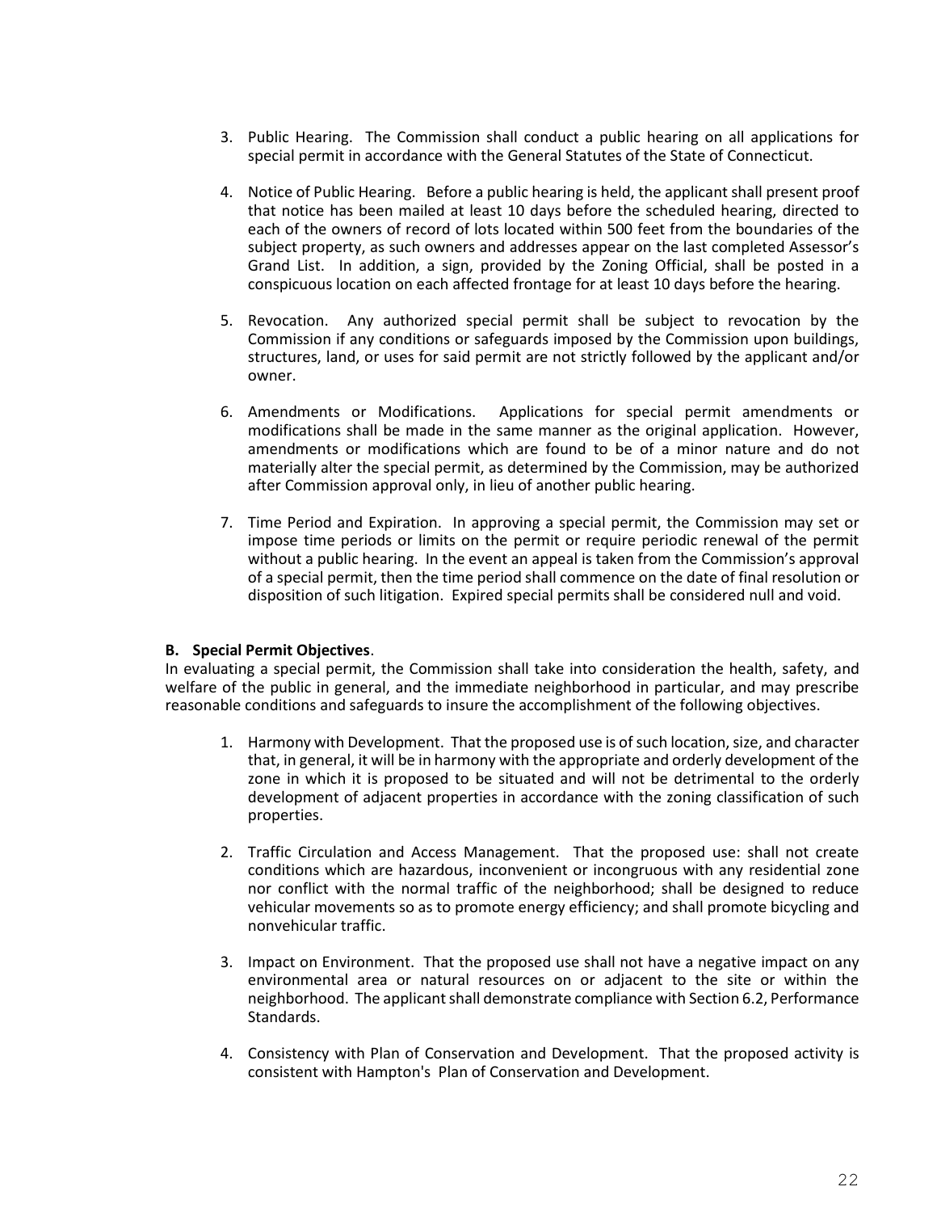3. Public Hearing. The Commission shall conduct a public hearing on all applications for special permit in accordance with the General Statutes of the State of Connecticut.

4. Notice of Public Hearing. Before a public hearing is held, the applicant shall present proof that notice has been mailed at least 10 days before the scheduled hearing, directed to each of the owners of record of lots located within 500 feet from the boundaries of the subject property, as such owners and addresses appear on the last completed Assessor's Grand List. In addition, a sign, provided by the Zoning Official, shall be posted in a conspicuous location on each affected frontage for at least 10 days before the hearing.

5. Revocation. Any authorized special permit shall be subject to revocation by the Commission if any conditions or safeguards imposed by the Commission upon buildings, structures, land, or uses for said permit are not strictly followed by the applicant and/or owner.

6. Amendments or Modifications. Applications for special permit amendments or modifications shall be made in the same manner as the original application. However, amendments or modifications which are found to be of a minor nature and do not materially alter the special permit, as determined by the Commission, may be authorized after Commission approval only, in lieu of another public hearing.

7. Time Period and Expiration. In approving a special permit, the Commission may set or impose time periods or limits on the permit or require periodic renewal of the permit without a public hearing. In the event an appeal is taken from the Commission's approval of a special permit, then the time period shall commence on the date of final resolution or disposition of such litigation. Expired special permits shall be considered null and void.

**B. Special Permit Objectives**.

In evaluating a special permit, the Commission shall take into consideration the health, safety, and welfare of the public in general, and the immediate neighborhood in particular, and may prescribe reasonable conditions and safeguards to insure the accomplishment of the following objectives.

1. Harmony with Development. That the proposed use is of such location, size, and character that, in general, it will be in harmony with the appropriate and orderly development of the zone in which it is proposed to be situated and will not be detrimental to the orderly development of adjacent properties in accordance with the zoning classification of such properties.

2. Traffic Circulation and Access Management. That the proposed use: shall not create conditions which are hazardous, inconvenient or incongruous with any residential zone nor conflict with the normal traffic of the neighborhood; shall be designed to reduce vehicular movements so as to promote energy efficiency; and shall promote bicycling and nonvehicular traffic.

3. Impact on Environment. That the proposed use shall not have a negative impact on any environmental area or natural resources on or adjacent to the site or within the neighborhood. The applicant shall demonstrate compliance with Section 6.2, Performance Standards.

4. Consistency with Plan of Conservation and Development. That the proposed activity is consistent with Hampton's Plan of Conservation and Development.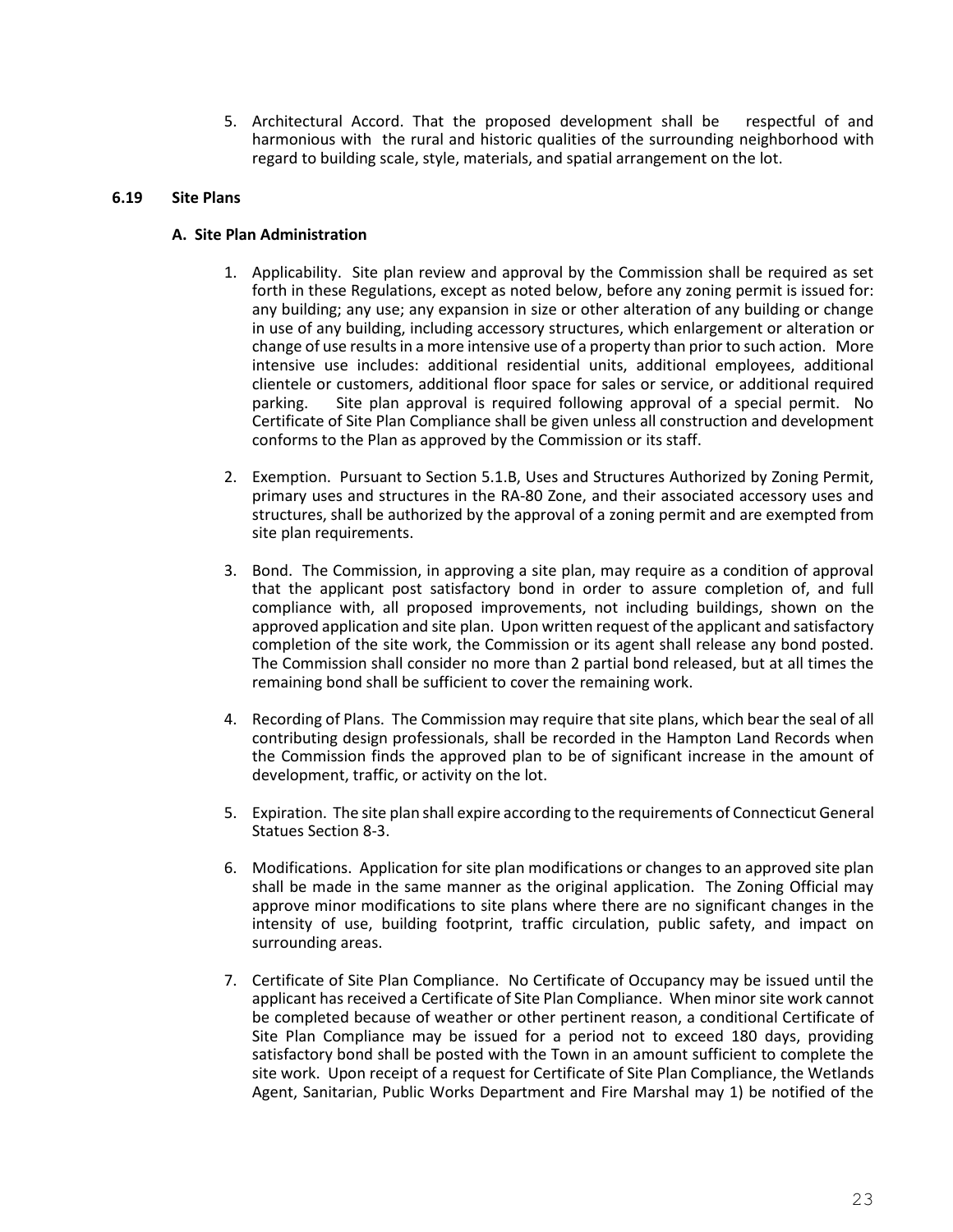5. Architectural Accord. That the proposed development shall be respectful of and harmonious with the rural and historic qualities of the surrounding neighborhood with regard to building scale, style, materials, and spatial arrangement on the lot.

### 6.19 Site Plans

#### A. Site Plan Administration

1. Applicability. Site plan review and approval by the Commission shall be required as set forth in these Regulations, except as noted below, before any zoning permit is issued for: any building; any use; any expansion in size or other alteration of any building or change in use of any building, including accessory structures, which enlargement or alteration or change of use results in a more intensive use of a property than prior to such action. More intensive use includes: additional residential units, additional employees, additional clientele or customers, additional floor space for sales or service, or additional required parking. Site plan approval is required following approval of a special permit. No Certificate of Site Plan Compliance shall be given unless all construction and development conforms to the Plan as approved by the Commission or its staff.

2. Exemption. Pursuant to Section 5.1.B, Uses and Structures Authorized by Zoning Permit, primary uses and structures in the RA-80 Zone, and their associated accessory uses and structures, shall be authorized by the approval of a zoning permit and are exempted from site plan requirements.

3. Bond. The Commission, in approving a site plan, may require as a condition of approval that the applicant post satisfactory bond in order to assure completion of, and full compliance with, all proposed improvements, not including buildings, shown on the approved application and site plan. Upon written request of the applicant and satisfactory completion of the site work, the Commission or its agent shall release any bond posted. The Commission shall consider no more than 2 partial bond released, but at all times the remaining bond shall be sufficient to cover the remaining work.

4. Recording of Plans. The Commission may require that site plans, which bear the seal of all contributing design professionals, shall be recorded in the Hampton Land Records when the Commission finds the approved plan to be of significant increase in the amount of development, traffic, or activity on the lot.

5. Expiration. The site plan shall expire according to the requirements of Connecticut General Statues Section 8-3.

6. Modifications. Application for site plan modifications or changes to an approved site plan shall be made in the same manner as the original application. The Zoning Official may approve minor modifications to site plans where there are no significant changes in the intensity of use, building footprint, traffic circulation, public safety, and impact on surrounding areas.

7. Certificate of Site Plan Compliance. No Certificate of Occupancy may be issued until the applicant has received a Certificate of Site Plan Compliance. When minor site work cannot be completed because of weather or other pertinent reason, a conditional Certificate of Site Plan Compliance may be issued for a period not to exceed 180 days, providing satisfactory bond shall be posted with the Town in an amount sufficient to complete the site work. Upon receipt of a request for Certificate of Site Plan Compliance, the Wetlands Agent, Sanitarian, Public Works Department and Fire Marshal may 1) be notified of the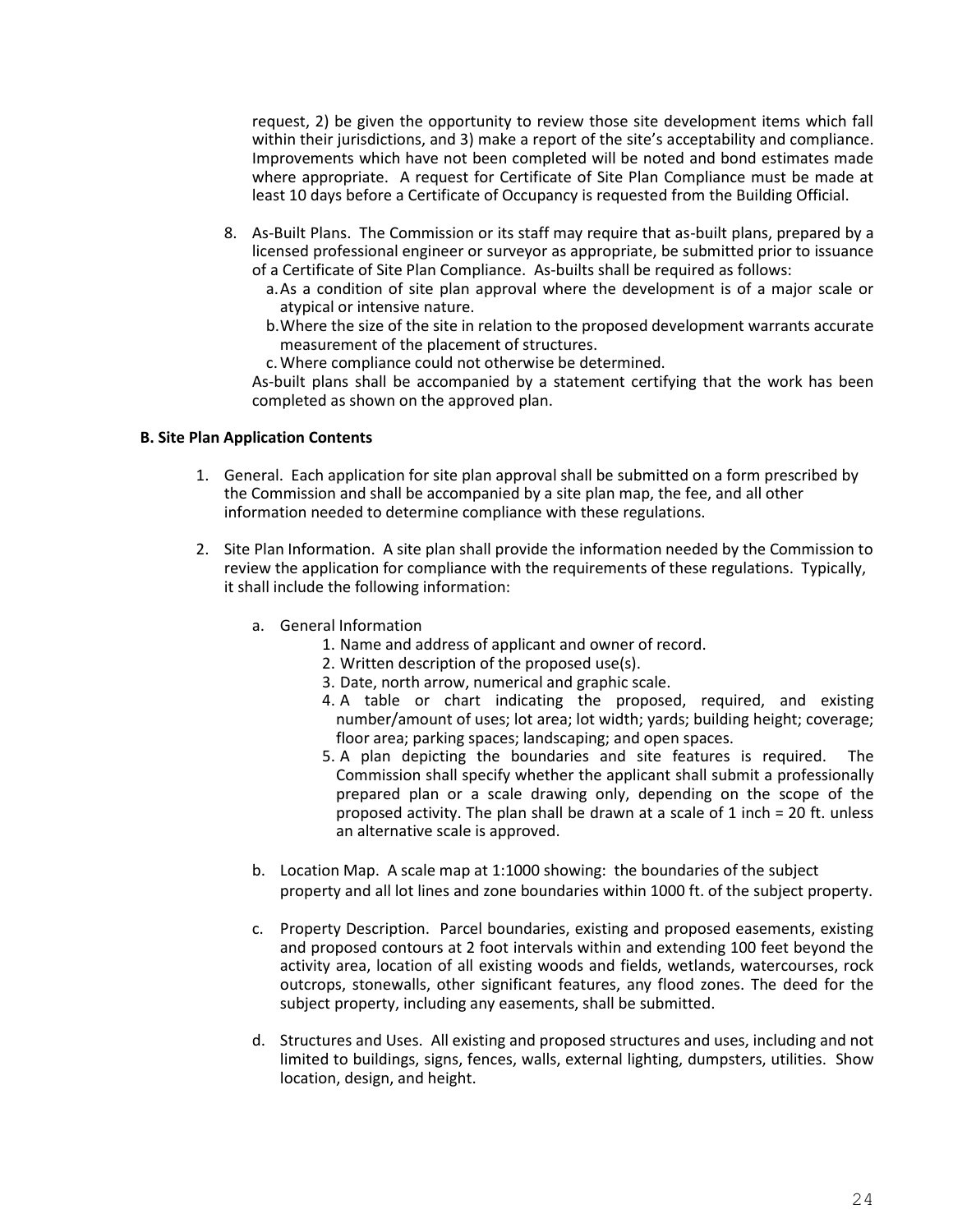request, 2) be given the opportunity to review those site development items which fall within their jurisdictions, and 3) make a report of the site's acceptability and compliance. Improvements which have not been completed will be noted and bond estimates made where appropriate. A request for Certificate of Site Plan Compliance must be made at least 10 days before a Certificate of Occupancy is requested from the Building Official.

8. As-Built Plans. The Commission or its staff may require that as-built plans, prepared by a licensed professional engineer or surveyor as appropriate, be submitted prior to issuance of a Certificate of Site Plan Compliance. As-builts shall be required as follows:
   a. As a condition of site plan approval where the development is of a major scale or atypical or intensive nature.
   b. Where the size of the site in relation to the proposed development warrants accurate measurement of the placement of structures.
   c. Where compliance could not otherwise be determined.

   As-built plans shall be accompanied by a statement certifying that the work has been completed as shown on the approved plan.

**B. Site Plan Application Contents**

1. General. Each application for site plan approval shall be submitted on a form prescribed by the Commission and shall be accompanied by a site plan map, the fee, and all other information needed to determine compliance with these regulations.

2. Site Plan Information. A site plan shall provide the information needed by the Commission to review the application for compliance with the requirements of these regulations. Typically, it shall include the following information:

   a. General Information
      1. Name and address of applicant and owner of record.
      2. Written description of the proposed use(s).
      3. Date, north arrow, numerical and graphic scale.
      4. A table or chart indicating the proposed, required, and existing number/amount of uses; lot area; lot width; yards; building height; coverage; floor area; parking spaces; landscaping; and open spaces.
      5. A plan depicting the boundaries and site features is required. The Commission shall specify whether the applicant shall submit a professionally prepared plan or a scale drawing only, depending on the scope of the proposed activity. The plan shall be drawn at a scale of 1 inch = 20 ft. unless an alternative scale is approved.

   b. Location Map. A scale map at 1:1000 showing: the boundaries of the subject property and all lot lines and zone boundaries within 1000 ft. of the subject property.

   c. Property Description. Parcel boundaries, existing and proposed easements, existing and proposed contours at 2 foot intervals within and extending 100 feet beyond the activity area, location of all existing woods and fields, wetlands, watercourses, rock outcrops, stonewalls, other significant features, any flood zones. The deed for the subject property, including any easements, shall be submitted.

   d. Structures and Uses. All existing and proposed structures and uses, including and not limited to buildings, signs, fences, walls, external lighting, dumpsters, utilities. Show location, design, and height.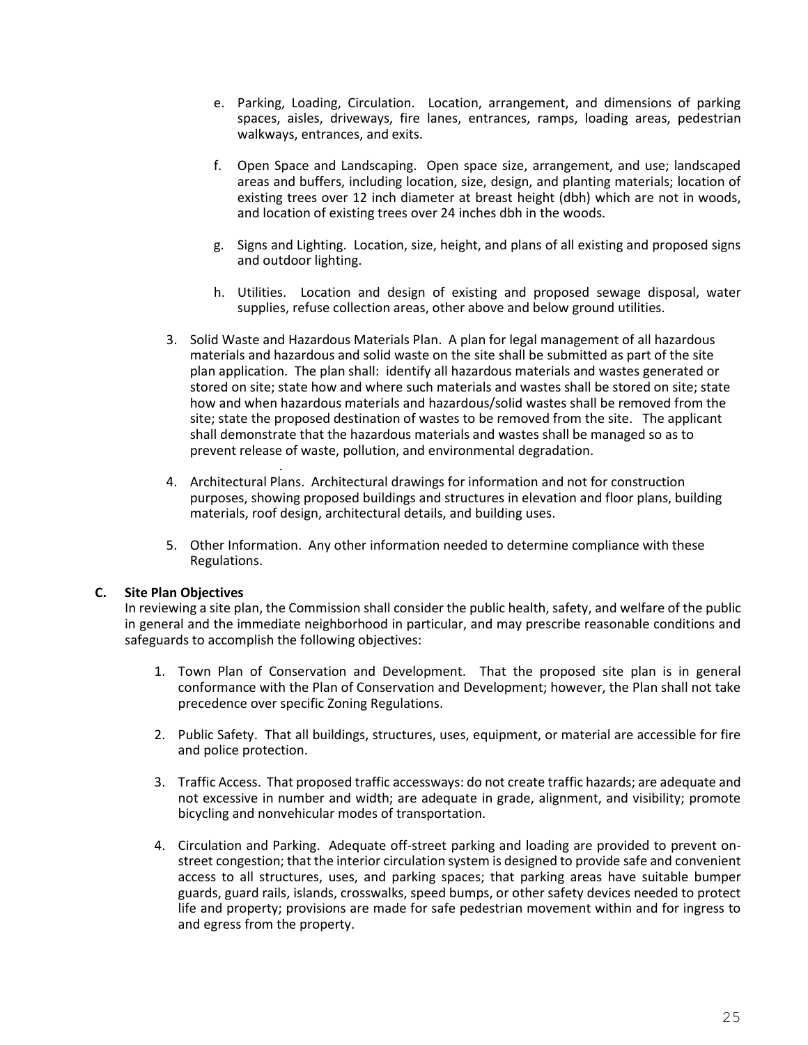e. Parking, Loading, Circulation. Location, arrangement, and dimensions of parking spaces, aisles, driveways, fire lanes, entrances, ramps, loading areas, pedestrian walkways, entrances, and exits.

f. Open Space and Landscaping. Open space size, arrangement, and use; landscaped areas and buffers, including location, size, design, and planting materials; location of existing trees over 12 inch diameter at breast height (dbh) which are not in woods, and location of existing trees over 24 inches dbh in the woods.

g. Signs and Lighting. Location, size, height, and plans of all existing and proposed signs and outdoor lighting.

h. Utilities. Location and design of existing and proposed sewage disposal, water supplies, refuse collection areas, other above and below ground utilities.

3. Solid Waste and Hazardous Materials Plan. A plan for legal management of all hazardous materials and hazardous and solid waste on the site shall be submitted as part of the site plan application. The plan shall: identify all hazardous materials and wastes generated or stored on site; state how and where such materials and wastes shall be stored on site; state how and when hazardous materials and hazardous/solid wastes shall be removed from the site; state the proposed destination of wastes to be removed from the site. The applicant shall demonstrate that the hazardous materials and wastes shall be managed so as to prevent release of waste, pollution, and environmental degradation.

4. Architectural Plans. Architectural drawings for information and not for construction purposes, showing proposed buildings and structures in elevation and floor plans, building materials, roof design, architectural details, and building uses.

5. Other Information. Any other information needed to determine compliance with these Regulations.

**C. Site Plan Objectives**

In reviewing a site plan, the Commission shall consider the public health, safety, and welfare of the public in general and the immediate neighborhood in particular, and may prescribe reasonable conditions and safeguards to accomplish the following objectives:

1. Town Plan of Conservation and Development. That the proposed site plan is in general conformance with the Plan of Conservation and Development; however, the Plan shall not take precedence over specific Zoning Regulations.

2. Public Safety. That all buildings, structures, uses, equipment, or material are accessible for fire and police protection.

3. Traffic Access. That proposed traffic accessways: do not create traffic hazards; are adequate and not excessive in number and width; are adequate in grade, alignment, and visibility; promote bicycling and nonvehicular modes of transportation.

4. Circulation and Parking. Adequate off-street parking and loading are provided to prevent on-street congestion; that the interior circulation system is designed to provide safe and convenient access to all structures, uses, and parking spaces; that parking areas have suitable bumper guards, guard rails, islands, crosswalks, speed bumps, or other safety devices needed to protect life and property; provisions are made for safe pedestrian movement within and for ingress to and egress from the property.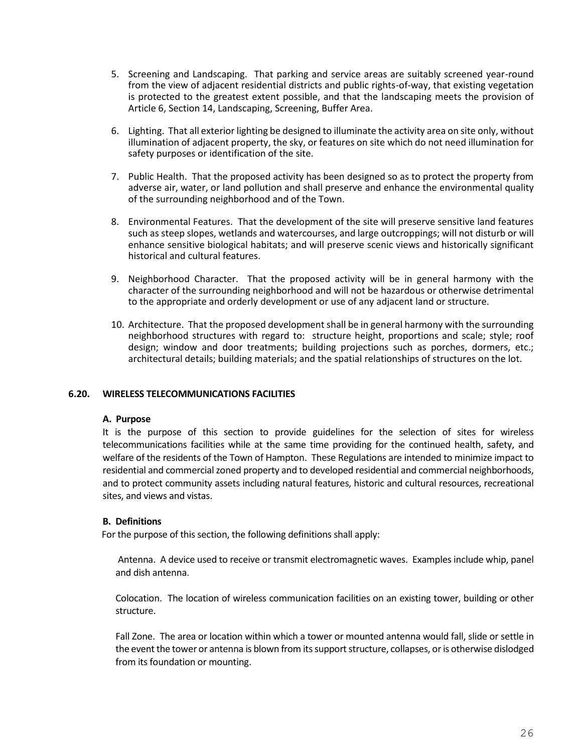5. Screening and Landscaping. That parking and service areas are suitably screened year-round from the view of adjacent residential districts and public rights-of-way, that existing vegetation is protected to the greatest extent possible, and that the landscaping meets the provision of Article 6, Section 14, Landscaping, Screening, Buffer Area.

6. Lighting. That all exterior lighting be designed to illuminate the activity area on site only, without illumination of adjacent property, the sky, or features on site which do not need illumination for safety purposes or identification of the site.

7. Public Health. That the proposed activity has been designed so as to protect the property from adverse air, water, or land pollution and shall preserve and enhance the environmental quality of the surrounding neighborhood and of the Town.

8. Environmental Features. That the development of the site will preserve sensitive land features such as steep slopes, wetlands and watercourses, and large outcroppings; will not disturb or will enhance sensitive biological habitats; and will preserve scenic views and historically significant historical and cultural features.

9. Neighborhood Character. That the proposed activity will be in general harmony with the character of the surrounding neighborhood and will not be hazardous or otherwise detrimental to the appropriate and orderly development or use of any adjacent land or structure.

10. Architecture. That the proposed development shall be in general harmony with the surrounding neighborhood structures with regard to: structure height, proportions and scale; style; roof design; window and door treatments; building projections such as porches, dormers, etc.; architectural details; building materials; and the spatial relationships of structures on the lot.

## 6.20. WIRELESS TELECOMMUNICATIONS FACILITIES

### A. Purpose

It is the purpose of this section to provide guidelines for the selection of sites for wireless telecommunications facilities while at the same time providing for the continued health, safety, and welfare of the residents of the Town of Hampton. These Regulations are intended to minimize impact to residential and commercial zoned property and to developed residential and commercial neighborhoods, and to protect community assets including natural features, historic and cultural resources, recreational sites, and views and vistas.

### B. Definitions

For the purpose of this section, the following definitions shall apply:

Antenna. A device used to receive or transmit electromagnetic waves. Examples include whip, panel and dish antenna.

Colocation. The location of wireless communication facilities on an existing tower, building or other structure.

Fall Zone. The area or location within which a tower or mounted antenna would fall, slide or settle in the event the tower or antenna is blown from its support structure, collapses, or is otherwise dislodged from its foundation or mounting.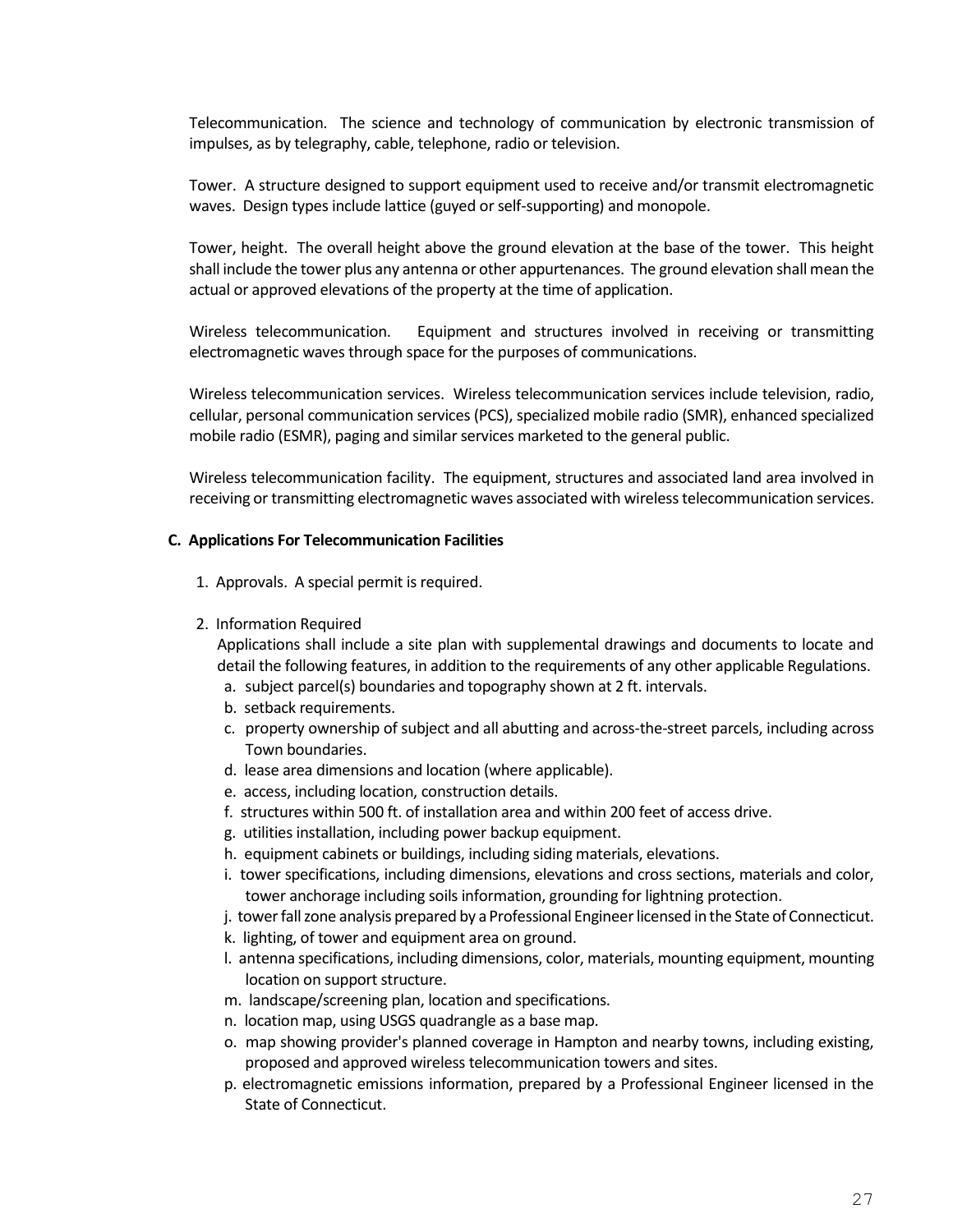Telecommunication. The science and technology of communication by electronic transmission of impulses, as by telegraphy, cable, telephone, radio or television.

Tower. A structure designed to support equipment used to receive and/or transmit electromagnetic waves. Design types include lattice (guyed or self-supporting) and monopole.

Tower, height. The overall height above the ground elevation at the base of the tower. This height shall include the tower plus any antenna or other appurtenances. The ground elevation shall mean the actual or approved elevations of the property at the time of application.

Wireless telecommunication. Equipment and structures involved in receiving or transmitting electromagnetic waves through space for the purposes of communications.

Wireless telecommunication services. Wireless telecommunication services include television, radio, cellular, personal communication services (PCS), specialized mobile radio (SMR), enhanced specialized mobile radio (ESMR), paging and similar services marketed to the general public.

Wireless telecommunication facility. The equipment, structures and associated land area involved in receiving or transmitting electromagnetic waves associated with wireless telecommunication services.

**C. Applications For Telecommunication Facilities**

1. Approvals. A special permit is required.

2. Information Required

   Applications shall include a site plan with supplemental drawings and documents to locate and detail the following features, in addition to the requirements of any other applicable Regulations.

   a. subject parcel(s) boundaries and topography shown at 2 ft. intervals.
   b. setback requirements.
   c. property ownership of subject and all abutting and across-the-street parcels, including across Town boundaries.
   d. lease area dimensions and location (where applicable).
   e. access, including location, construction details.
   f. structures within 500 ft. of installation area and within 200 feet of access drive.
   g. utilities installation, including power backup equipment.
   h. equipment cabinets or buildings, including siding materials, elevations.
   i. tower specifications, including dimensions, elevations and cross sections, materials and color, tower anchorage including soils information, grounding for lightning protection.
   j. tower fall zone analysis prepared by a Professional Engineer licensed in the State of Connecticut.
   k. lighting, of tower and equipment area on ground.
   l. antenna specifications, including dimensions, color, materials, mounting equipment, mounting location on support structure.
   m. landscape/screening plan, location and specifications.
   n. location map, using USGS quadrangle as a base map.
   o. map showing provider's planned coverage in Hampton and nearby towns, including existing, proposed and approved wireless telecommunication towers and sites.
   p. electromagnetic emissions information, prepared by a Professional Engineer licensed in the State of Connecticut.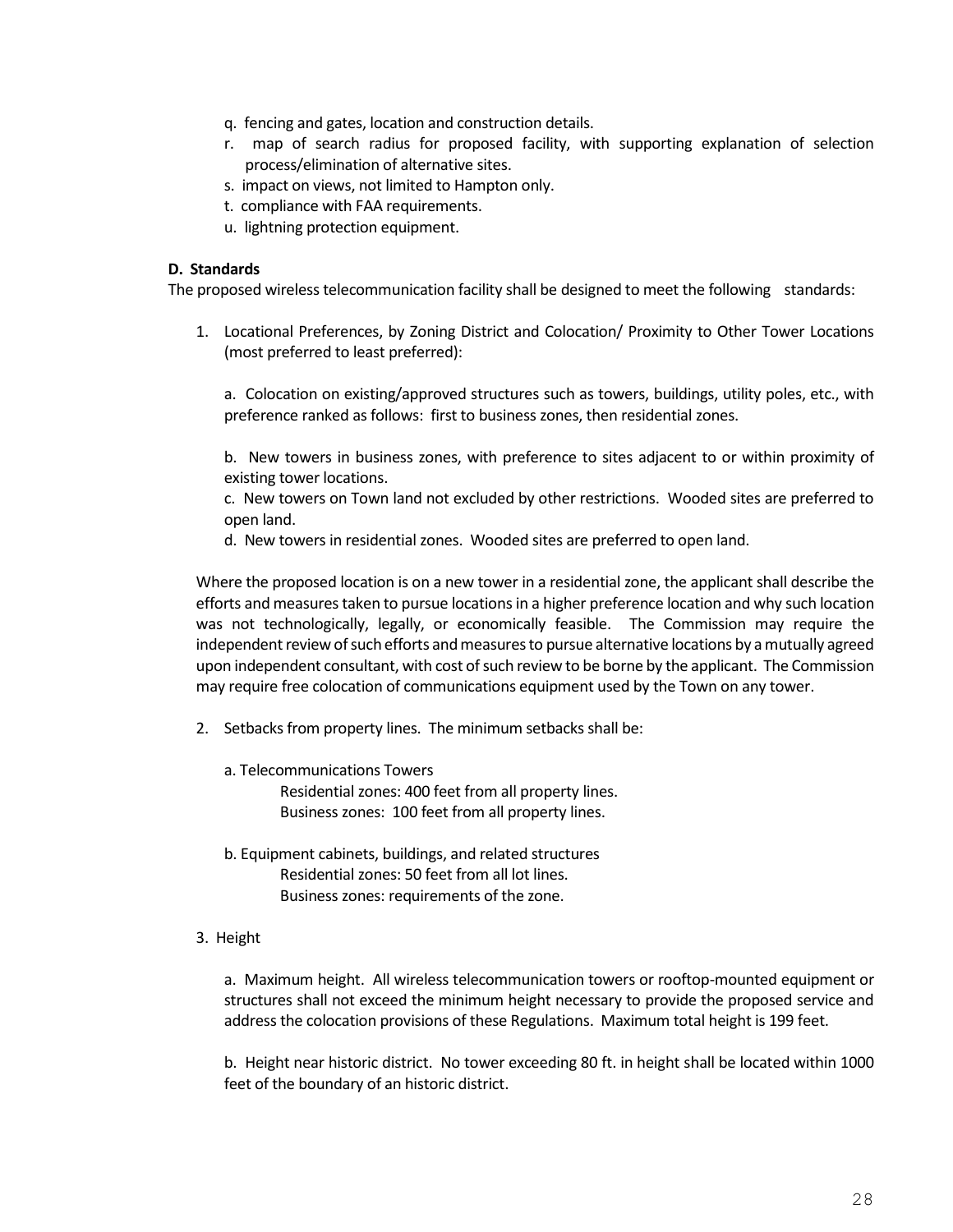q. fencing and gates, location and construction details.

r. map of search radius for proposed facility, with supporting explanation of selection process/elimination of alternative sites.

s. impact on views, not limited to Hampton only.

t. compliance with FAA requirements.

u. lightning protection equipment.

**D. Standards**

The proposed wireless telecommunication facility shall be designed to meet the following standards:

1. Locational Preferences, by Zoning District and Colocation/ Proximity to Other Tower Locations (most preferred to least preferred):

   a. Colocation on existing/approved structures such as towers, buildings, utility poles, etc., with preference ranked as follows: first to business zones, then residential zones.

   b. New towers in business zones, with preference to sites adjacent to or within proximity of existing tower locations.

   c. New towers on Town land not excluded by other restrictions. Wooded sites are preferred to open land.

   d. New towers in residential zones. Wooded sites are preferred to open land.

   Where the proposed location is on a new tower in a residential zone, the applicant shall describe the efforts and measures taken to pursue locations in a higher preference location and why such location was not technologically, legally, or economically feasible. The Commission may require the independent review of such efforts and measures to pursue alternative locations by a mutually agreed upon independent consultant, with cost of such review to be borne by the applicant. The Commission may require free colocation of communications equipment used by the Town on any tower.

2. Setbacks from property lines. The minimum setbacks shall be:

   a. Telecommunications Towers

      Residential zones: 400 feet from all property lines.
      Business zones: 100 feet from all property lines.

   b. Equipment cabinets, buildings, and related structures

      Residential zones: 50 feet from all lot lines.
      Business zones: requirements of the zone.

3. Height

   a. Maximum height. All wireless telecommunication towers or rooftop-mounted equipment or structures shall not exceed the minimum height necessary to provide the proposed service and address the colocation provisions of these Regulations. Maximum total height is 199 feet.

   b. Height near historic district. No tower exceeding 80 ft. in height shall be located within 1000 feet of the boundary of an historic district.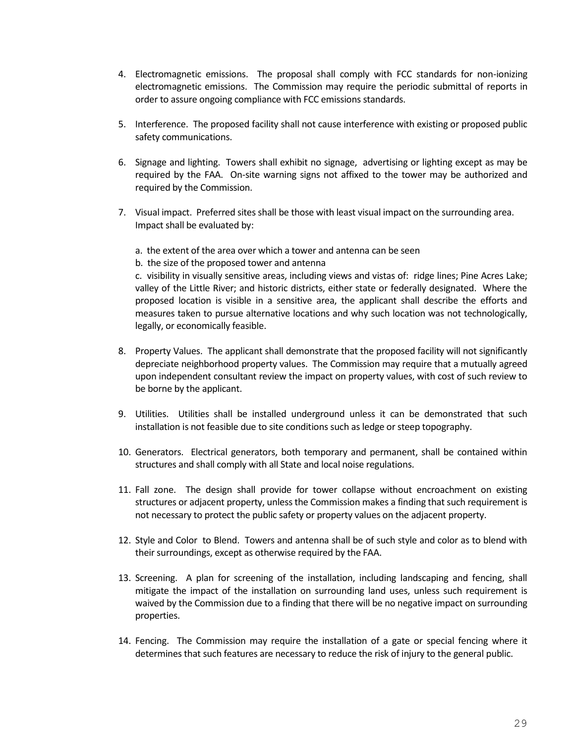4. Electromagnetic emissions. The proposal shall comply with FCC standards for non-ionizing electromagnetic emissions. The Commission may require the periodic submittal of reports in order to assure ongoing compliance with FCC emissions standards.

5. Interference. The proposed facility shall not cause interference with existing or proposed public safety communications.

6. Signage and lighting. Towers shall exhibit no signage, advertising or lighting except as may be required by the FAA. On-site warning signs not affixed to the tower may be authorized and required by the Commission.

7. Visual impact. Preferred sites shall be those with least visual impact on the surrounding area. Impact shall be evaluated by:

   a. the extent of the area over which a tower and antenna can be seen
   b. the size of the proposed tower and antenna
   c. visibility in visually sensitive areas, including views and vistas of: ridge lines; Pine Acres Lake; valley of the Little River; and historic districts, either state or federally designated. Where the proposed location is visible in a sensitive area, the applicant shall describe the efforts and measures taken to pursue alternative locations and why such location was not technologically, legally, or economically feasible.

8. Property Values. The applicant shall demonstrate that the proposed facility will not significantly depreciate neighborhood property values. The Commission may require that a mutually agreed upon independent consultant review the impact on property values, with cost of such review to be borne by the applicant.

9. Utilities. Utilities shall be installed underground unless it can be demonstrated that such installation is not feasible due to site conditions such as ledge or steep topography.

10. Generators. Electrical generators, both temporary and permanent, shall be contained within structures and shall comply with all State and local noise regulations.

11. Fall zone. The design shall provide for tower collapse without encroachment on existing structures or adjacent property, unless the Commission makes a finding that such requirement is not necessary to protect the public safety or property values on the adjacent property.

12. Style and Color to Blend. Towers and antenna shall be of such style and color as to blend with their surroundings, except as otherwise required by the FAA.

13. Screening. A plan for screening of the installation, including landscaping and fencing, shall mitigate the impact of the installation on surrounding land uses, unless such requirement is waived by the Commission due to a finding that there will be no negative impact on surrounding properties.

14. Fencing. The Commission may require the installation of a gate or special fencing where it determines that such features are necessary to reduce the risk of injury to the general public.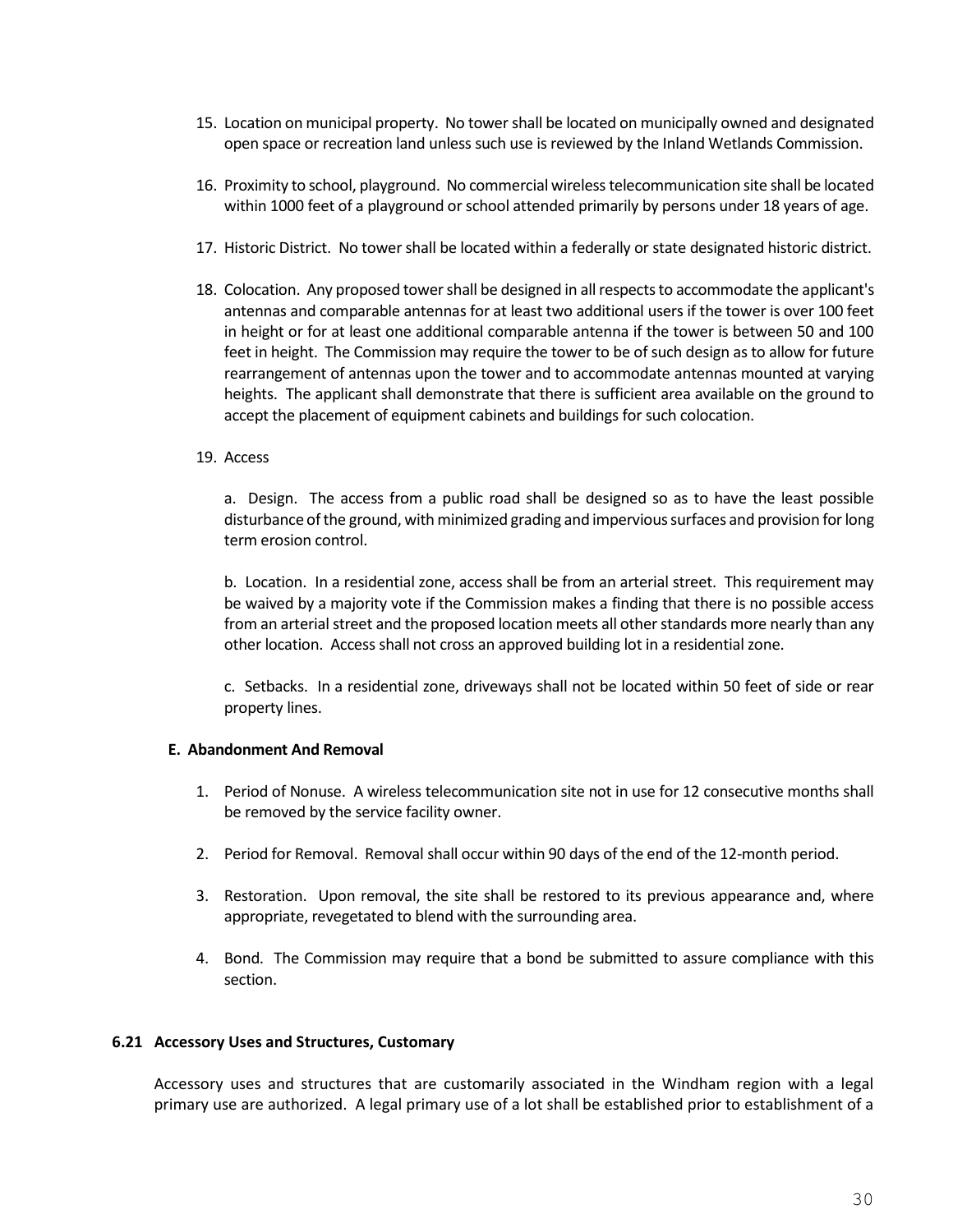15. Location on municipal property. No tower shall be located on municipally owned and designated open space or recreation land unless such use is reviewed by the Inland Wetlands Commission.

16. Proximity to school, playground. No commercial wireless telecommunication site shall be located within 1000 feet of a playground or school attended primarily by persons under 18 years of age.

17. Historic District. No tower shall be located within a federally or state designated historic district.

18. Colocation. Any proposed tower shall be designed in all respects to accommodate the applicant's antennas and comparable antennas for at least two additional users if the tower is over 100 feet in height or for at least one additional comparable antenna if the tower is between 50 and 100 feet in height. The Commission may require the tower to be of such design as to allow for future rearrangement of antennas upon the tower and to accommodate antennas mounted at varying heights. The applicant shall demonstrate that there is sufficient area available on the ground to accept the placement of equipment cabinets and buildings for such colocation.

19. Access

    a. Design. The access from a public road shall be designed so as to have the least possible disturbance of the ground, with minimized grading and impervious surfaces and provision for long term erosion control.

    b. Location. In a residential zone, access shall be from an arterial street. This requirement may be waived by a majority vote if the Commission makes a finding that there is no possible access from an arterial street and the proposed location meets all other standards more nearly than any other location. Access shall not cross an approved building lot in a residential zone.

    c. Setbacks. In a residential zone, driveways shall not be located within 50 feet of side or rear property lines.

#### E. Abandonment And Removal

1. Period of Nonuse. A wireless telecommunication site not in use for 12 consecutive months shall be removed by the service facility owner.

2. Period for Removal. Removal shall occur within 90 days of the end of the 12-month period.

3. Restoration. Upon removal, the site shall be restored to its previous appearance and, where appropriate, revegetated to blend with the surrounding area.

4. Bond. The Commission may require that a bond be submitted to assure compliance with this section.

### 6.21 Accessory Uses and Structures, Customary

Accessory uses and structures that are customarily associated in the Windham region with a legal primary use are authorized. A legal primary use of a lot shall be established prior to establishment of a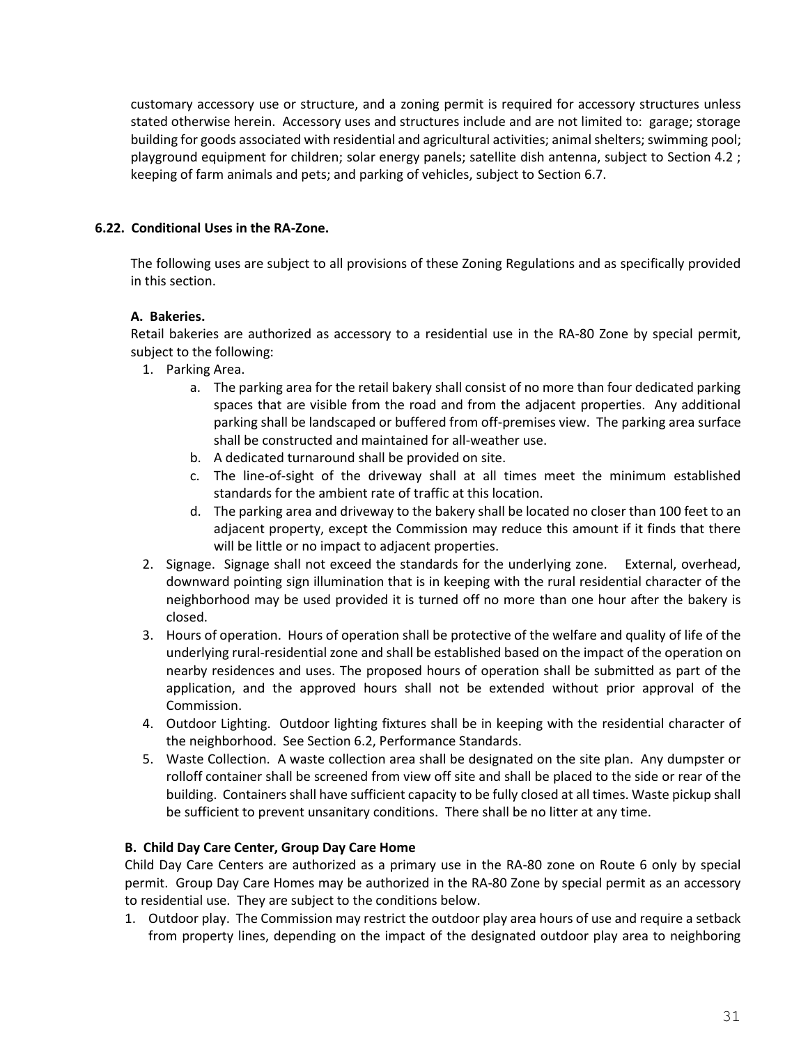customary accessory use or structure, and a zoning permit is required for accessory structures unless stated otherwise herein. Accessory uses and structures include and are not limited to: garage; storage building for goods associated with residential and agricultural activities; animal shelters; swimming pool; playground equipment for children; solar energy panels; satellite dish antenna, subject to Section 4.2 ; keeping of farm animals and pets; and parking of vehicles, subject to Section 6.7.

## 6.22. Conditional Uses in the RA-Zone.

The following uses are subject to all provisions of these Zoning Regulations and as specifically provided in this section.

### A. Bakeries.

Retail bakeries are authorized as accessory to a residential use in the RA-80 Zone by special permit, subject to the following:

1. Parking Area.
   a. The parking area for the retail bakery shall consist of no more than four dedicated parking spaces that are visible from the road and from the adjacent properties. Any additional parking shall be landscaped or buffered from off-premises view. The parking area surface shall be constructed and maintained for all-weather use.
   b. A dedicated turnaround shall be provided on site.
   c. The line-of-sight of the driveway shall at all times meet the minimum established standards for the ambient rate of traffic at this location.
   d. The parking area and driveway to the bakery shall be located no closer than 100 feet to an adjacent property, except the Commission may reduce this amount if it finds that there will be little or no impact to adjacent properties.
2. Signage. Signage shall not exceed the standards for the underlying zone. External, overhead, downward pointing sign illumination that is in keeping with the rural residential character of the neighborhood may be used provided it is turned off no more than one hour after the bakery is closed.
3. Hours of operation. Hours of operation shall be protective of the welfare and quality of life of the underlying rural-residential zone and shall be established based on the impact of the operation on nearby residences and uses. The proposed hours of operation shall be submitted as part of the application, and the approved hours shall not be extended without prior approval of the Commission.
4. Outdoor Lighting. Outdoor lighting fixtures shall be in keeping with the residential character of the neighborhood. See Section 6.2, Performance Standards.
5. Waste Collection. A waste collection area shall be designated on the site plan. Any dumpster or rolloff container shall be screened from view off site and shall be placed to the side or rear of the building. Containers shall have sufficient capacity to be fully closed at all times. Waste pickup shall be sufficient to prevent unsanitary conditions. There shall be no litter at any time.

### B. Child Day Care Center, Group Day Care Home

Child Day Care Centers are authorized as a primary use in the RA-80 zone on Route 6 only by special permit. Group Day Care Homes may be authorized in the RA-80 Zone by special permit as an accessory to residential use. They are subject to the conditions below.

1. Outdoor play. The Commission may restrict the outdoor play area hours of use and require a setback from property lines, depending on the impact of the designated outdoor play area to neighboring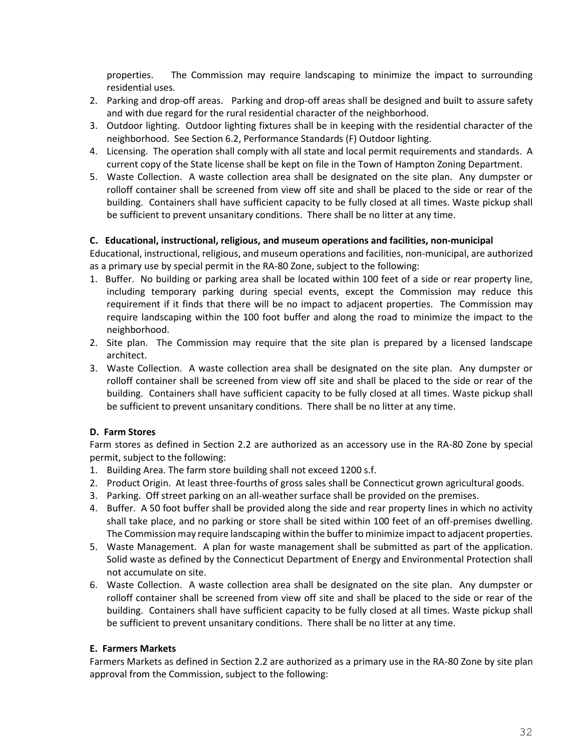properties. The Commission may require landscaping to minimize the impact to surrounding residential uses.

2. Parking and drop-off areas. Parking and drop-off areas shall be designed and built to assure safety and with due regard for the rural residential character of the neighborhood.
3. Outdoor lighting. Outdoor lighting fixtures shall be in keeping with the residential character of the neighborhood. See Section 6.2, Performance Standards (F) Outdoor lighting.
4. Licensing. The operation shall comply with all state and local permit requirements and standards. A current copy of the State license shall be kept on file in the Town of Hampton Zoning Department.
5. Waste Collection. A waste collection area shall be designated on the site plan. Any dumpster or rolloff container shall be screened from view off site and shall be placed to the side or rear of the building. Containers shall have sufficient capacity to be fully closed at all times. Waste pickup shall be sufficient to prevent unsanitary conditions. There shall be no litter at any time.

**C. Educational, instructional, religious, and museum operations and facilities, non-municipal**

Educational, instructional, religious, and museum operations and facilities, non-municipal, are authorized as a primary use by special permit in the RA-80 Zone, subject to the following:

1. Buffer. No building or parking area shall be located within 100 feet of a side or rear property line, including temporary parking during special events, except the Commission may reduce this requirement if it finds that there will be no impact to adjacent properties. The Commission may require landscaping within the 100 foot buffer and along the road to minimize the impact to the neighborhood.
2. Site plan. The Commission may require that the site plan is prepared by a licensed landscape architect.
3. Waste Collection. A waste collection area shall be designated on the site plan. Any dumpster or rolloff container shall be screened from view off site and shall be placed to the side or rear of the building. Containers shall have sufficient capacity to be fully closed at all times. Waste pickup shall be sufficient to prevent unsanitary conditions. There shall be no litter at any time.

**D. Farm Stores**

Farm stores as defined in Section 2.2 are authorized as an accessory use in the RA-80 Zone by special permit, subject to the following:

1. Building Area. The farm store building shall not exceed 1200 s.f.
2. Product Origin. At least three-fourths of gross sales shall be Connecticut grown agricultural goods.
3. Parking. Off street parking on an all-weather surface shall be provided on the premises.
4. Buffer. A 50 foot buffer shall be provided along the side and rear property lines in which no activity shall take place, and no parking or store shall be sited within 100 feet of an off-premises dwelling. The Commission may require landscaping within the buffer to minimize impact to adjacent properties.
5. Waste Management. A plan for waste management shall be submitted as part of the application. Solid waste as defined by the Connecticut Department of Energy and Environmental Protection shall not accumulate on site.
6. Waste Collection. A waste collection area shall be designated on the site plan. Any dumpster or rolloff container shall be screened from view off site and shall be placed to the side or rear of the building. Containers shall have sufficient capacity to be fully closed at all times. Waste pickup shall be sufficient to prevent unsanitary conditions. There shall be no litter at any time.

**E. Farmers Markets**

Farmers Markets as defined in Section 2.2 are authorized as a primary use in the RA-80 Zone by site plan approval from the Commission, subject to the following: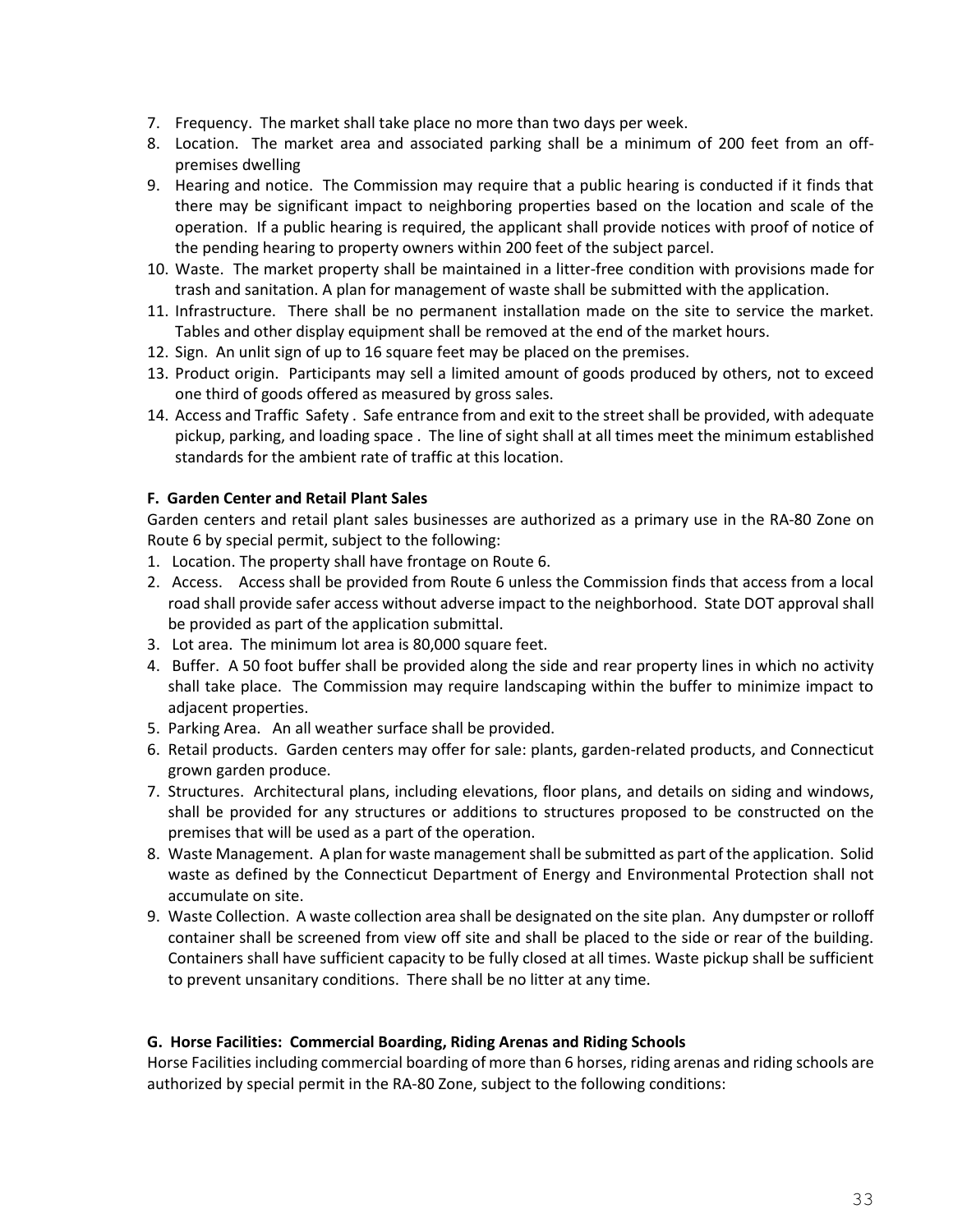7. Frequency. The market shall take place no more than two days per week.
8. Location. The market area and associated parking shall be a minimum of 200 feet from an off-premises dwelling
9. Hearing and notice. The Commission may require that a public hearing is conducted if it finds that there may be significant impact to neighboring properties based on the location and scale of the operation. If a public hearing is required, the applicant shall provide notices with proof of notice of the pending hearing to property owners within 200 feet of the subject parcel.
10. Waste. The market property shall be maintained in a litter-free condition with provisions made for trash and sanitation. A plan for management of waste shall be submitted with the application.
11. Infrastructure. There shall be no permanent installation made on the site to service the market. Tables and other display equipment shall be removed at the end of the market hours.
12. Sign. An unlit sign of up to 16 square feet may be placed on the premises.
13. Product origin. Participants may sell a limited amount of goods produced by others, not to exceed one third of goods offered as measured by gross sales.
14. Access and Traffic Safety . Safe entrance from and exit to the street shall be provided, with adequate pickup, parking, and loading space . The line of sight shall at all times meet the minimum established standards for the ambient rate of traffic at this location.

**F. Garden Center and Retail Plant Sales**

Garden centers and retail plant sales businesses are authorized as a primary use in the RA-80 Zone on Route 6 by special permit, subject to the following:

1. Location. The property shall have frontage on Route 6.
2. Access. Access shall be provided from Route 6 unless the Commission finds that access from a local road shall provide safer access without adverse impact to the neighborhood. State DOT approval shall be provided as part of the application submittal.
3. Lot area. The minimum lot area is 80,000 square feet.
4. Buffer. A 50 foot buffer shall be provided along the side and rear property lines in which no activity shall take place. The Commission may require landscaping within the buffer to minimize impact to adjacent properties.
5. Parking Area. An all weather surface shall be provided.
6. Retail products. Garden centers may offer for sale: plants, garden-related products, and Connecticut grown garden produce.
7. Structures. Architectural plans, including elevations, floor plans, and details on siding and windows, shall be provided for any structures or additions to structures proposed to be constructed on the premises that will be used as a part of the operation.
8. Waste Management. A plan for waste management shall be submitted as part of the application. Solid waste as defined by the Connecticut Department of Energy and Environmental Protection shall not accumulate on site.
9. Waste Collection. A waste collection area shall be designated on the site plan. Any dumpster or rolloff container shall be screened from view off site and shall be placed to the side or rear of the building. Containers shall have sufficient capacity to be fully closed at all times. Waste pickup shall be sufficient to prevent unsanitary conditions. There shall be no litter at any time.

**G. Horse Facilities: Commercial Boarding, Riding Arenas and Riding Schools**

Horse Facilities including commercial boarding of more than 6 horses, riding arenas and riding schools are authorized by special permit in the RA-80 Zone, subject to the following conditions: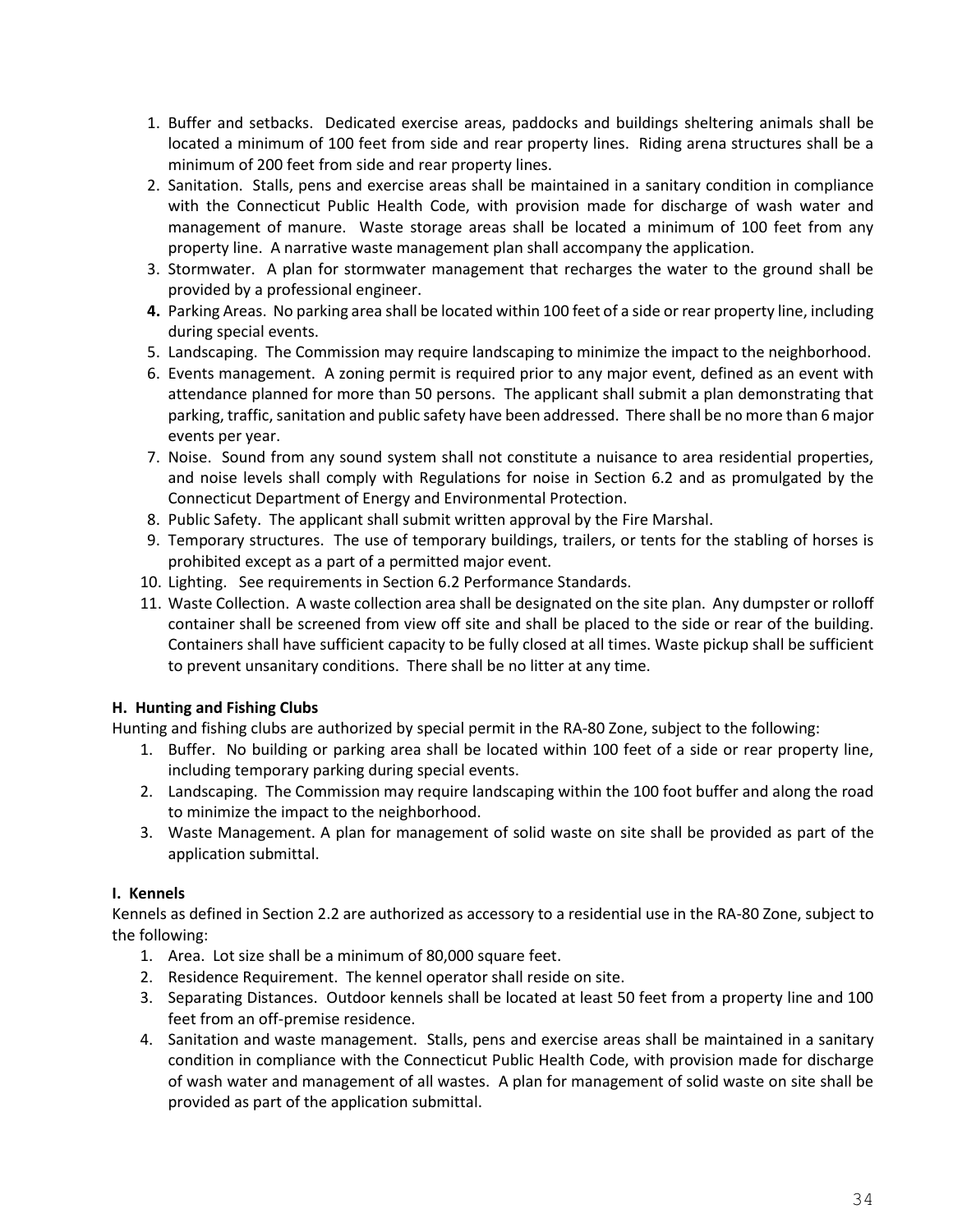1. Buffer and setbacks. Dedicated exercise areas, paddocks and buildings sheltering animals shall be located a minimum of 100 feet from side and rear property lines. Riding arena structures shall be a minimum of 200 feet from side and rear property lines.
2. Sanitation. Stalls, pens and exercise areas shall be maintained in a sanitary condition in compliance with the Connecticut Public Health Code, with provision made for discharge of wash water and management of manure. Waste storage areas shall be located a minimum of 100 feet from any property line. A narrative waste management plan shall accompany the application.
3. Stormwater. A plan for stormwater management that recharges the water to the ground shall be provided by a professional engineer.
4. Parking Areas. No parking area shall be located within 100 feet of a side or rear property line, including during special events.
5. Landscaping. The Commission may require landscaping to minimize the impact to the neighborhood.
6. Events management. A zoning permit is required prior to any major event, defined as an event with attendance planned for more than 50 persons. The applicant shall submit a plan demonstrating that parking, traffic, sanitation and public safety have been addressed. There shall be no more than 6 major events per year.
7. Noise. Sound from any sound system shall not constitute a nuisance to area residential properties, and noise levels shall comply with Regulations for noise in Section 6.2 and as promulgated by the Connecticut Department of Energy and Environmental Protection.
8. Public Safety. The applicant shall submit written approval by the Fire Marshal.
9. Temporary structures. The use of temporary buildings, trailers, or tents for the stabling of horses is prohibited except as a part of a permitted major event.
10. Lighting. See requirements in Section 6.2 Performance Standards.
11. Waste Collection. A waste collection area shall be designated on the site plan. Any dumpster or rolloff container shall be screened from view off site and shall be placed to the side or rear of the building. Containers shall have sufficient capacity to be fully closed at all times. Waste pickup shall be sufficient to prevent unsanitary conditions. There shall be no litter at any time.

**H. Hunting and Fishing Clubs**

Hunting and fishing clubs are authorized by special permit in the RA-80 Zone, subject to the following:

1. Buffer. No building or parking area shall be located within 100 feet of a side or rear property line, including temporary parking during special events.
2. Landscaping. The Commission may require landscaping within the 100 foot buffer and along the road to minimize the impact to the neighborhood.
3. Waste Management. A plan for management of solid waste on site shall be provided as part of the application submittal.

**I. Kennels**

Kennels as defined in Section 2.2 are authorized as accessory to a residential use in the RA-80 Zone, subject to the following:

1. Area. Lot size shall be a minimum of 80,000 square feet.
2. Residence Requirement. The kennel operator shall reside on site.
3. Separating Distances. Outdoor kennels shall be located at least 50 feet from a property line and 100 feet from an off-premise residence.
4. Sanitation and waste management. Stalls, pens and exercise areas shall be maintained in a sanitary condition in compliance with the Connecticut Public Health Code, with provision made for discharge of wash water and management of all wastes. A plan for management of solid waste on site shall be provided as part of the application submittal.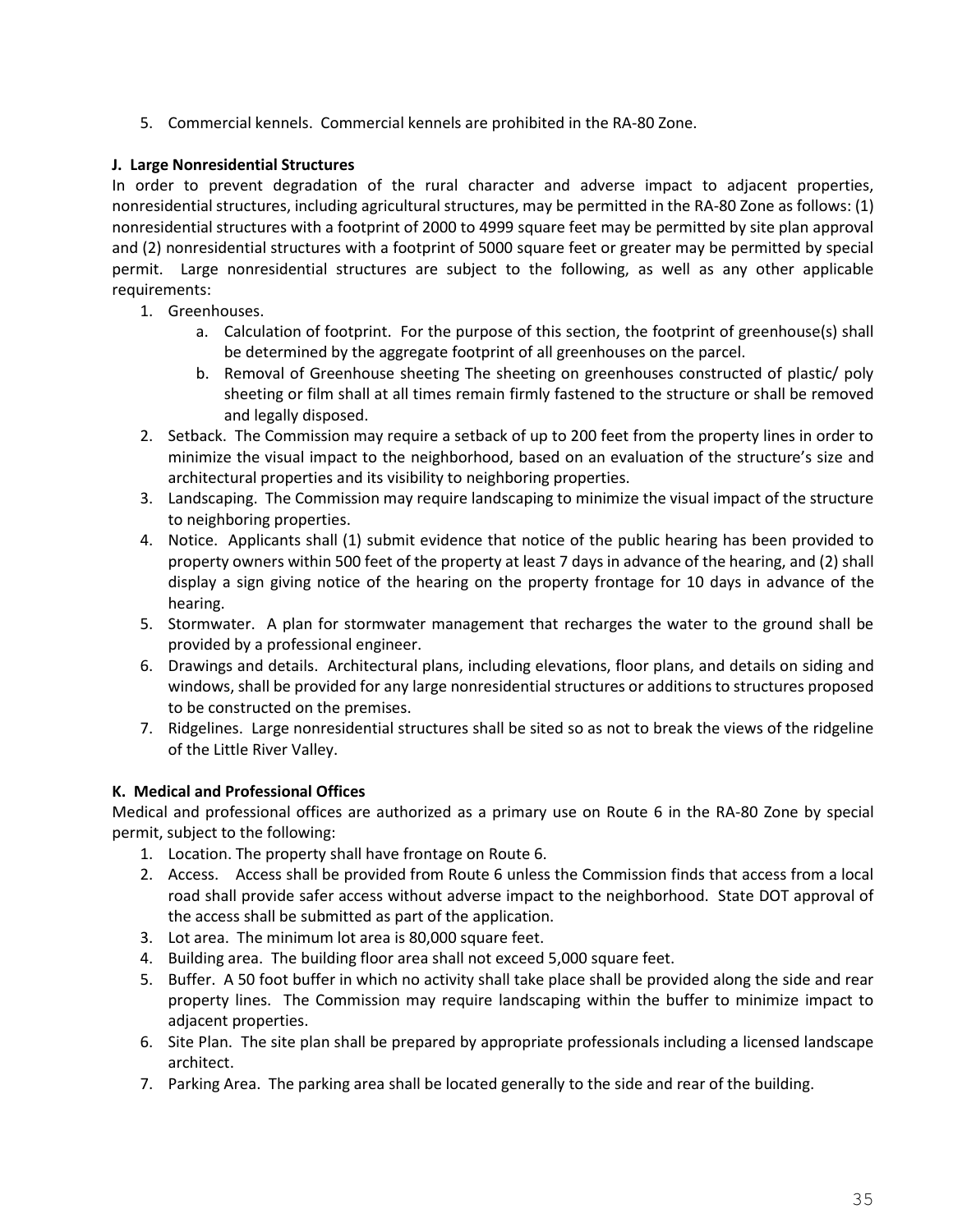5. Commercial kennels. Commercial kennels are prohibited in the RA-80 Zone.

**J. Large Nonresidential Structures**

In order to prevent degradation of the rural character and adverse impact to adjacent properties, nonresidential structures, including agricultural structures, may be permitted in the RA-80 Zone as follows: (1) nonresidential structures with a footprint of 2000 to 4999 square feet may be permitted by site plan approval and (2) nonresidential structures with a footprint of 5000 square feet or greater may be permitted by special permit. Large nonresidential structures are subject to the following, as well as any other applicable requirements:

1. Greenhouses.
   a. Calculation of footprint. For the purpose of this section, the footprint of greenhouse(s) shall be determined by the aggregate footprint of all greenhouses on the parcel.
   b. Removal of Greenhouse sheeting The sheeting on greenhouses constructed of plastic/ poly sheeting or film shall at all times remain firmly fastened to the structure or shall be removed and legally disposed.
2. Setback. The Commission may require a setback of up to 200 feet from the property lines in order to minimize the visual impact to the neighborhood, based on an evaluation of the structure's size and architectural properties and its visibility to neighboring properties.
3. Landscaping. The Commission may require landscaping to minimize the visual impact of the structure to neighboring properties.
4. Notice. Applicants shall (1) submit evidence that notice of the public hearing has been provided to property owners within 500 feet of the property at least 7 days in advance of the hearing, and (2) shall display a sign giving notice of the hearing on the property frontage for 10 days in advance of the hearing.
5. Stormwater. A plan for stormwater management that recharges the water to the ground shall be provided by a professional engineer.
6. Drawings and details. Architectural plans, including elevations, floor plans, and details on siding and windows, shall be provided for any large nonresidential structures or additions to structures proposed to be constructed on the premises.
7. Ridgelines. Large nonresidential structures shall be sited so as not to break the views of the ridgeline of the Little River Valley.

**K. Medical and Professional Offices**

Medical and professional offices are authorized as a primary use on Route 6 in the RA-80 Zone by special permit, subject to the following:

1. Location. The property shall have frontage on Route 6.
2. Access. Access shall be provided from Route 6 unless the Commission finds that access from a local road shall provide safer access without adverse impact to the neighborhood. State DOT approval of the access shall be submitted as part of the application.
3. Lot area. The minimum lot area is 80,000 square feet.
4. Building area. The building floor area shall not exceed 5,000 square feet.
5. Buffer. A 50 foot buffer in which no activity shall take place shall be provided along the side and rear property lines. The Commission may require landscaping within the buffer to minimize impact to adjacent properties.
6. Site Plan. The site plan shall be prepared by appropriate professionals including a licensed landscape architect.
7. Parking Area. The parking area shall be located generally to the side and rear of the building.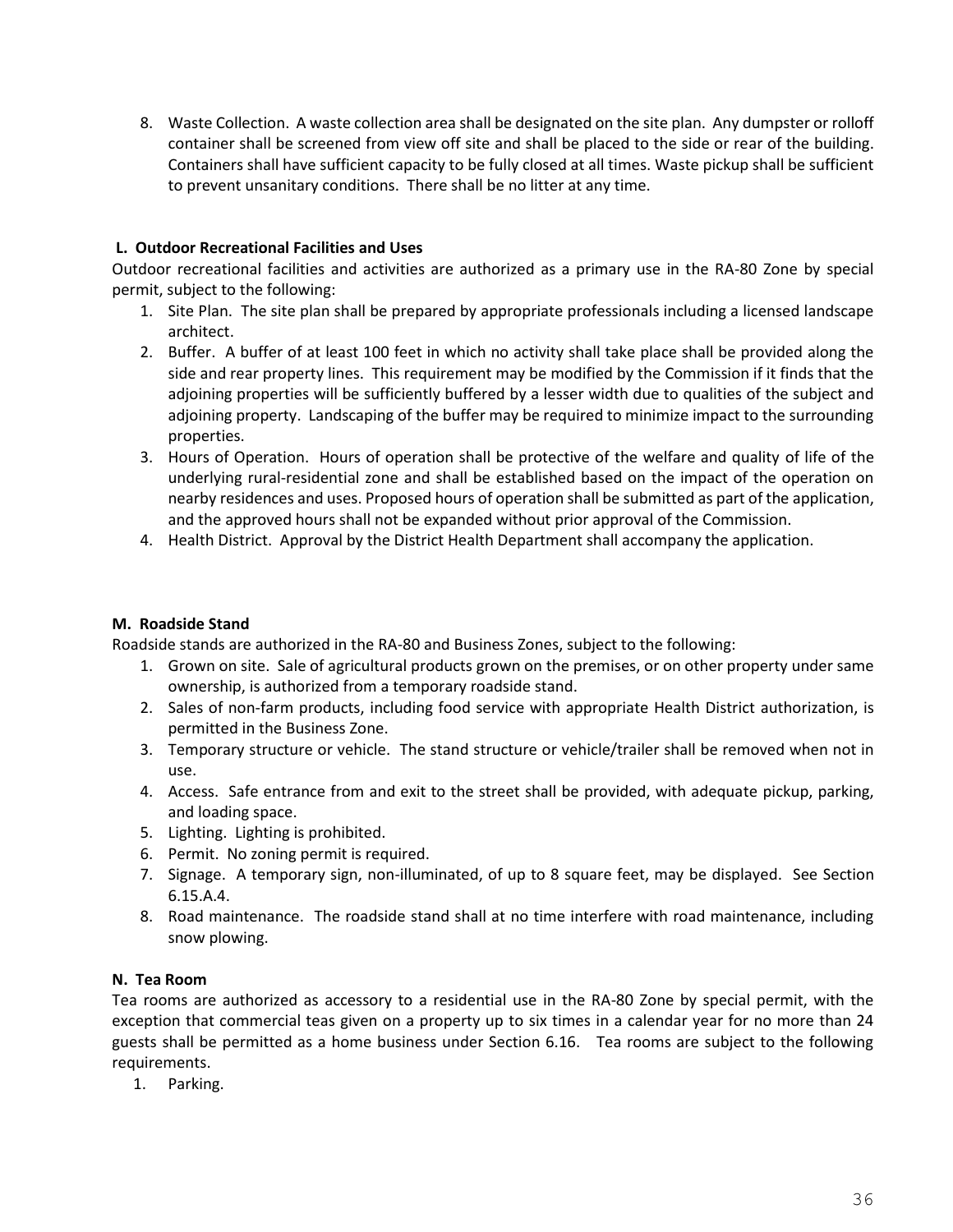8. Waste Collection. A waste collection area shall be designated on the site plan. Any dumpster or rolloff container shall be screened from view off site and shall be placed to the side or rear of the building. Containers shall have sufficient capacity to be fully closed at all times. Waste pickup shall be sufficient to prevent unsanitary conditions. There shall be no litter at any time.

### L. Outdoor Recreational Facilities and Uses

Outdoor recreational facilities and activities are authorized as a primary use in the RA-80 Zone by special permit, subject to the following:

1. Site Plan. The site plan shall be prepared by appropriate professionals including a licensed landscape architect.
2. Buffer. A buffer of at least 100 feet in which no activity shall take place shall be provided along the side and rear property lines. This requirement may be modified by the Commission if it finds that the adjoining properties will be sufficiently buffered by a lesser width due to qualities of the subject and adjoining property. Landscaping of the buffer may be required to minimize impact to the surrounding properties.
3. Hours of Operation. Hours of operation shall be protective of the welfare and quality of life of the underlying rural-residential zone and shall be established based on the impact of the operation on nearby residences and uses. Proposed hours of operation shall be submitted as part of the application, and the approved hours shall not be expanded without prior approval of the Commission.
4. Health District. Approval by the District Health Department shall accompany the application.

### M. Roadside Stand

Roadside stands are authorized in the RA-80 and Business Zones, subject to the following:

1. Grown on site. Sale of agricultural products grown on the premises, or on other property under same ownership, is authorized from a temporary roadside stand.
2. Sales of non-farm products, including food service with appropriate Health District authorization, is permitted in the Business Zone.
3. Temporary structure or vehicle. The stand structure or vehicle/trailer shall be removed when not in use.
4. Access. Safe entrance from and exit to the street shall be provided, with adequate pickup, parking, and loading space.
5. Lighting. Lighting is prohibited.
6. Permit. No zoning permit is required.
7. Signage. A temporary sign, non-illuminated, of up to 8 square feet, may be displayed. See Section 6.15.A.4.
8. Road maintenance. The roadside stand shall at no time interfere with road maintenance, including snow plowing.

### N. Tea Room

Tea rooms are authorized as accessory to a residential use in the RA-80 Zone by special permit, with the exception that commercial teas given on a property up to six times in a calendar year for no more than 24 guests shall be permitted as a home business under Section 6.16. Tea rooms are subject to the following requirements.

1. Parking.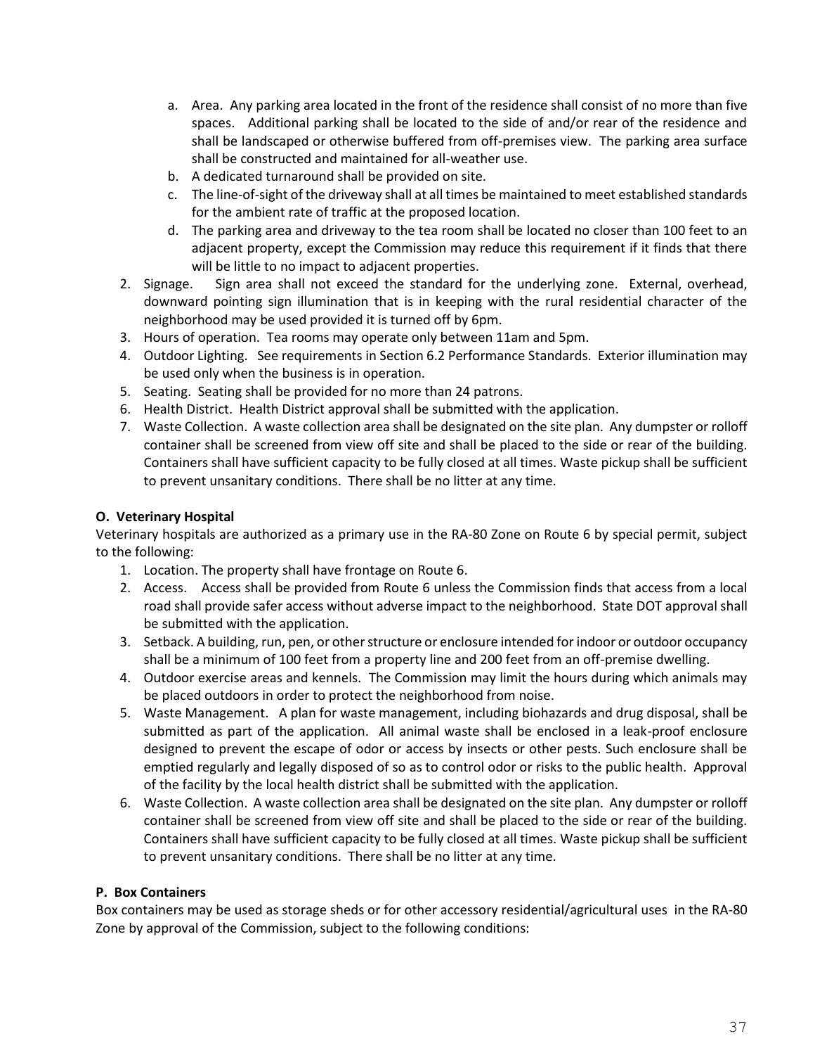a. Area. Any parking area located in the front of the residence shall consist of no more than five spaces. Additional parking shall be located to the side of and/or rear of the residence and shall be landscaped or otherwise buffered from off-premises view. The parking area surface shall be constructed and maintained for all-weather use.
   b. A dedicated turnaround shall be provided on site.
   c. The line-of-sight of the driveway shall at all times be maintained to meet established standards for the ambient rate of traffic at the proposed location.
   d. The parking area and driveway to the tea room shall be located no closer than 100 feet to an adjacent property, except the Commission may reduce this requirement if it finds that there will be little to no impact to adjacent properties.
2. Signage. Sign area shall not exceed the standard for the underlying zone. External, overhead, downward pointing sign illumination that is in keeping with the rural residential character of the neighborhood may be used provided it is turned off by 6pm.
3. Hours of operation. Tea rooms may operate only between 11am and 5pm.
4. Outdoor Lighting. See requirements in Section 6.2 Performance Standards. Exterior illumination may be used only when the business is in operation.
5. Seating. Seating shall be provided for no more than 24 patrons.
6. Health District. Health District approval shall be submitted with the application.
7. Waste Collection. A waste collection area shall be designated on the site plan. Any dumpster or rolloff container shall be screened from view off site and shall be placed to the side or rear of the building. Containers shall have sufficient capacity to be fully closed at all times. Waste pickup shall be sufficient to prevent unsanitary conditions. There shall be no litter at any time.

**O. Veterinary Hospital**

Veterinary hospitals are authorized as a primary use in the RA-80 Zone on Route 6 by special permit, subject to the following:

1. Location. The property shall have frontage on Route 6.
2. Access. Access shall be provided from Route 6 unless the Commission finds that access from a local road shall provide safer access without adverse impact to the neighborhood. State DOT approval shall be submitted with the application.
3. Setback. A building, run, pen, or other structure or enclosure intended for indoor or outdoor occupancy shall be a minimum of 100 feet from a property line and 200 feet from an off-premise dwelling.
4. Outdoor exercise areas and kennels. The Commission may limit the hours during which animals may be placed outdoors in order to protect the neighborhood from noise.
5. Waste Management. A plan for waste management, including biohazards and drug disposal, shall be submitted as part of the application. All animal waste shall be enclosed in a leak-proof enclosure designed to prevent the escape of odor or access by insects or other pests. Such enclosure shall be emptied regularly and legally disposed of so as to control odor or risks to the public health. Approval of the facility by the local health district shall be submitted with the application.
6. Waste Collection. A waste collection area shall be designated on the site plan. Any dumpster or rolloff container shall be screened from view off site and shall be placed to the side or rear of the building. Containers shall have sufficient capacity to be fully closed at all times. Waste pickup shall be sufficient to prevent unsanitary conditions. There shall be no litter at any time.

**P. Box Containers**

Box containers may be used as storage sheds or for other accessory residential/agricultural uses in the RA-80 Zone by approval of the Commission, subject to the following conditions: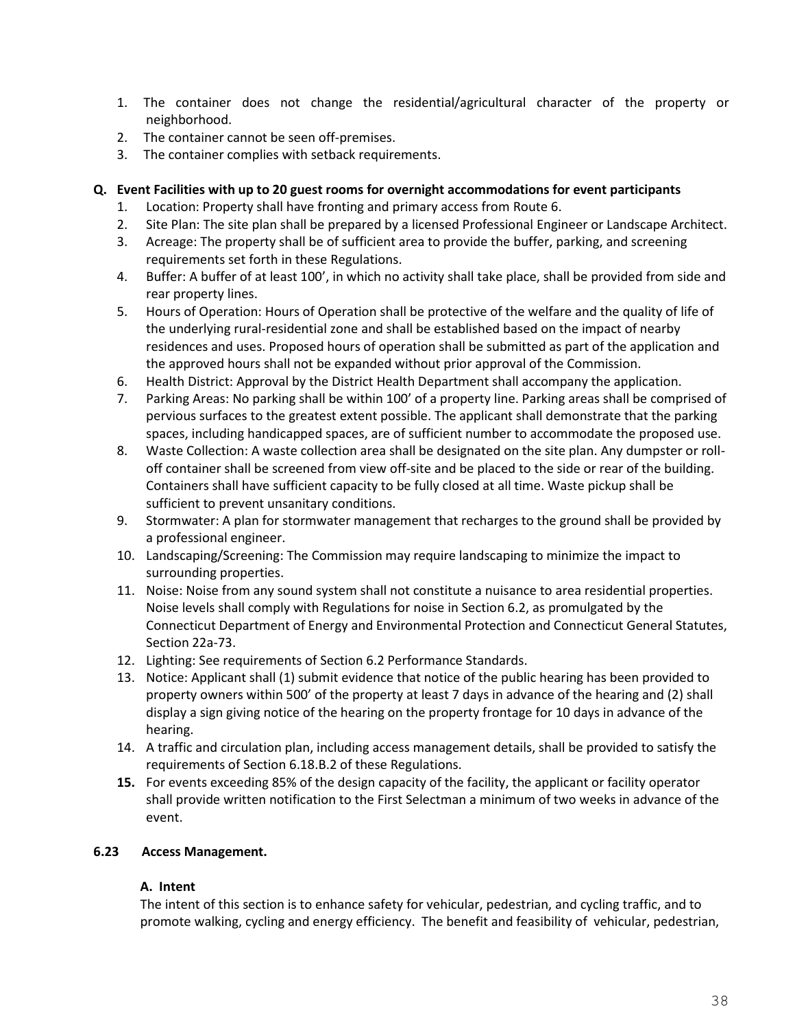1. The container does not change the residential/agricultural character of the property or neighborhood.
2. The container cannot be seen off-premises.
3. The container complies with setback requirements.

**Q. Event Facilities with up to 20 guest rooms for overnight accommodations for event participants**

1. Location: Property shall have fronting and primary access from Route 6.
2. Site Plan: The site plan shall be prepared by a licensed Professional Engineer or Landscape Architect.
3. Acreage: The property shall be of sufficient area to provide the buffer, parking, and screening requirements set forth in these Regulations.
4. Buffer: A buffer of at least 100', in which no activity shall take place, shall be provided from side and rear property lines.
5. Hours of Operation: Hours of Operation shall be protective of the welfare and the quality of life of the underlying rural-residential zone and shall be established based on the impact of nearby residences and uses. Proposed hours of operation shall be submitted as part of the application and the approved hours shall not be expanded without prior approval of the Commission.
6. Health District: Approval by the District Health Department shall accompany the application.
7. Parking Areas: No parking shall be within 100' of a property line. Parking areas shall be comprised of pervious surfaces to the greatest extent possible. The applicant shall demonstrate that the parking spaces, including handicapped spaces, are of sufficient number to accommodate the proposed use.
8. Waste Collection: A waste collection area shall be designated on the site plan. Any dumpster or roll-off container shall be screened from view off-site and be placed to the side or rear of the building. Containers shall have sufficient capacity to be fully closed at all time. Waste pickup shall be sufficient to prevent unsanitary conditions.
9. Stormwater: A plan for stormwater management that recharges to the ground shall be provided by a professional engineer.
10. Landscaping/Screening: The Commission may require landscaping to minimize the impact to surrounding properties.
11. Noise: Noise from any sound system shall not constitute a nuisance to area residential properties. Noise levels shall comply with Regulations for noise in Section 6.2, as promulgated by the Connecticut Department of Energy and Environmental Protection and Connecticut General Statutes, Section 22a-73.
12. Lighting: See requirements of Section 6.2 Performance Standards.
13. Notice: Applicant shall (1) submit evidence that notice of the public hearing has been provided to property owners within 500' of the property at least 7 days in advance of the hearing and (2) shall display a sign giving notice of the hearing on the property frontage for 10 days in advance of the hearing.
14. A traffic and circulation plan, including access management details, shall be provided to satisfy the requirements of Section 6.18.B.2 of these Regulations.
15. For events exceeding 85% of the design capacity of the facility, the applicant or facility operator shall provide written notification to the First Selectman a minimum of two weeks in advance of the event.

**6.23 Access Management.**

**A. Intent**

The intent of this section is to enhance safety for vehicular, pedestrian, and cycling traffic, and to promote walking, cycling and energy efficiency. The benefit and feasibility of vehicular, pedestrian,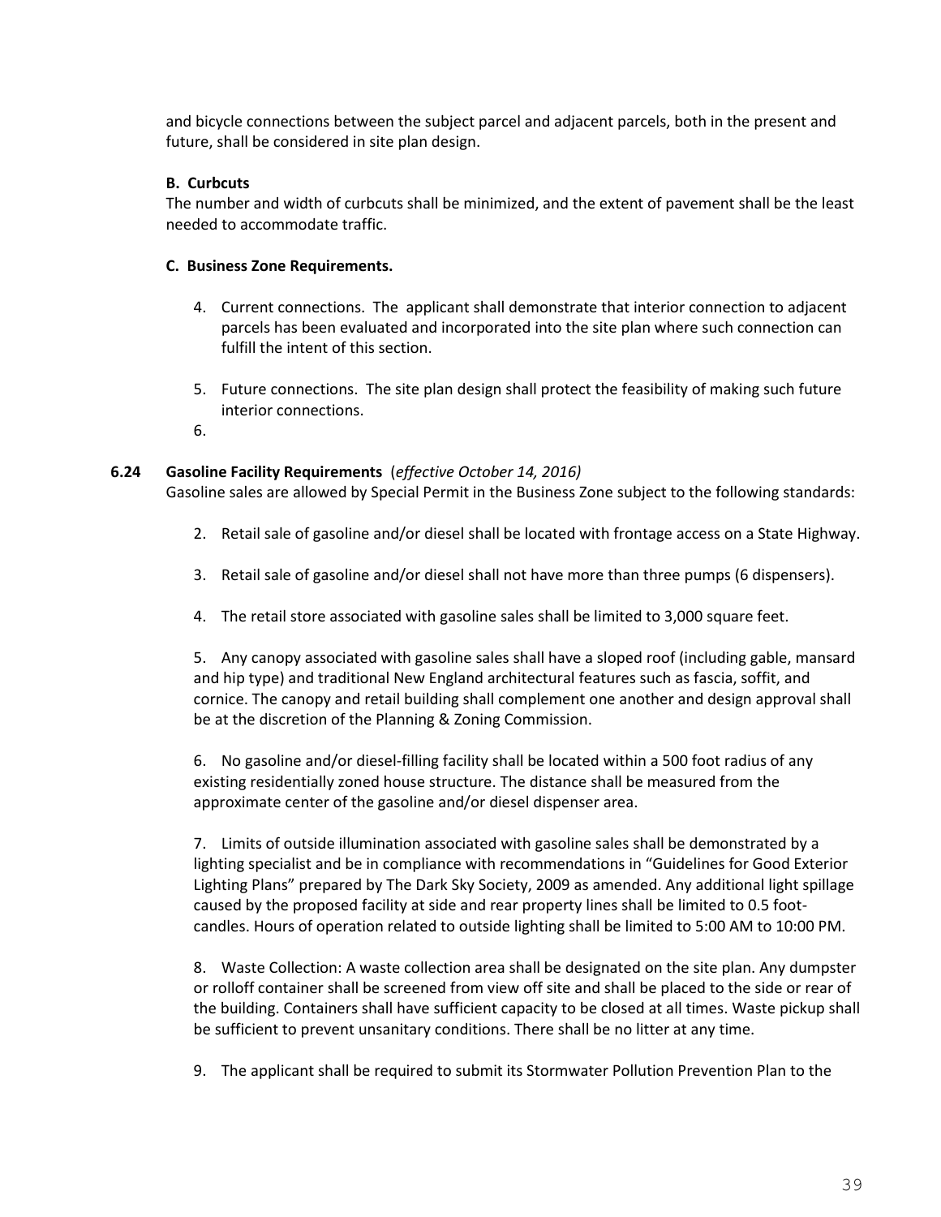and bicycle connections between the subject parcel and adjacent parcels, both in the present and future, shall be considered in site plan design.

**B. Curbcuts**

The number and width of curbcuts shall be minimized, and the extent of pavement shall be the least needed to accommodate traffic.

**C. Business Zone Requirements.**

4. Current connections. The applicant shall demonstrate that interior connection to adjacent parcels has been evaluated and incorporated into the site plan where such connection can fulfill the intent of this section.

5. Future connections. The site plan design shall protect the feasibility of making such future interior connections.

6. 

**6.24 Gasoline Facility Requirements** (*effective October 14, 2016)*

Gasoline sales are allowed by Special Permit in the Business Zone subject to the following standards:

2. Retail sale of gasoline and/or diesel shall be located with frontage access on a State Highway.

3. Retail sale of gasoline and/or diesel shall not have more than three pumps (6 dispensers).

4. The retail store associated with gasoline sales shall be limited to 3,000 square feet.

5. Any canopy associated with gasoline sales shall have a sloped roof (including gable, mansard and hip type) and traditional New England architectural features such as fascia, soffit, and cornice. The canopy and retail building shall complement one another and design approval shall be at the discretion of the Planning & Zoning Commission.

6. No gasoline and/or diesel-filling facility shall be located within a 500 foot radius of any existing residentially zoned house structure. The distance shall be measured from the approximate center of the gasoline and/or diesel dispenser area.

7. Limits of outside illumination associated with gasoline sales shall be demonstrated by a lighting specialist and be in compliance with recommendations in "Guidelines for Good Exterior Lighting Plans" prepared by The Dark Sky Society, 2009 as amended. Any additional light spillage caused by the proposed facility at side and rear property lines shall be limited to 0.5 foot-candles. Hours of operation related to outside lighting shall be limited to 5:00 AM to 10:00 PM.

8. Waste Collection: A waste collection area shall be designated on the site plan. Any dumpster or rolloff container shall be screened from view off site and shall be placed to the side or rear of the building. Containers shall have sufficient capacity to be closed at all times. Waste pickup shall be sufficient to prevent unsanitary conditions. There shall be no litter at any time.

9. The applicant shall be required to submit its Stormwater Pollution Prevention Plan to the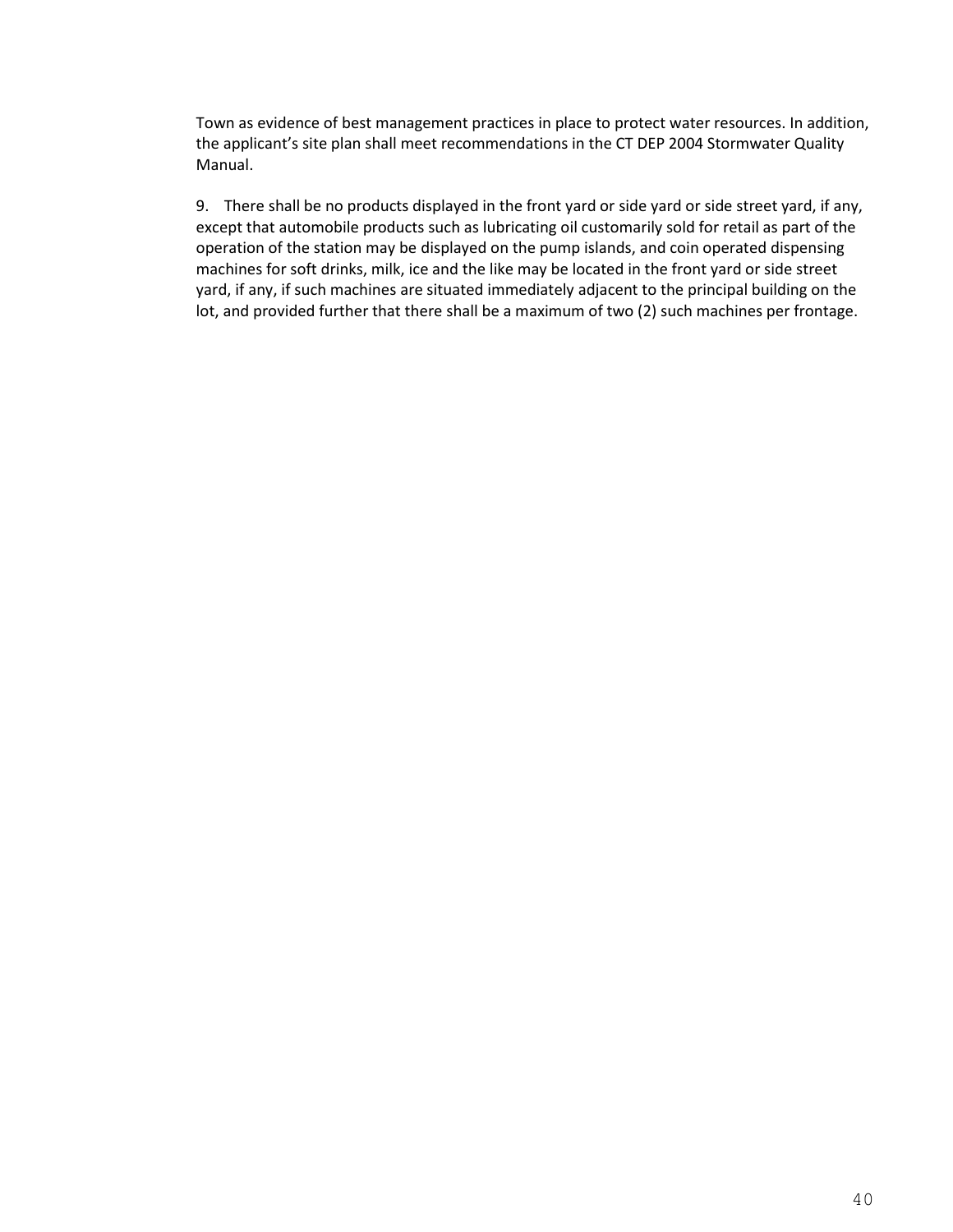Town as evidence of best management practices in place to protect water resources. In addition, the applicant's site plan shall meet recommendations in the CT DEP 2004 Stormwater Quality Manual.

9. There shall be no products displayed in the front yard or side yard or side street yard, if any, except that automobile products such as lubricating oil customarily sold for retail as part of the operation of the station may be displayed on the pump islands, and coin operated dispensing machines for soft drinks, milk, ice and the like may be located in the front yard or side street yard, if any, if such machines are situated immediately adjacent to the principal building on the lot, and provided further that there shall be a maximum of two (2) such machines per frontage.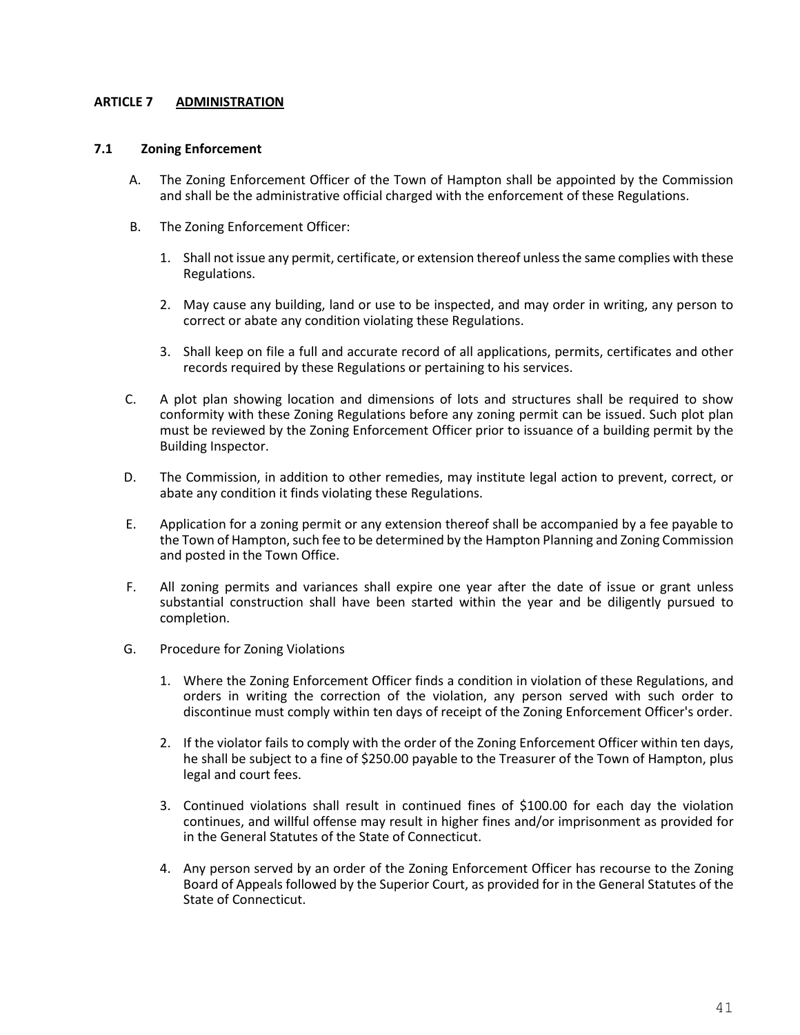## ARTICLE 7 ADMINISTRATION

### 7.1 Zoning Enforcement

A. The Zoning Enforcement Officer of the Town of Hampton shall be appointed by the Commission and shall be the administrative official charged with the enforcement of these Regulations.

B. The Zoning Enforcement Officer:

1. Shall not issue any permit, certificate, or extension thereof unless the same complies with these Regulations.

2. May cause any building, land or use to be inspected, and may order in writing, any person to correct or abate any condition violating these Regulations.

3. Shall keep on file a full and accurate record of all applications, permits, certificates and other records required by these Regulations or pertaining to his services.

C. A plot plan showing location and dimensions of lots and structures shall be required to show conformity with these Zoning Regulations before any zoning permit can be issued. Such plot plan must be reviewed by the Zoning Enforcement Officer prior to issuance of a building permit by the Building Inspector.

D. The Commission, in addition to other remedies, may institute legal action to prevent, correct, or abate any condition it finds violating these Regulations.

E. Application for a zoning permit or any extension thereof shall be accompanied by a fee payable to the Town of Hampton, such fee to be determined by the Hampton Planning and Zoning Commission and posted in the Town Office.

F. All zoning permits and variances shall expire one year after the date of issue or grant unless substantial construction shall have been started within the year and be diligently pursued to completion.

G. Procedure for Zoning Violations

1. Where the Zoning Enforcement Officer finds a condition in violation of these Regulations, and orders in writing the correction of the violation, any person served with such order to discontinue must comply within ten days of receipt of the Zoning Enforcement Officer's order.

2. If the violator fails to comply with the order of the Zoning Enforcement Officer within ten days, he shall be subject to a fine of $250.00 payable to the Treasurer of the Town of Hampton, plus legal and court fees.

3. Continued violations shall result in continued fines of $100.00 for each day the violation continues, and willful offense may result in higher fines and/or imprisonment as provided for in the General Statutes of the State of Connecticut.

4. Any person served by an order of the Zoning Enforcement Officer has recourse to the Zoning Board of Appeals followed by the Superior Court, as provided for in the General Statutes of the State of Connecticut.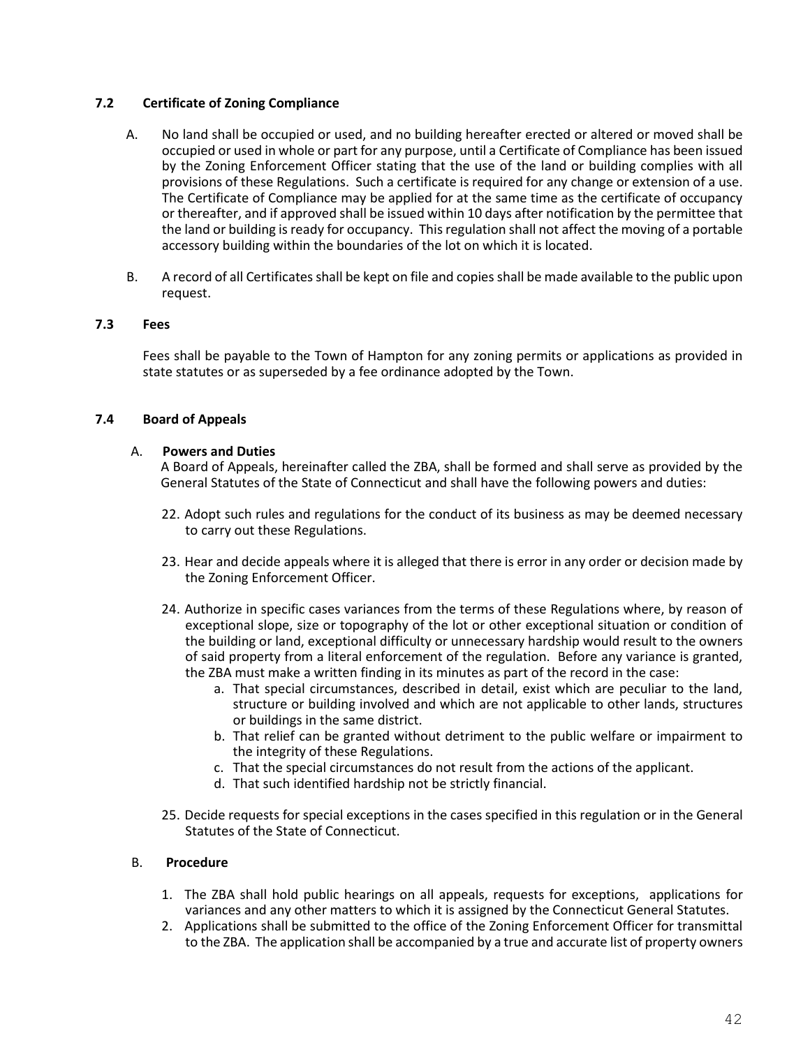### 7.2 Certificate of Zoning Compliance

A. No land shall be occupied or used, and no building hereafter erected or altered or moved shall be occupied or used in whole or part for any purpose, until a Certificate of Compliance has been issued by the Zoning Enforcement Officer stating that the use of the land or building complies with all provisions of these Regulations. Such a certificate is required for any change or extension of a use. The Certificate of Compliance may be applied for at the same time as the certificate of occupancy or thereafter, and if approved shall be issued within 10 days after notification by the permittee that the land or building is ready for occupancy. This regulation shall not affect the moving of a portable accessory building within the boundaries of the lot on which it is located.

B. A record of all Certificates shall be kept on file and copies shall be made available to the public upon request.

### 7.3 Fees

Fees shall be payable to the Town of Hampton for any zoning permits or applications as provided in state statutes or as superseded by a fee ordinance adopted by the Town.

### 7.4 Board of Appeals

A. **Powers and Duties**

A Board of Appeals, hereinafter called the ZBA, shall be formed and shall serve as provided by the General Statutes of the State of Connecticut and shall have the following powers and duties:

22. Adopt such rules and regulations for the conduct of its business as may be deemed necessary to carry out these Regulations.

23. Hear and decide appeals where it is alleged that there is error in any order or decision made by the Zoning Enforcement Officer.

24. Authorize in specific cases variances from the terms of these Regulations where, by reason of exceptional slope, size or topography of the lot or other exceptional situation or condition of the building or land, exceptional difficulty or unnecessary hardship would result to the owners of said property from a literal enforcement of the regulation. Before any variance is granted, the ZBA must make a written finding in its minutes as part of the record in the case:
    a. That special circumstances, described in detail, exist which are peculiar to the land, structure or building involved and which are not applicable to other lands, structures or buildings in the same district.
    b. That relief can be granted without detriment to the public welfare or impairment to the integrity of these Regulations.
    c. That the special circumstances do not result from the actions of the applicant.
    d. That such identified hardship not be strictly financial.

25. Decide requests for special exceptions in the cases specified in this regulation or in the General Statutes of the State of Connecticut.

B. **Procedure**

1. The ZBA shall hold public hearings on all appeals, requests for exceptions, applications for variances and any other matters to which it is assigned by the Connecticut General Statutes.
2. Applications shall be submitted to the office of the Zoning Enforcement Officer for transmittal to the ZBA. The application shall be accompanied by a true and accurate list of property owners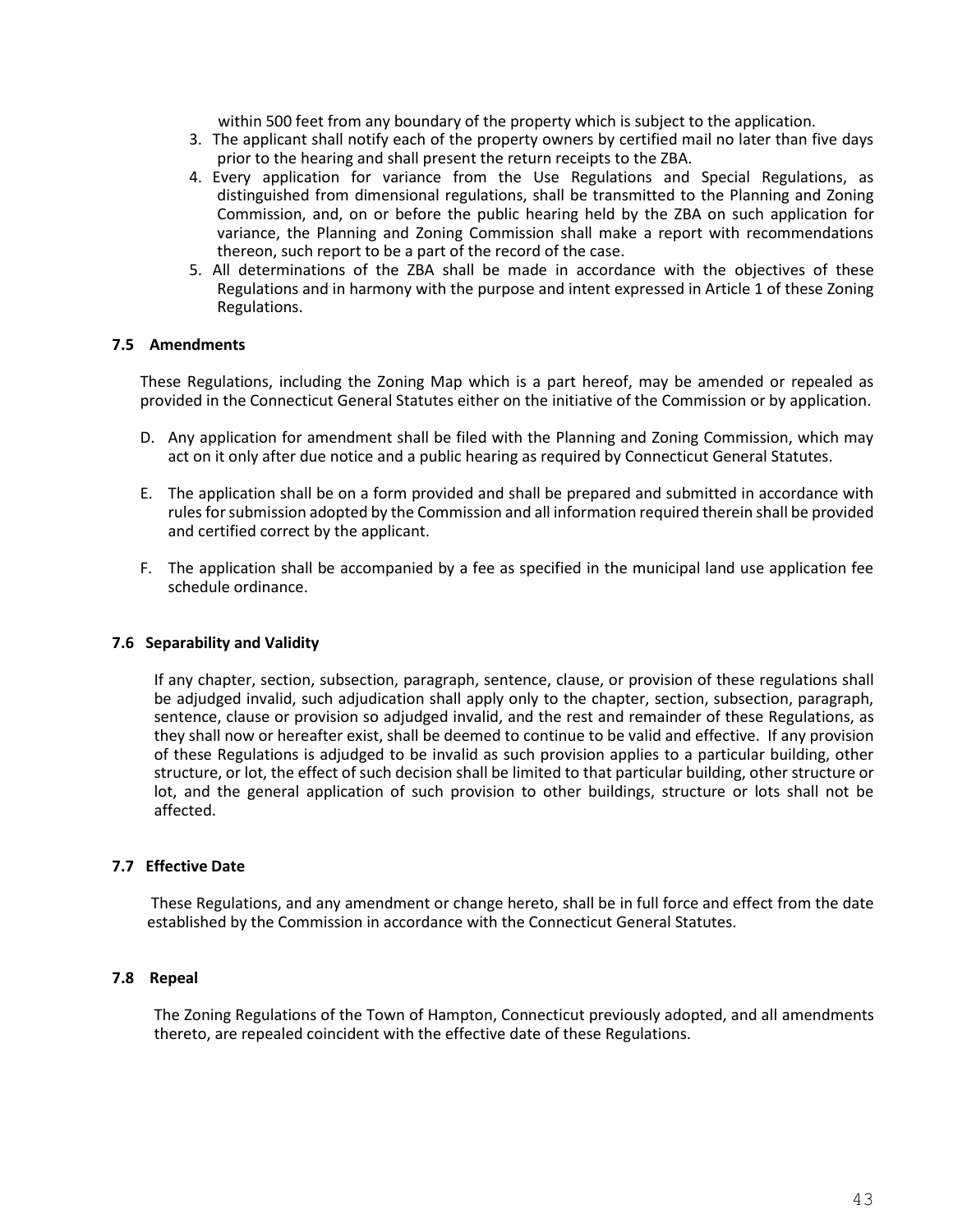within 500 feet from any boundary of the property which is subject to the application.

3. The applicant shall notify each of the property owners by certified mail no later than five days prior to the hearing and shall present the return receipts to the ZBA.
4. Every application for variance from the Use Regulations and Special Regulations, as distinguished from dimensional regulations, shall be transmitted to the Planning and Zoning Commission, and, on or before the public hearing held by the ZBA on such application for variance, the Planning and Zoning Commission shall make a report with recommendations thereon, such report to be a part of the record of the case.
5. All determinations of the ZBA shall be made in accordance with the objectives of these Regulations and in harmony with the purpose and intent expressed in Article 1 of these Zoning Regulations.

### 7.5 Amendments

These Regulations, including the Zoning Map which is a part hereof, may be amended or repealed as provided in the Connecticut General Statutes either on the initiative of the Commission or by application.

D. Any application for amendment shall be filed with the Planning and Zoning Commission, which may act on it only after due notice and a public hearing as required by Connecticut General Statutes.

E. The application shall be on a form provided and shall be prepared and submitted in accordance with rules for submission adopted by the Commission and all information required therein shall be provided and certified correct by the applicant.

F. The application shall be accompanied by a fee as specified in the municipal land use application fee schedule ordinance.

### 7.6 Separability and Validity

If any chapter, section, subsection, paragraph, sentence, clause, or provision of these regulations shall be adjudged invalid, such adjudication shall apply only to the chapter, section, subsection, paragraph, sentence, clause or provision so adjudged invalid, and the rest and remainder of these Regulations, as they shall now or hereafter exist, shall be deemed to continue to be valid and effective. If any provision of these Regulations is adjudged to be invalid as such provision applies to a particular building, other structure, or lot, the effect of such decision shall be limited to that particular building, other structure or lot, and the general application of such provision to other buildings, structure or lots shall not be affected.

### 7.7 Effective Date

These Regulations, and any amendment or change hereto, shall be in full force and effect from the date established by the Commission in accordance with the Connecticut General Statutes.

### 7.8 Repeal

The Zoning Regulations of the Town of Hampton, Connecticut previously adopted, and all amendments thereto, are repealed coincident with the effective date of these Regulations.